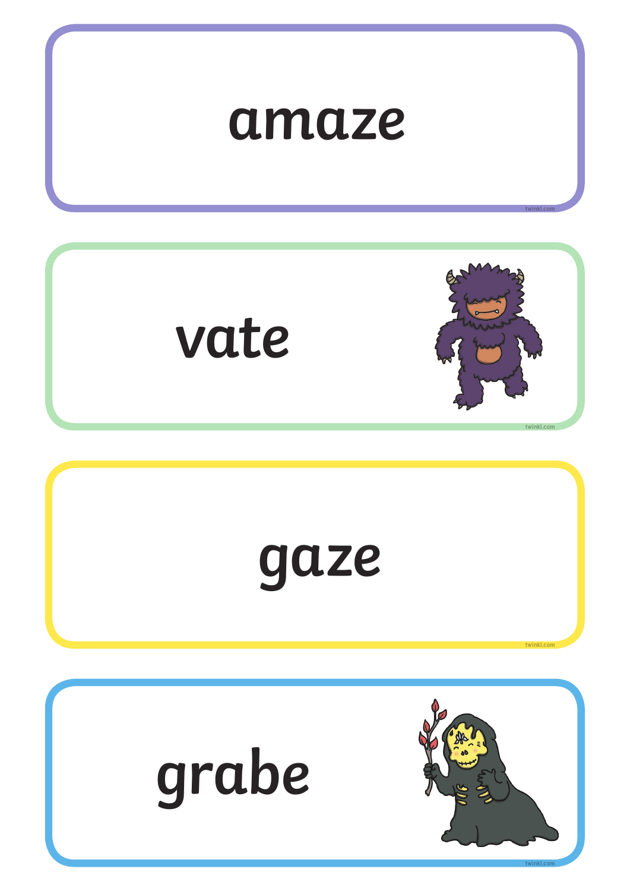amaze

vate

gaze

grabe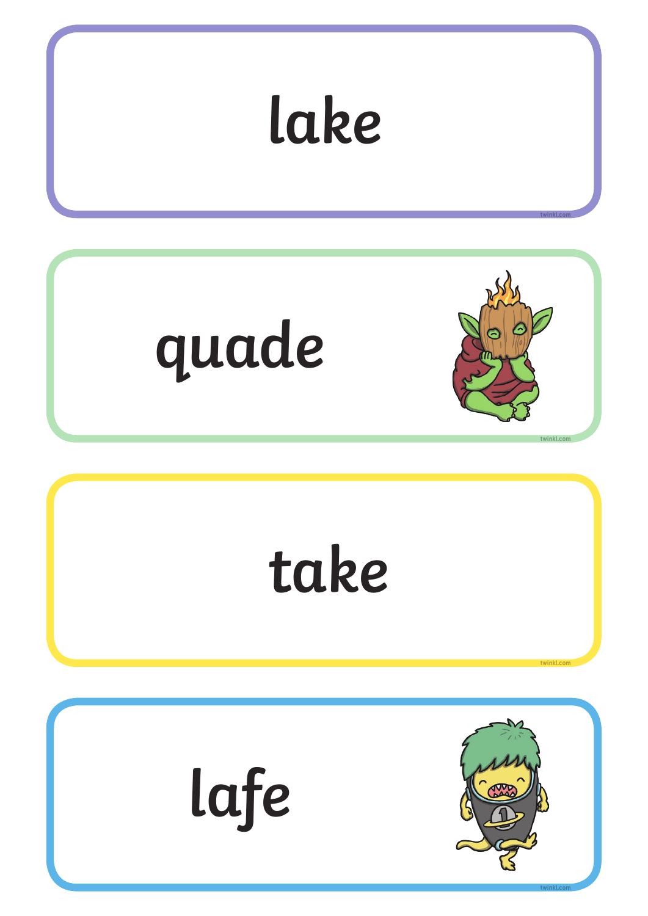lake

quade

take

lafe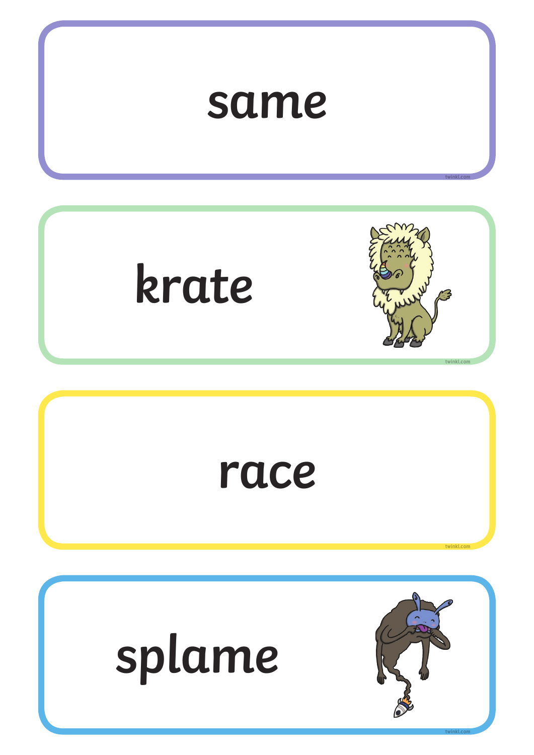same

krate

race

splame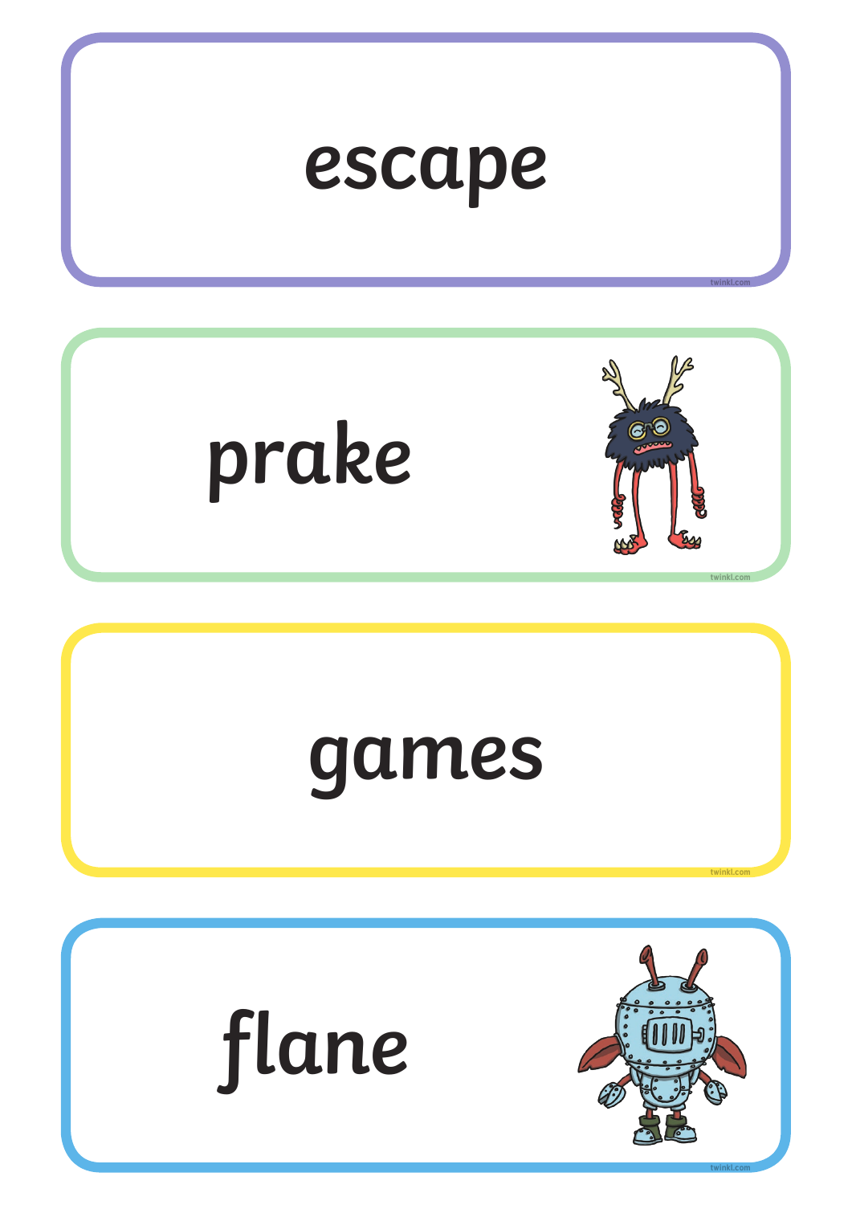escape

prake

games

flane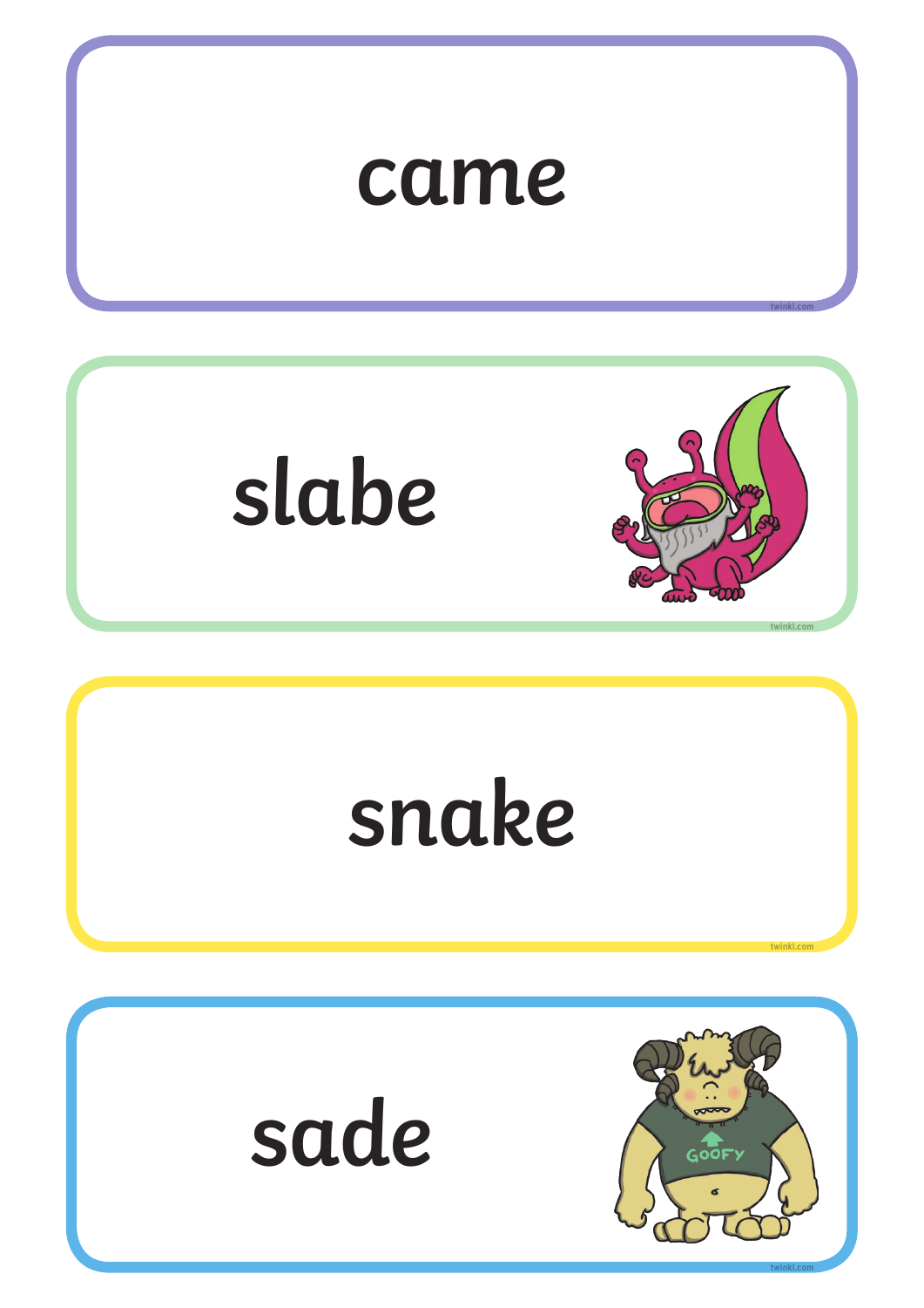came

slabe

snake

sade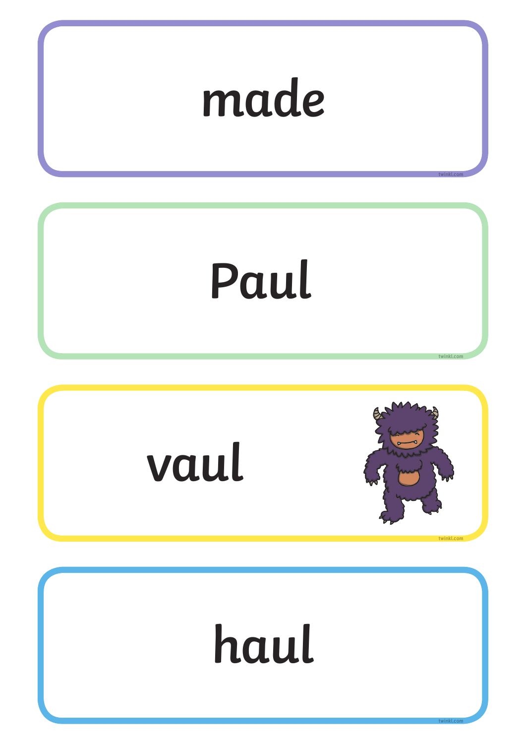made

Paul

vaul

haul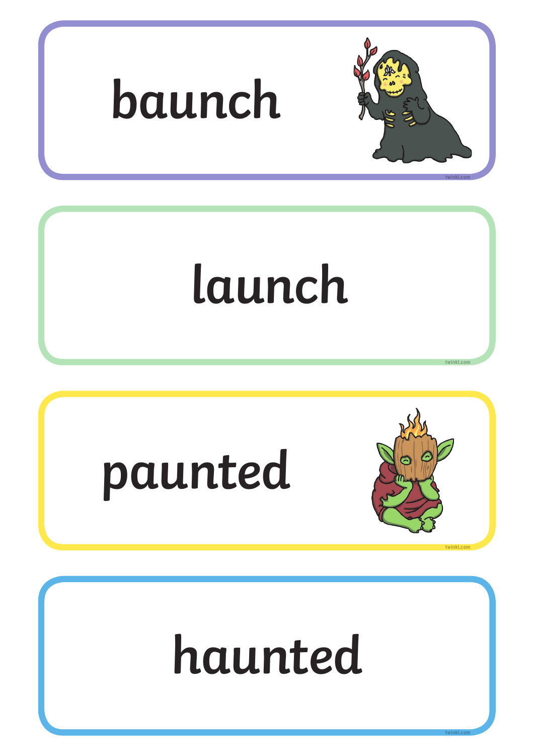baunch

launch

paunted

haunted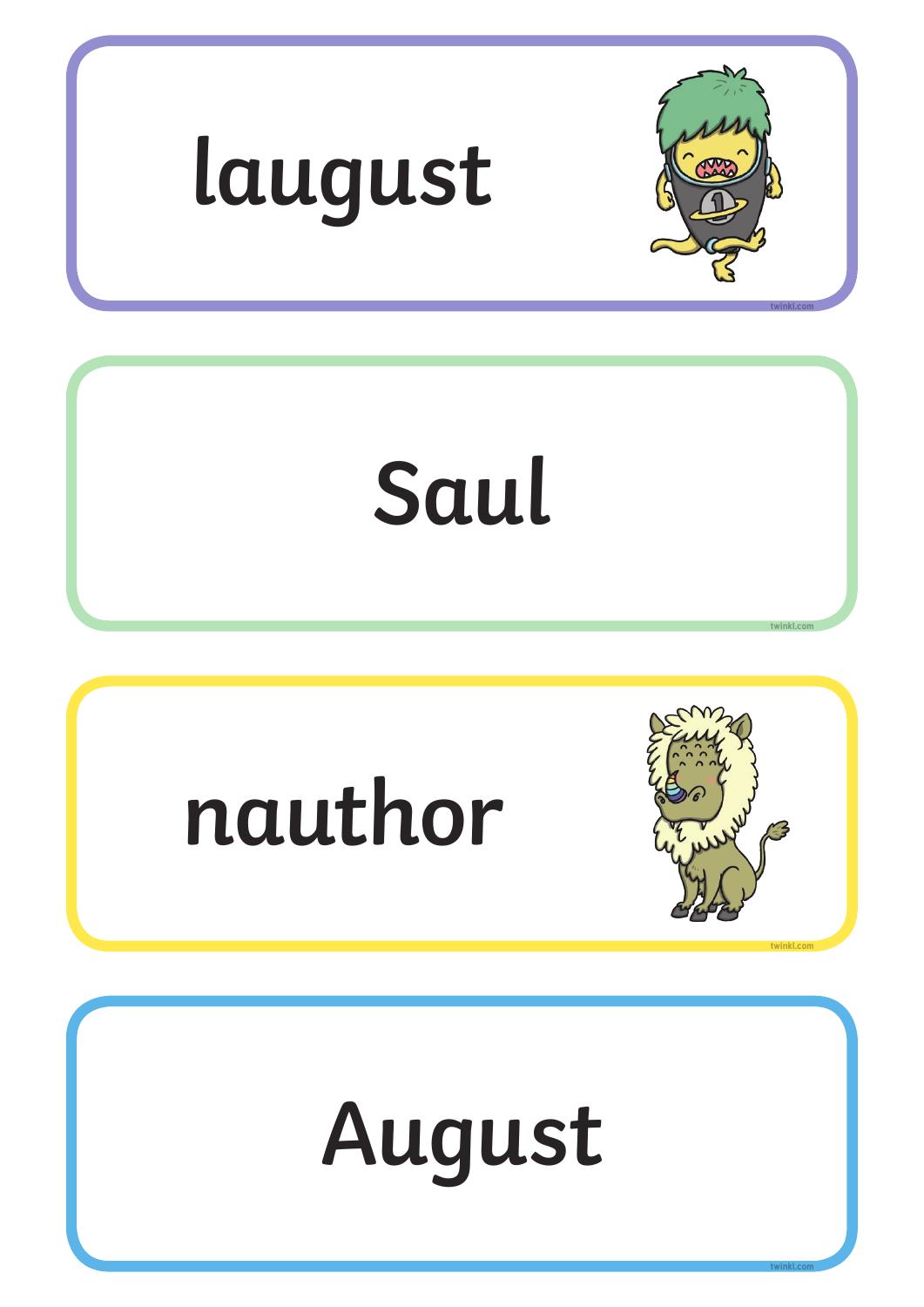laugust

Saul

nauthor

August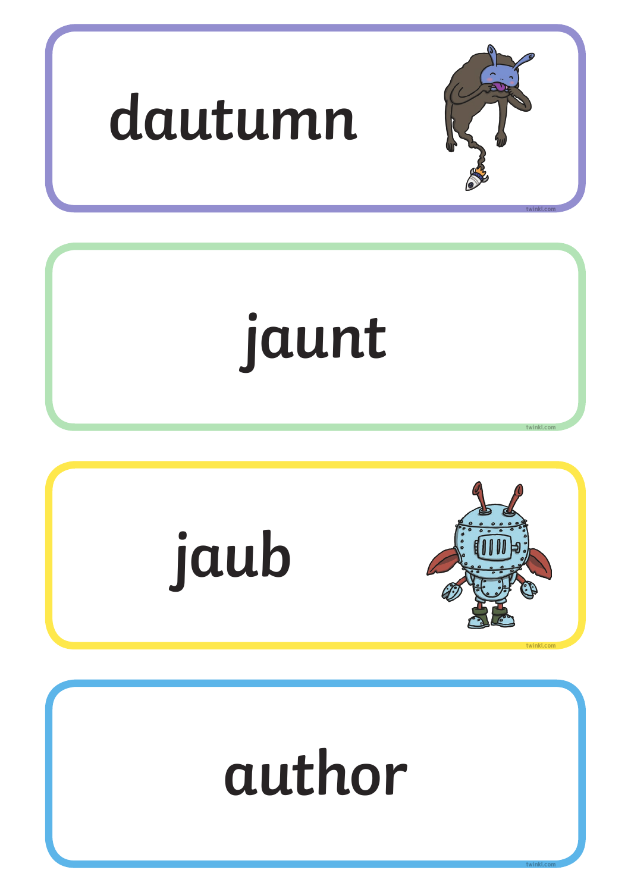dautumn

jaunt

jaub

author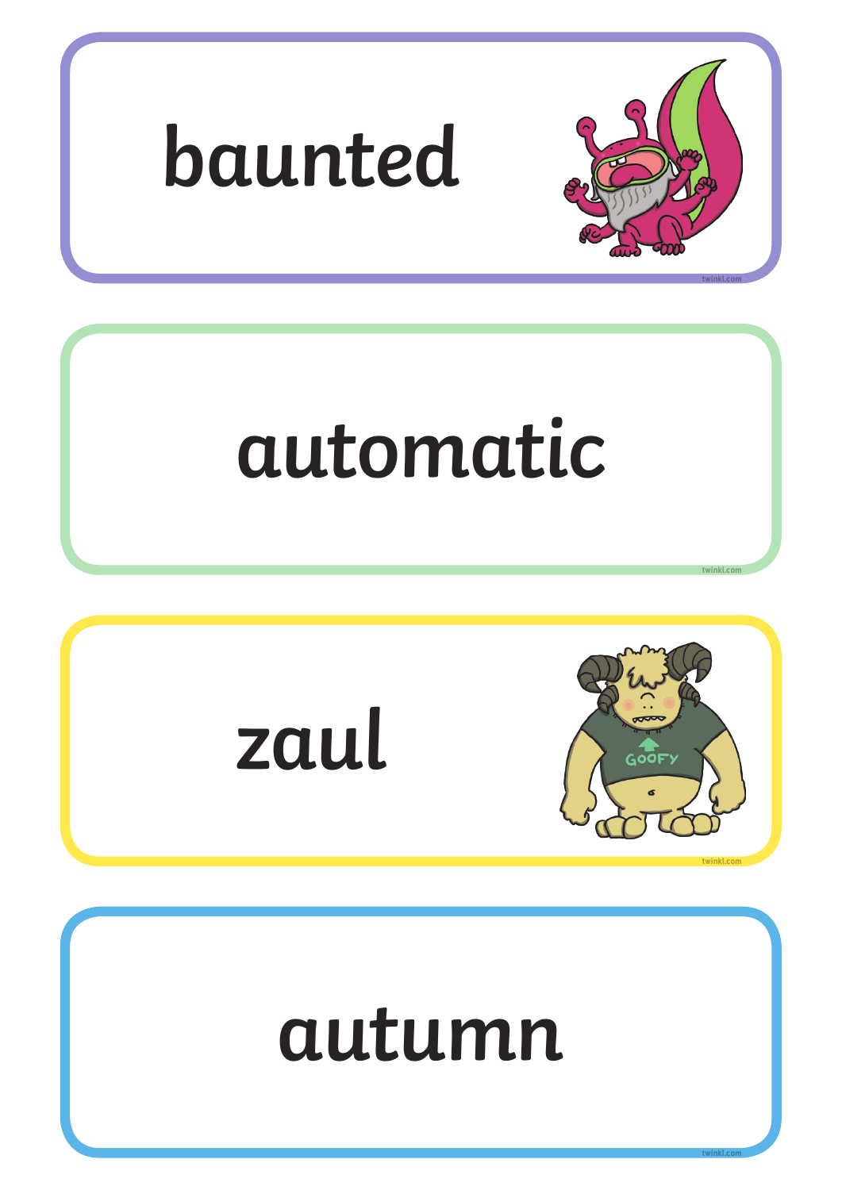baunted

automatic

zaul

autumn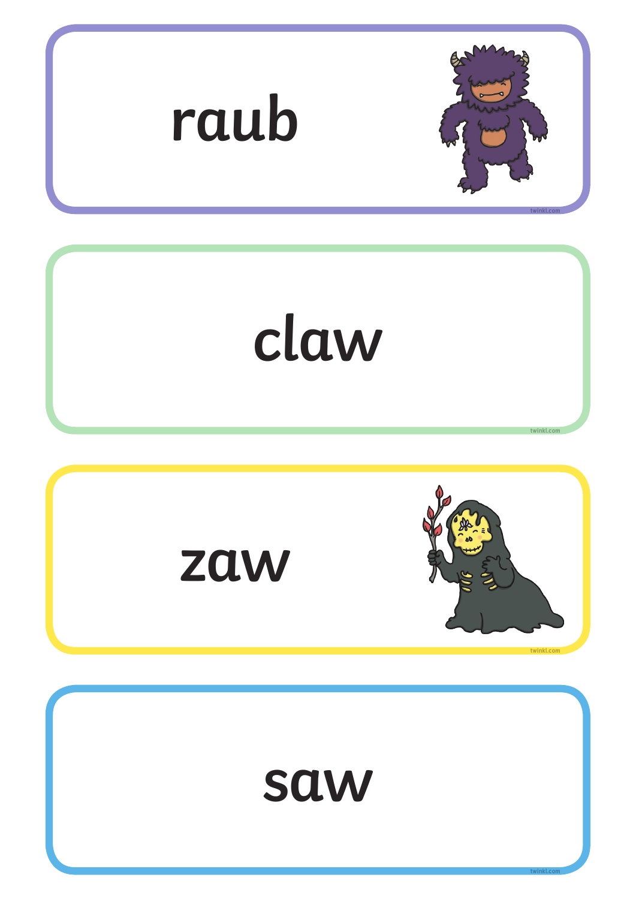raub

claw

zaw

saw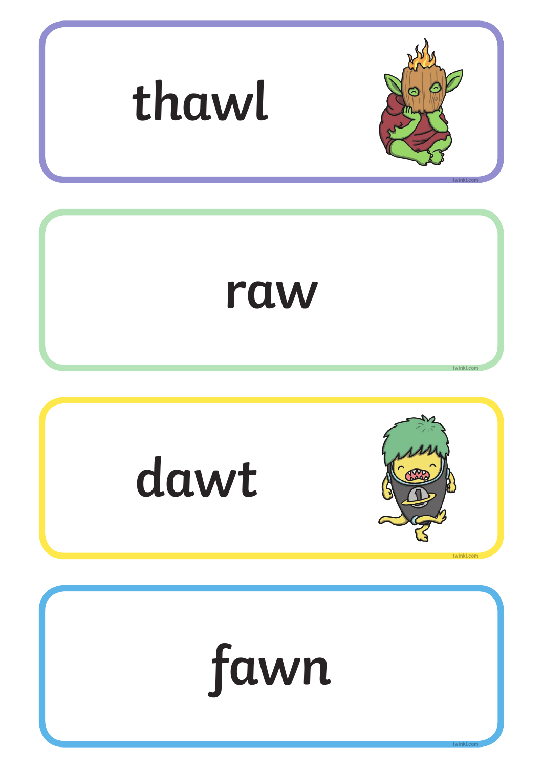thawl

raw

dawt

fawn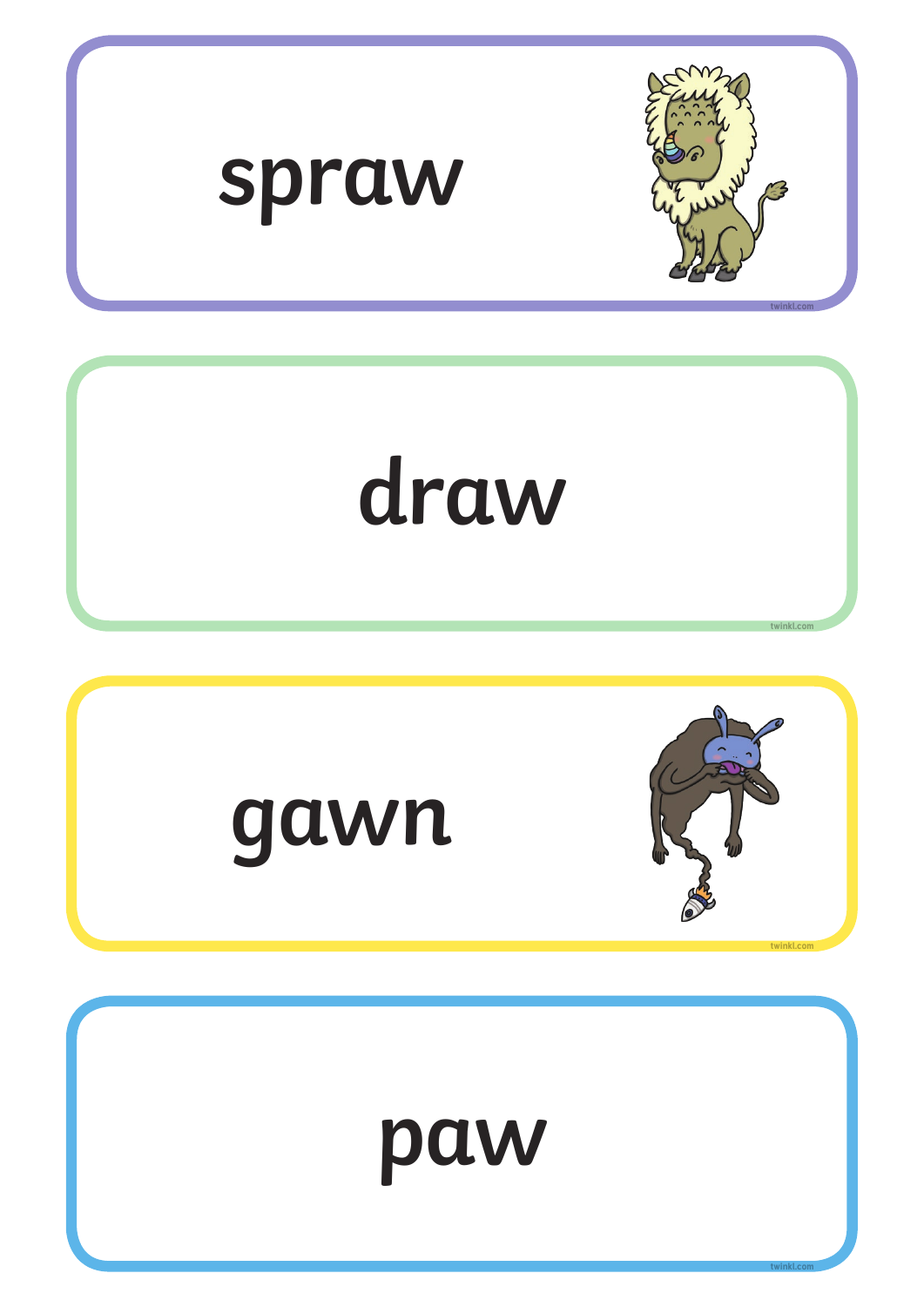spraw

draw

gawn

paw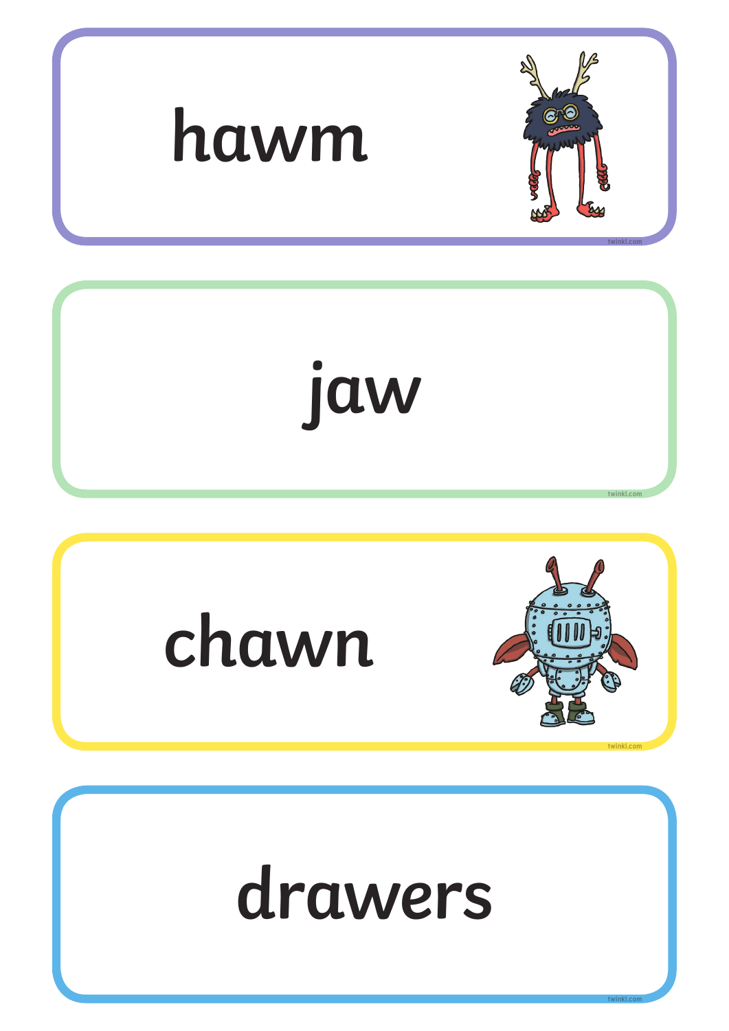hawm

jaw

chawn

drawers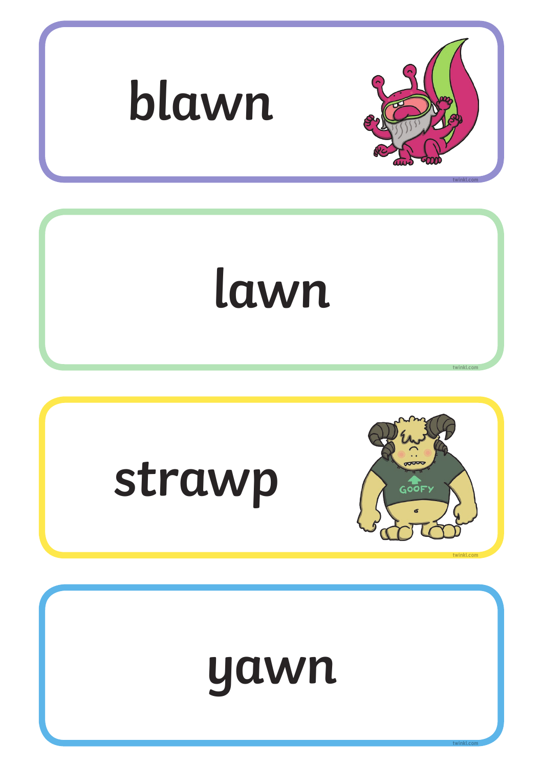blawn

lawn

strawp

GOOFY

yawn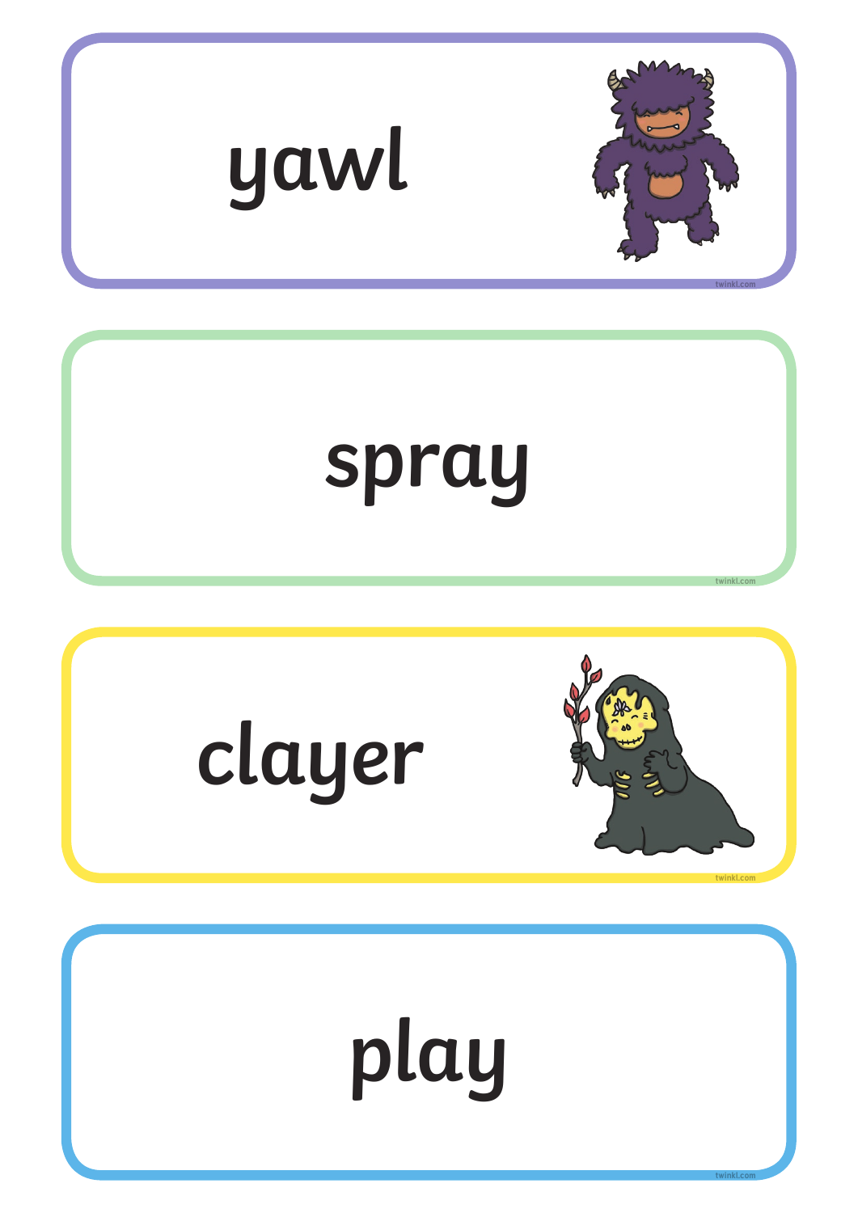yawl

spray

clayer

play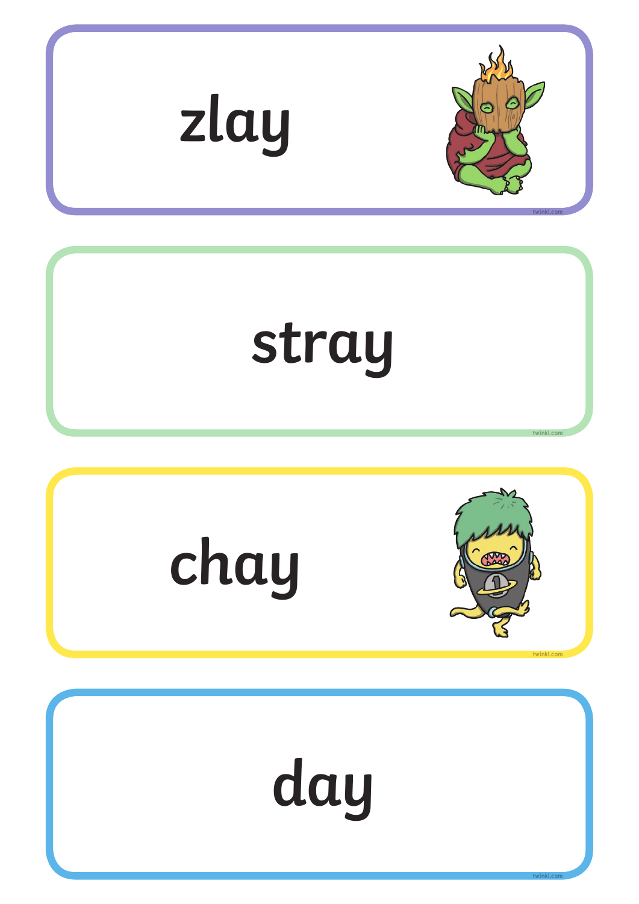zlay

stray

chay

day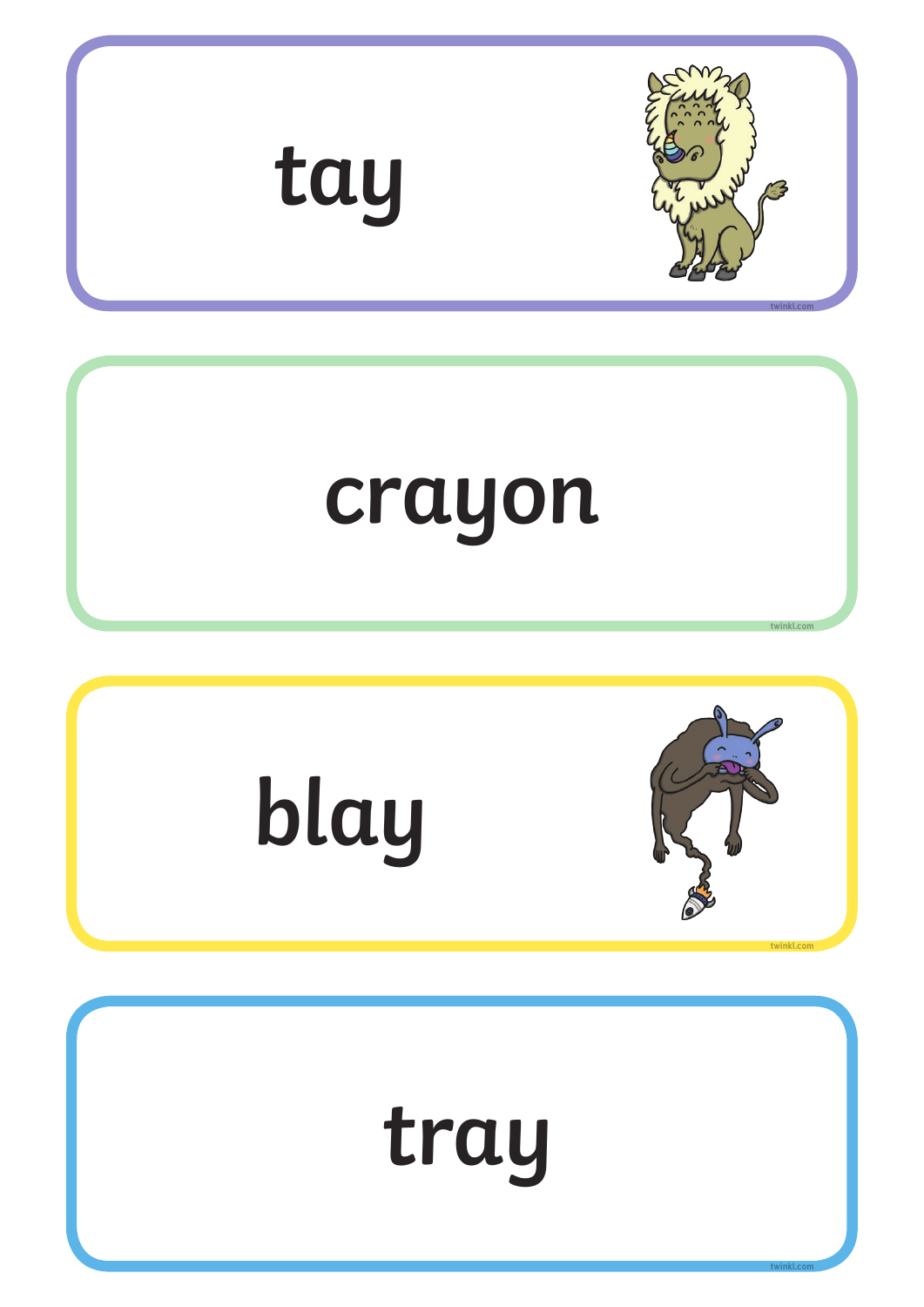tay

crayon

blay

tray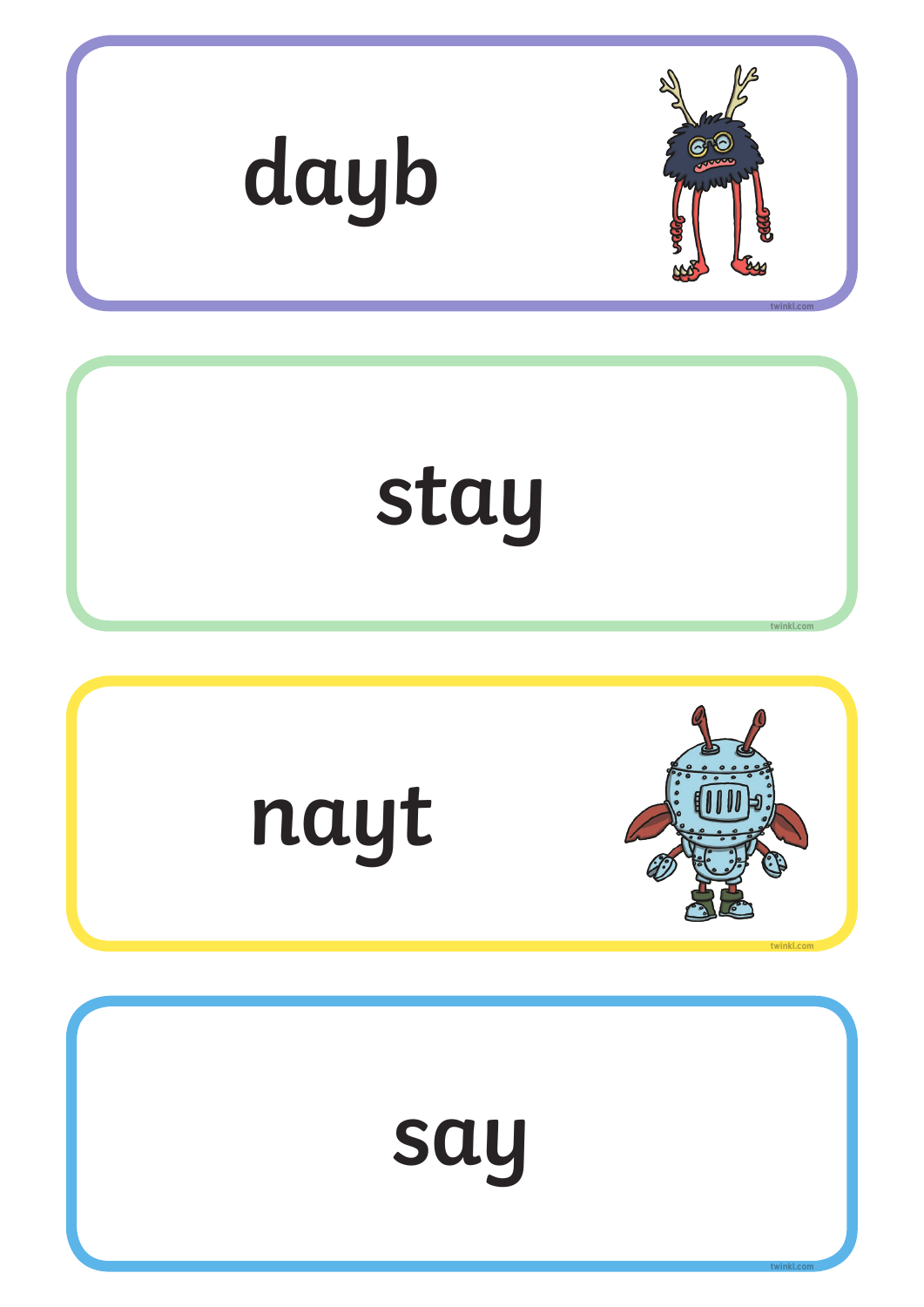dayb

stay

nayt

say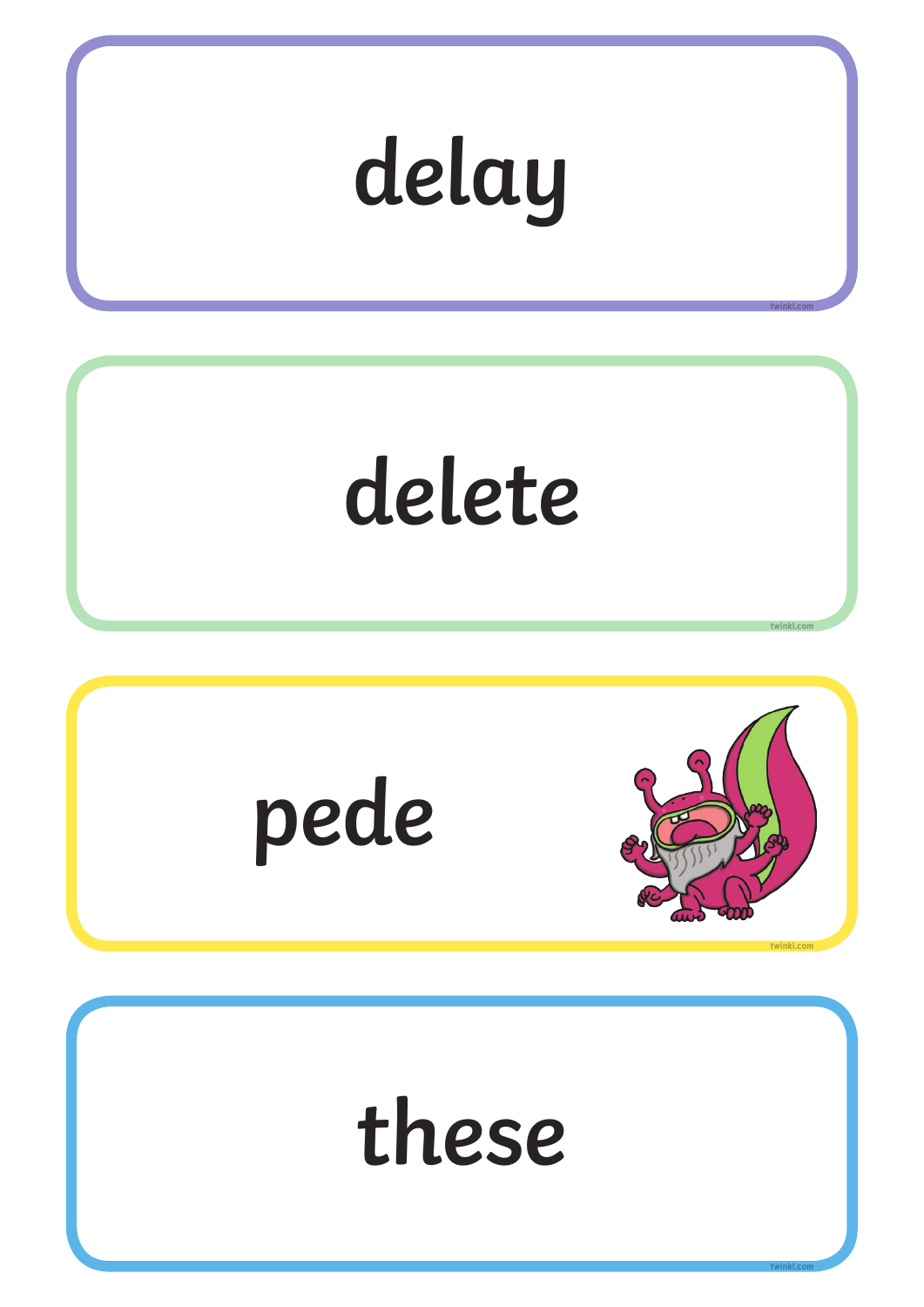delay

delete

pede

these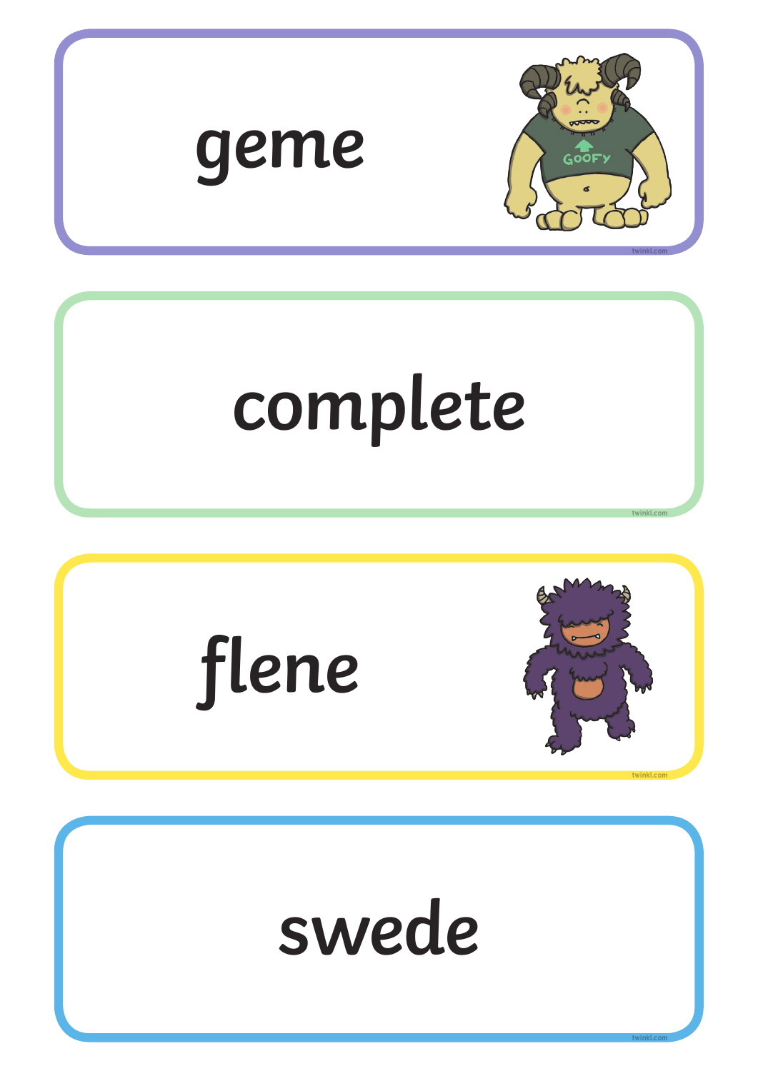geme

complete

flene

swede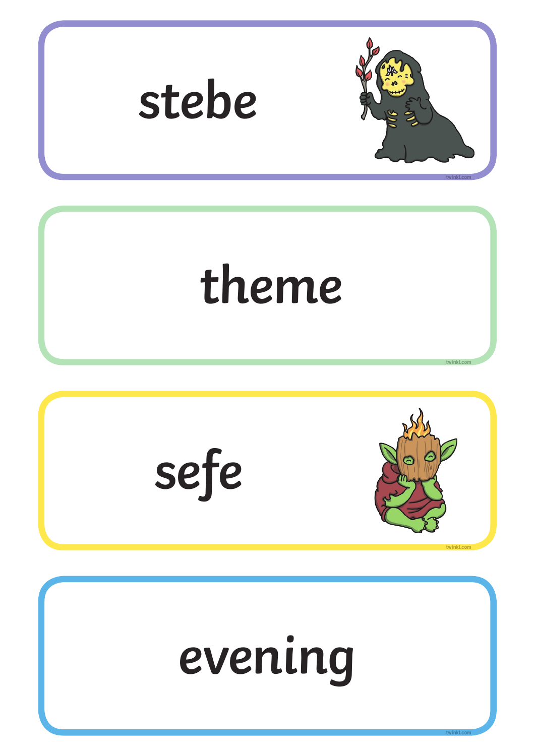stebe

theme

sefe

evening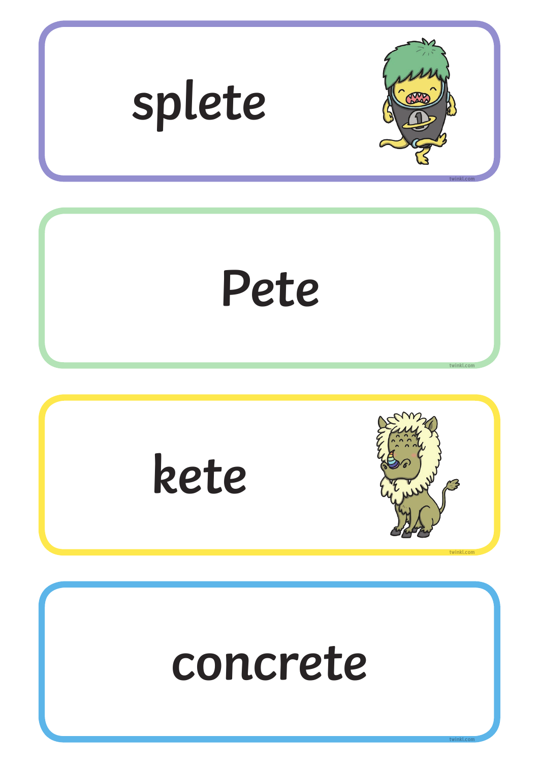splete

Pete

kete

concrete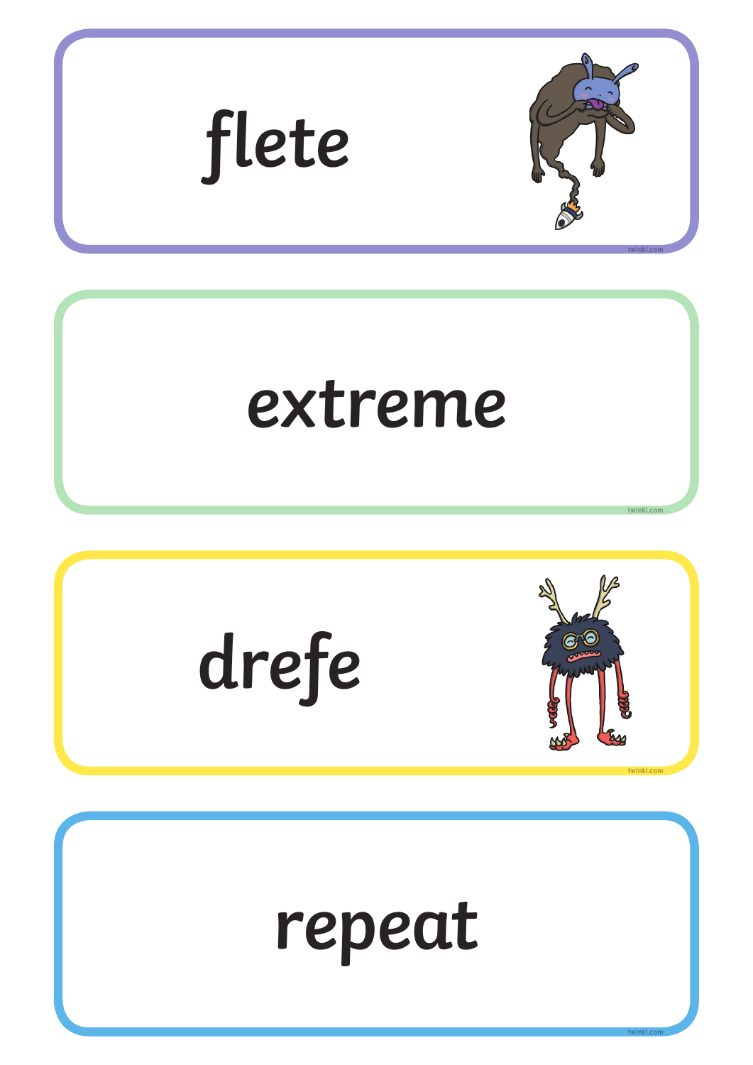flete

extreme

drefe

repeat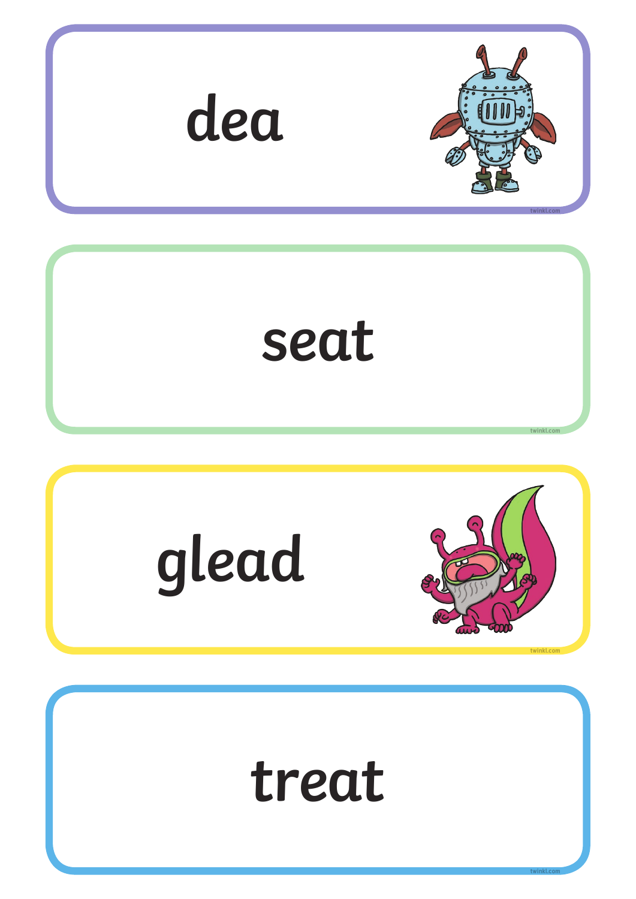dea

seat

glead

treat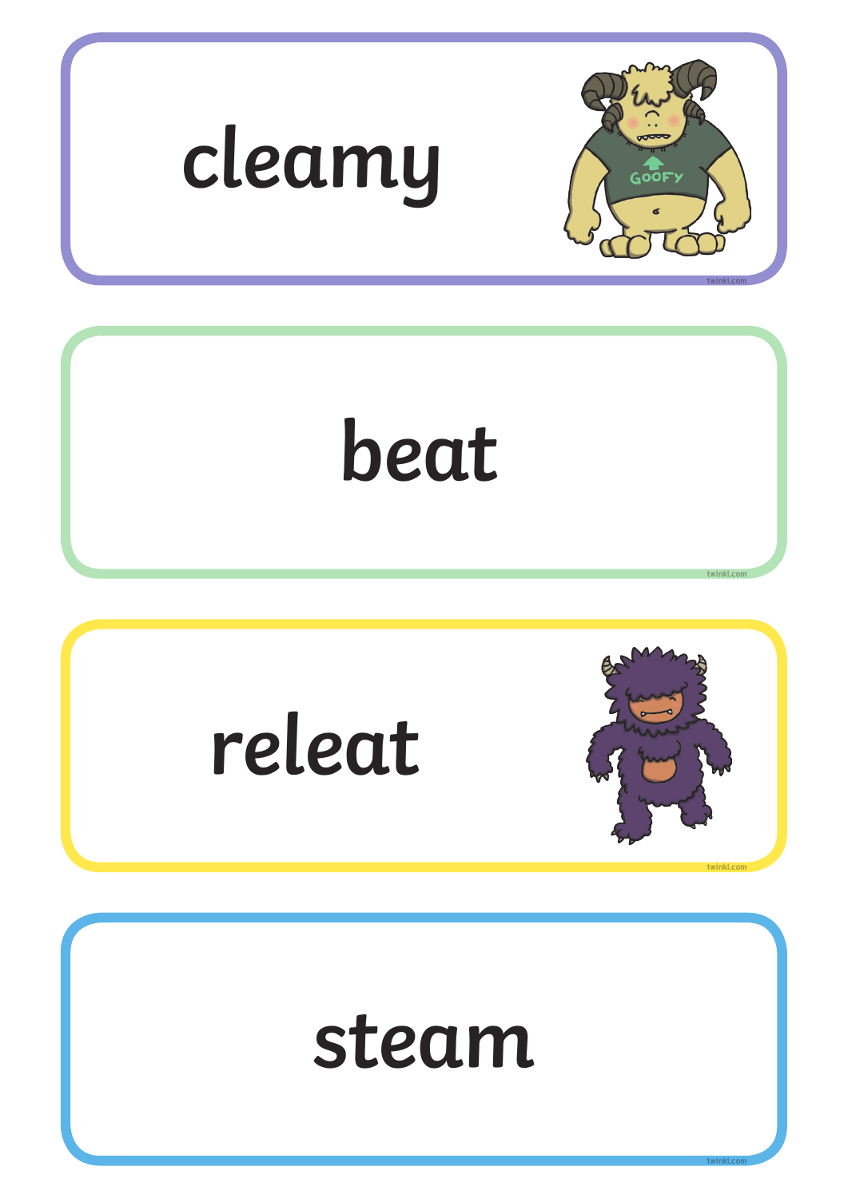cleamy

beat

releat

steam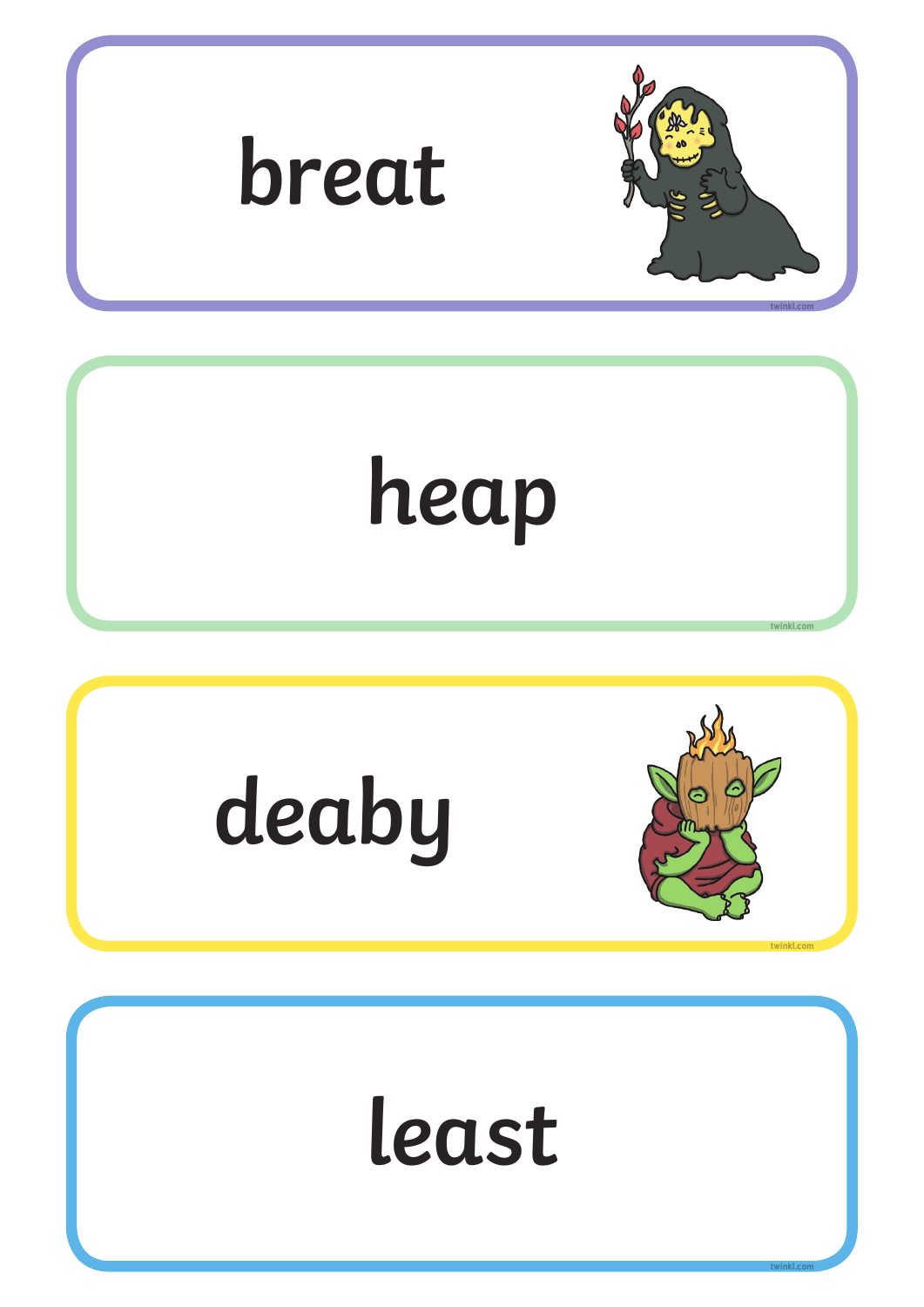breat

heap

deaby

least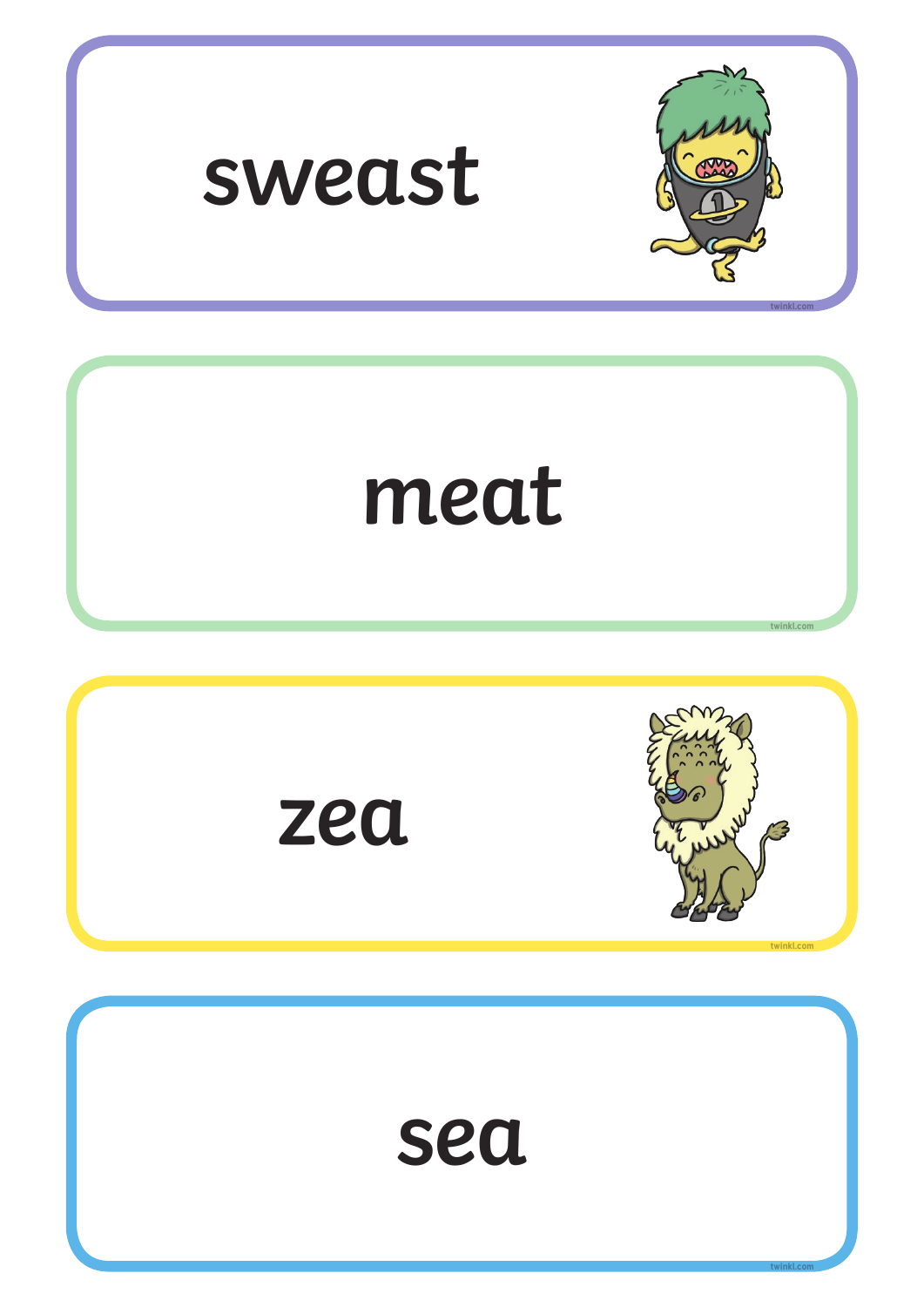sweast

meat

zea

sea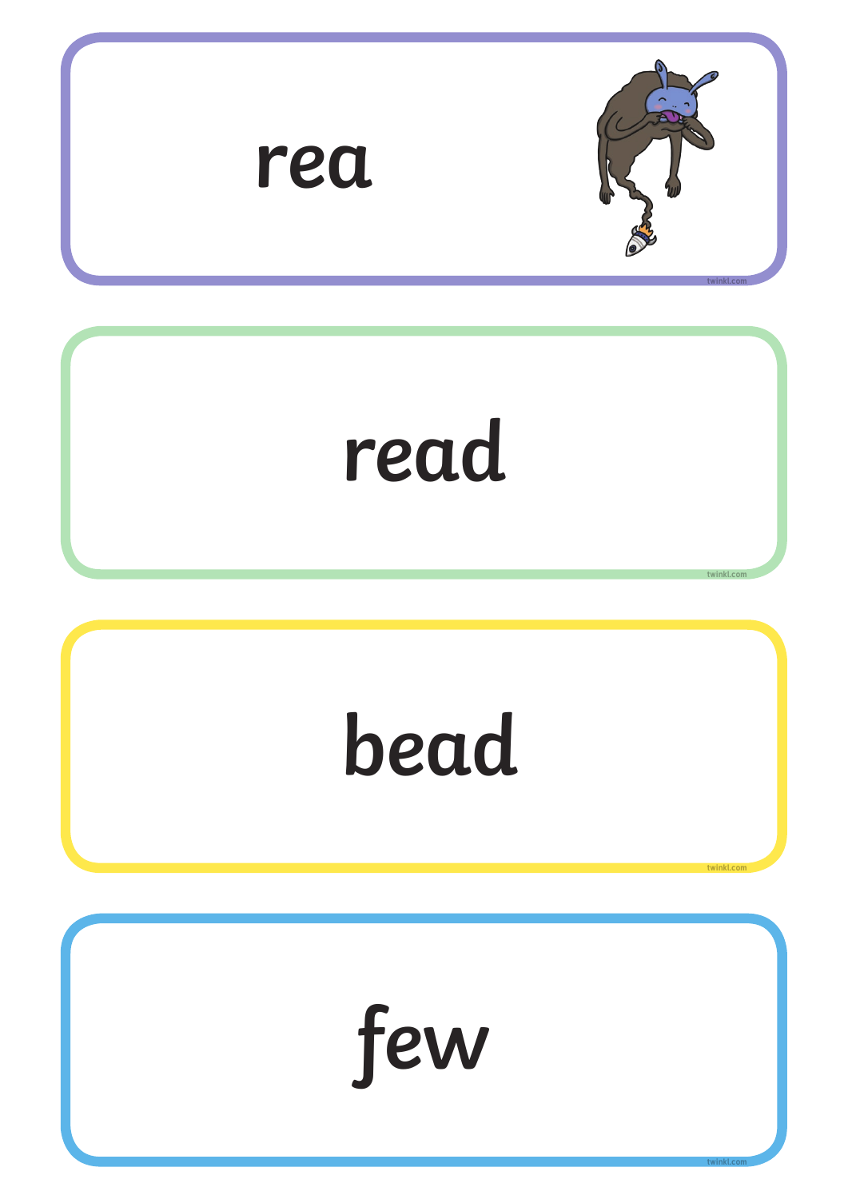rea

read

bead

few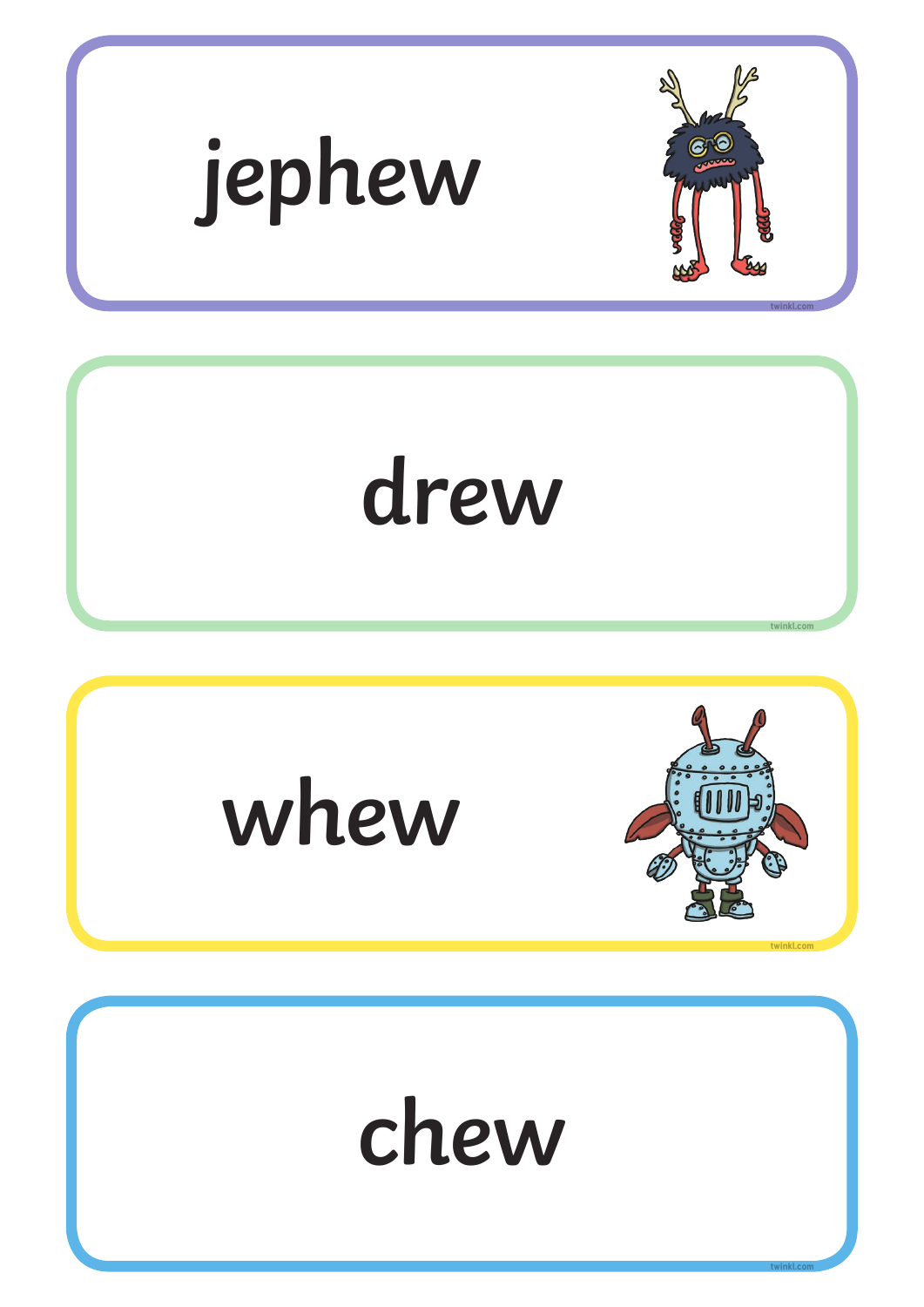jephew

drew

whew

chew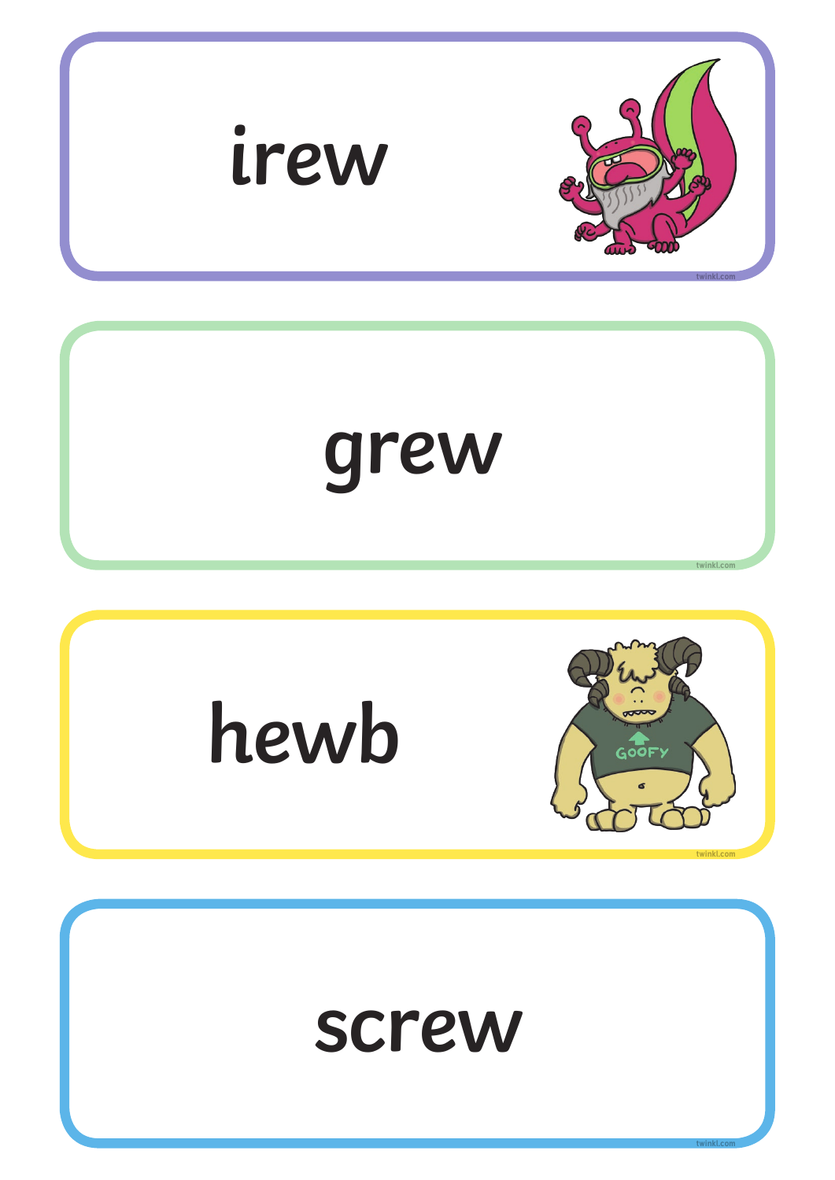irew

grew

hewb

screw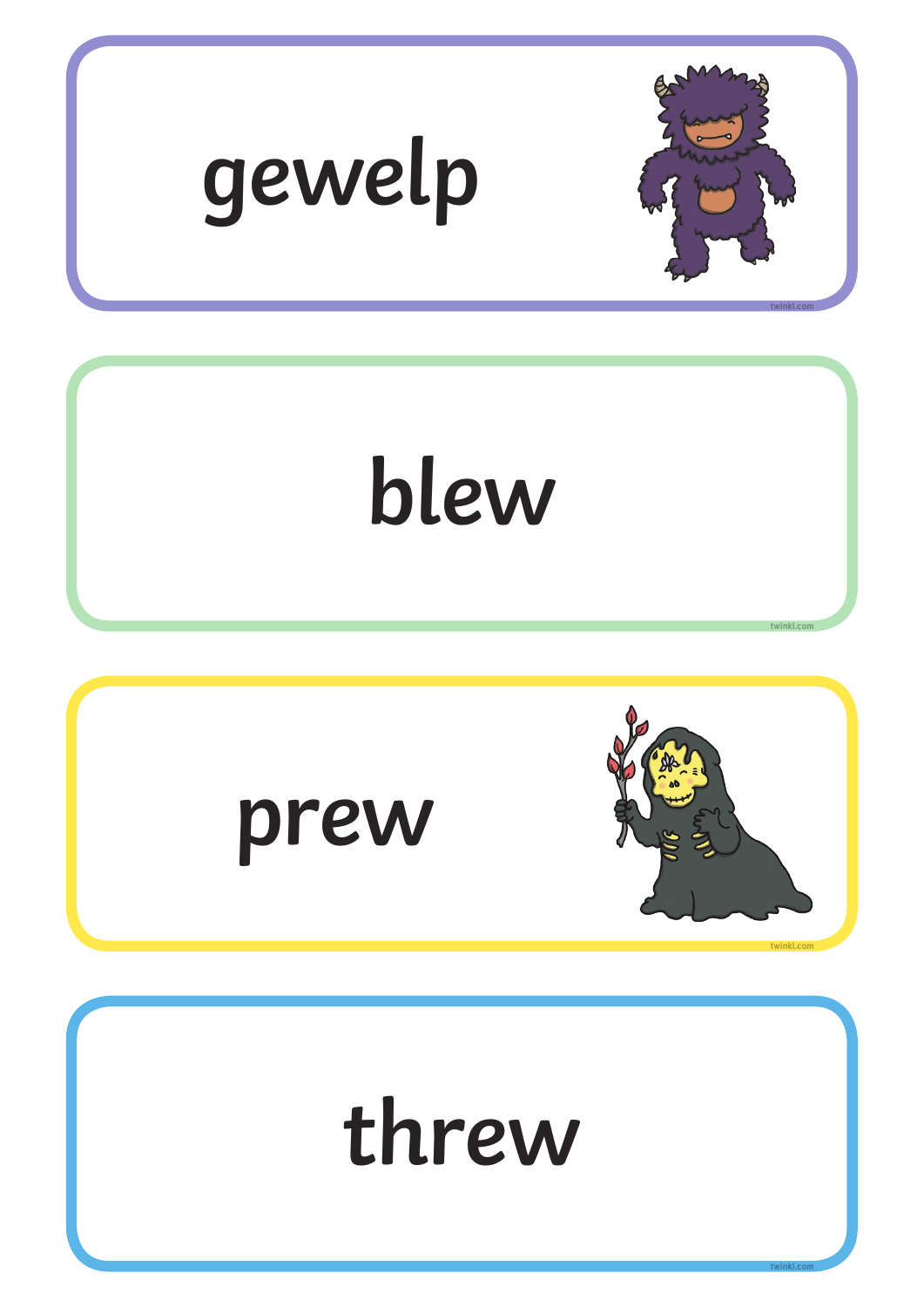gewelp

blew

prew

threw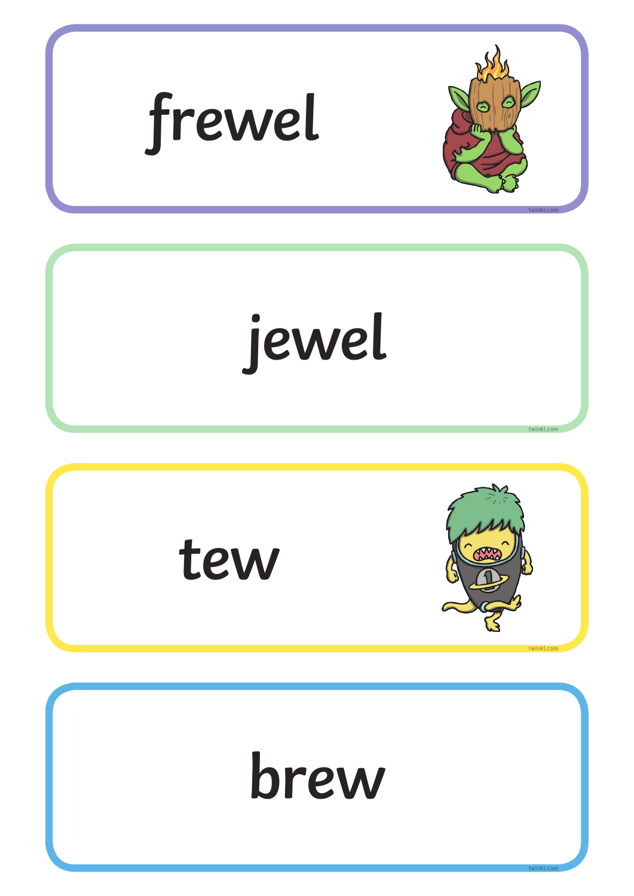frewel

jewel

tew

brew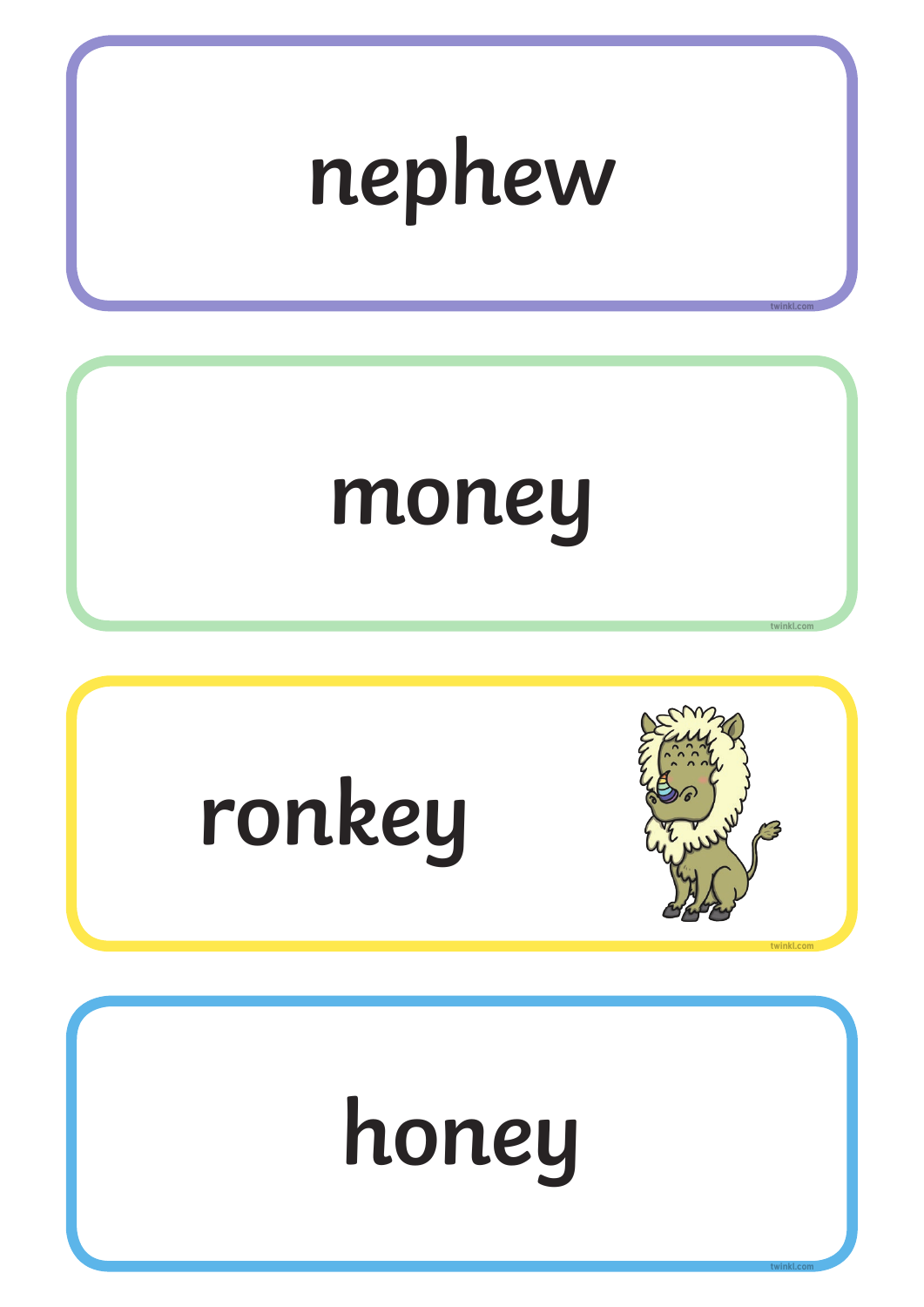nephew

money

ronkey

honey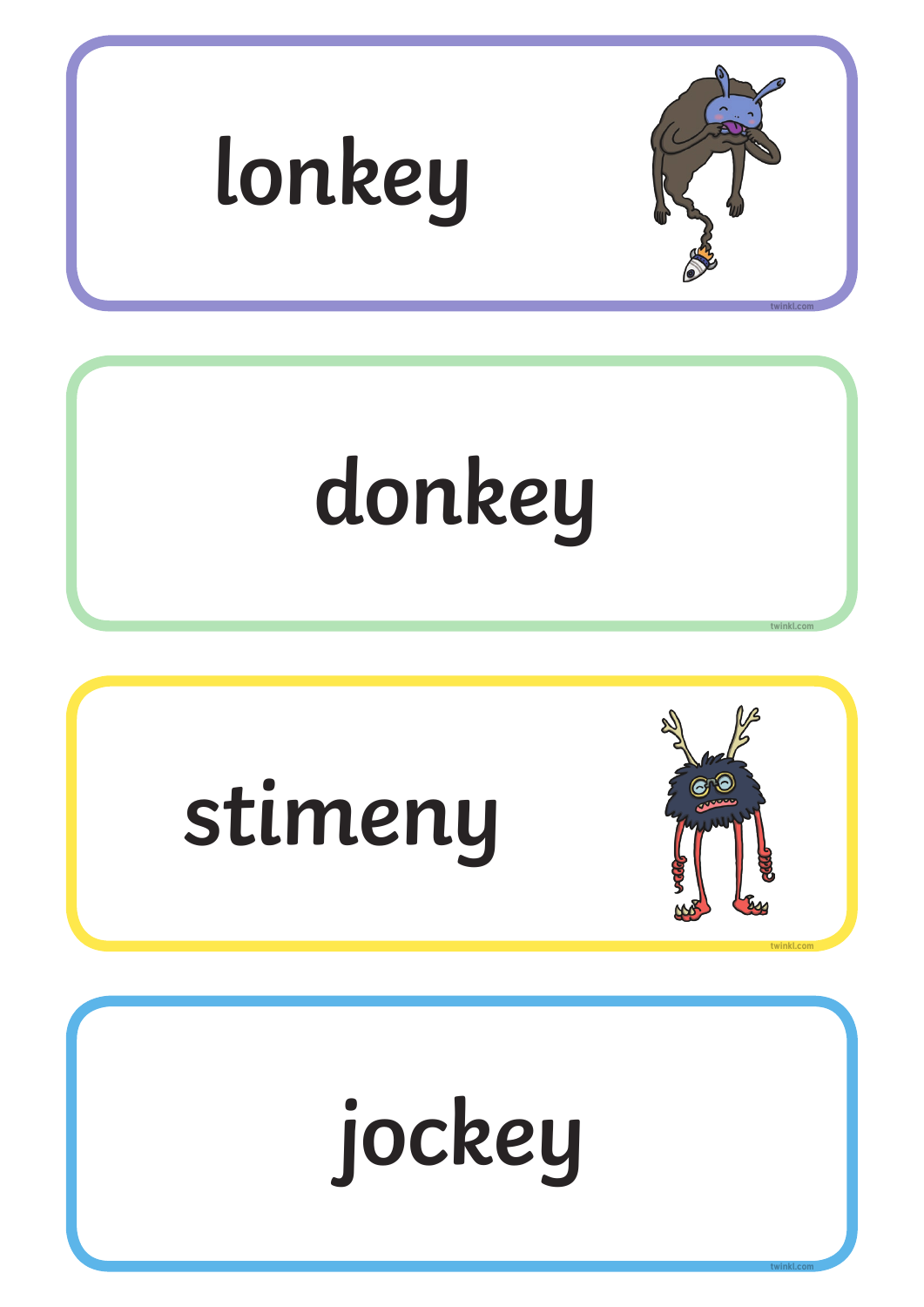lonkey

donkey

stimeny

jockey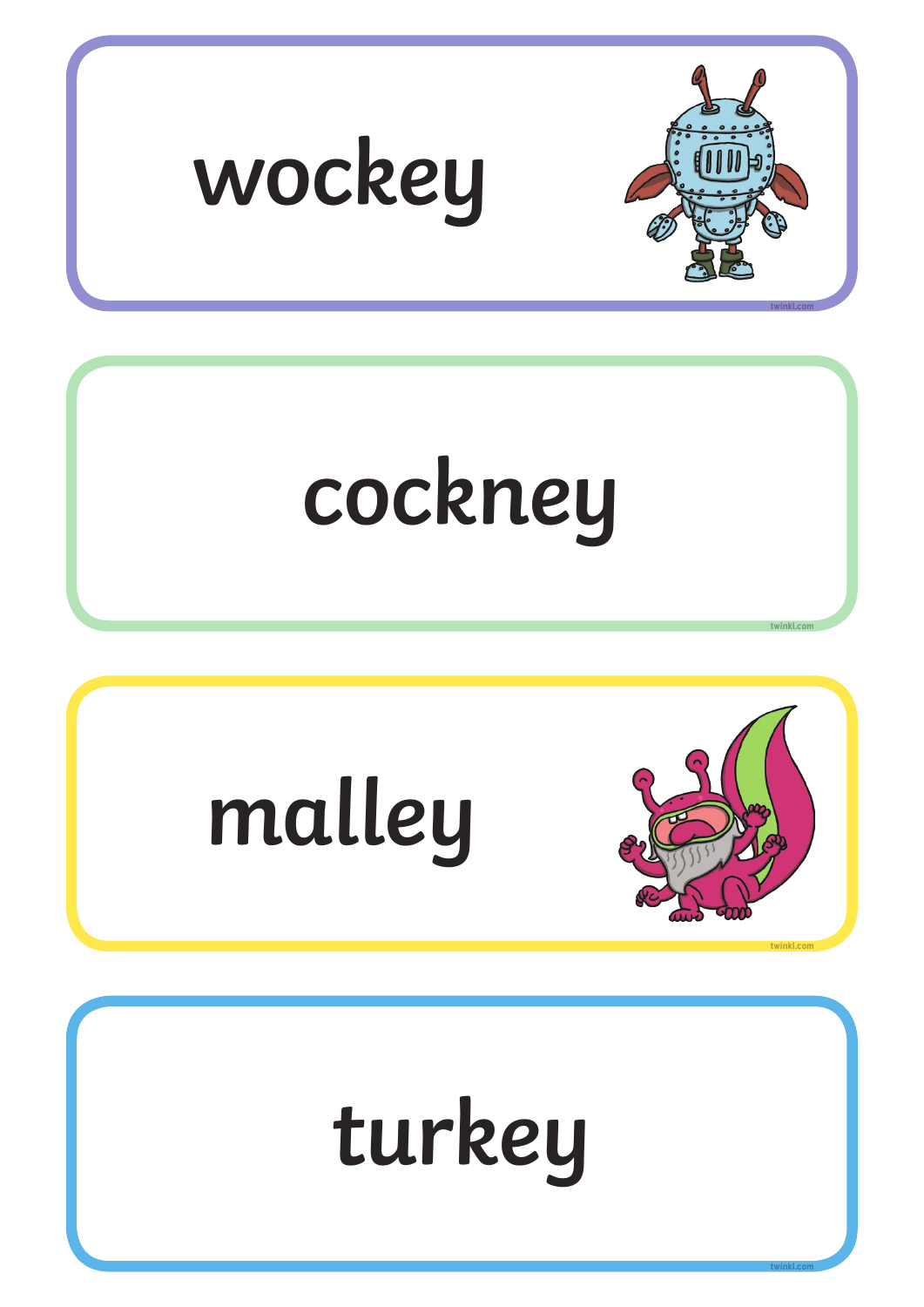wockey

cockney

malley

turkey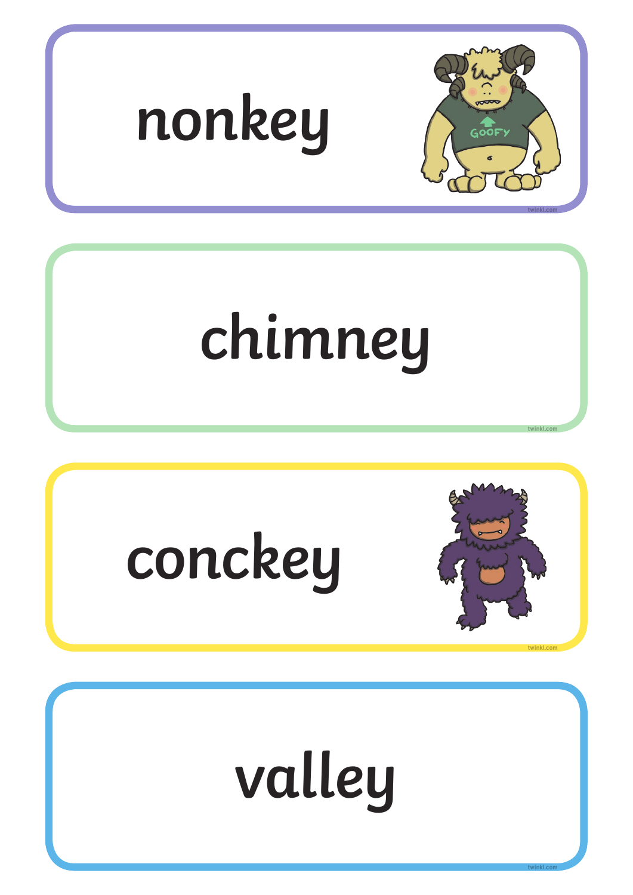nonkey

chimney

conckey

valley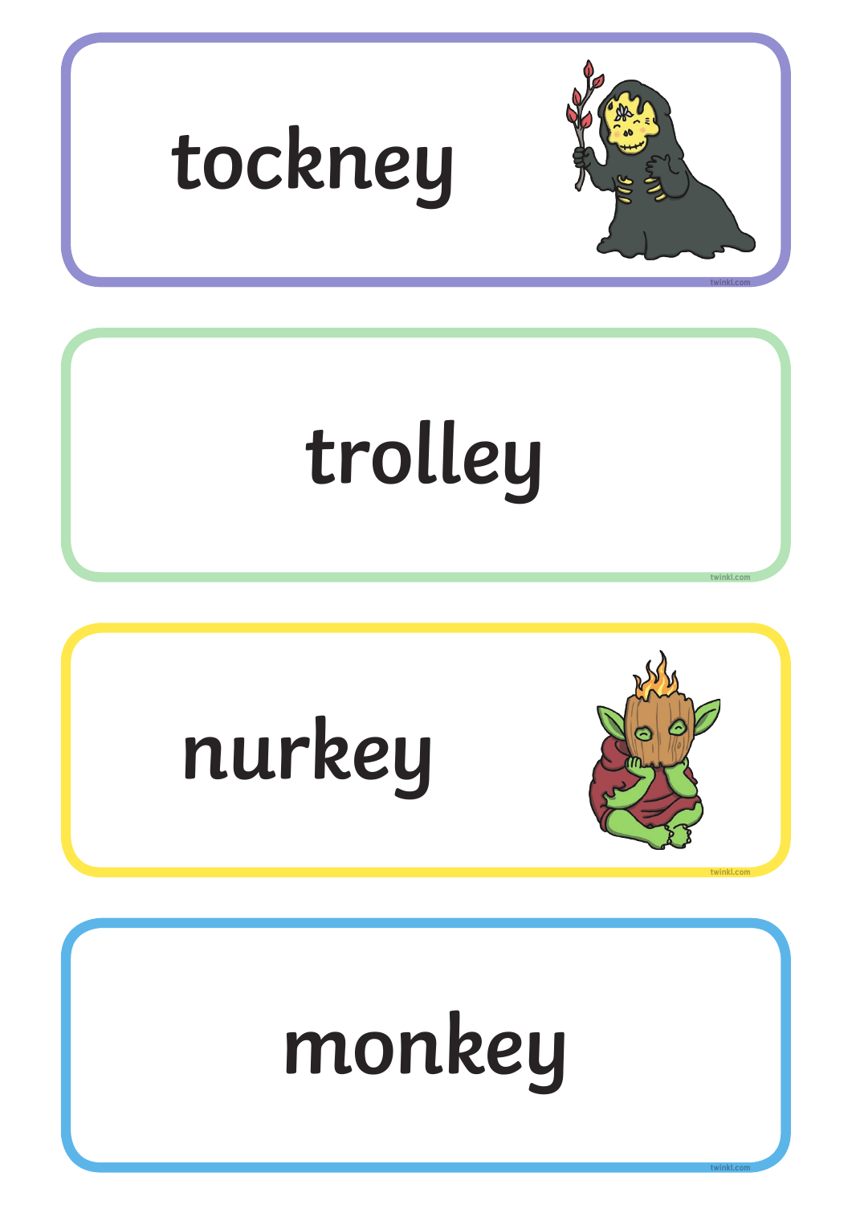tockney

trolley

nurkey

monkey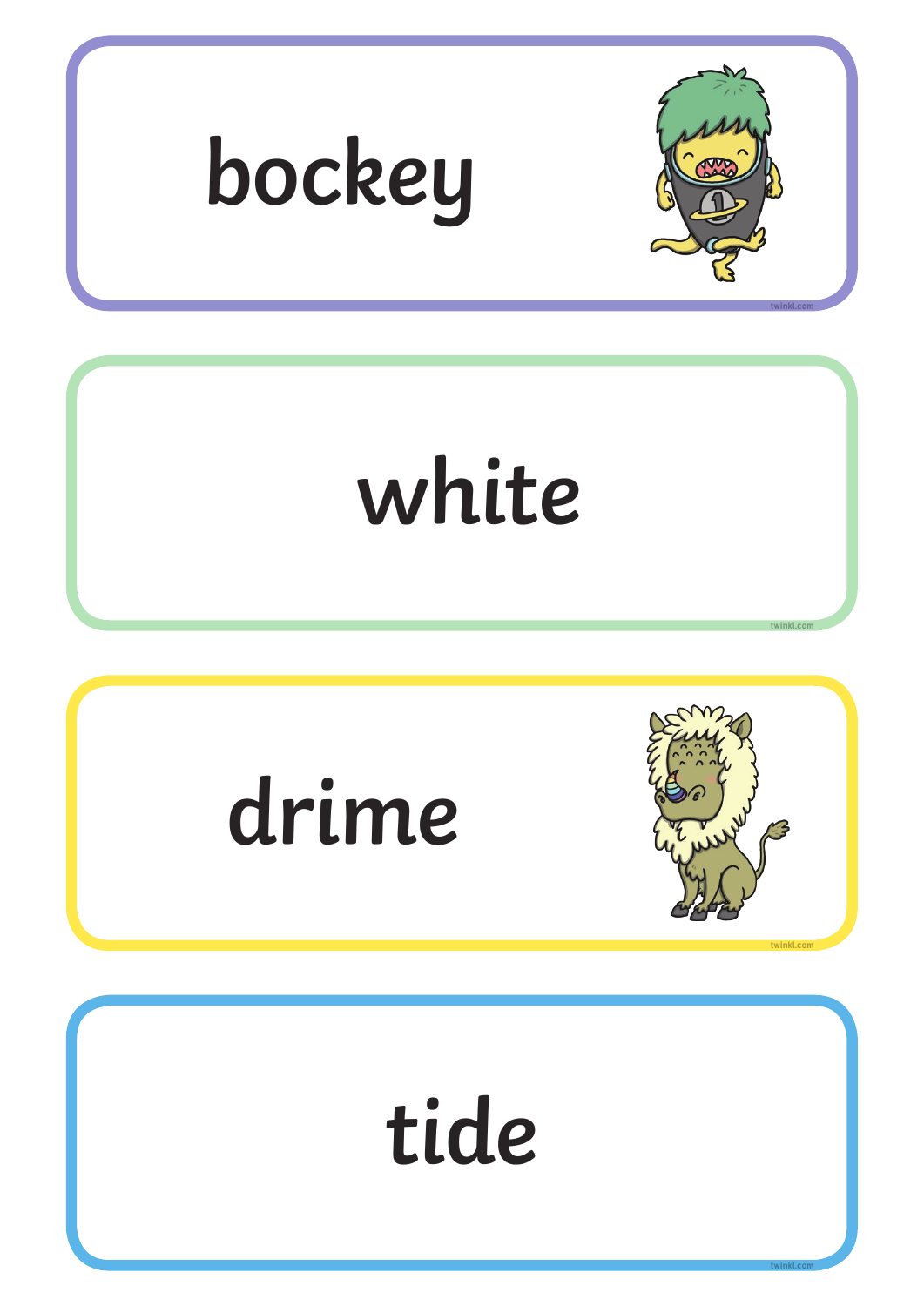bockey

white

drime

tide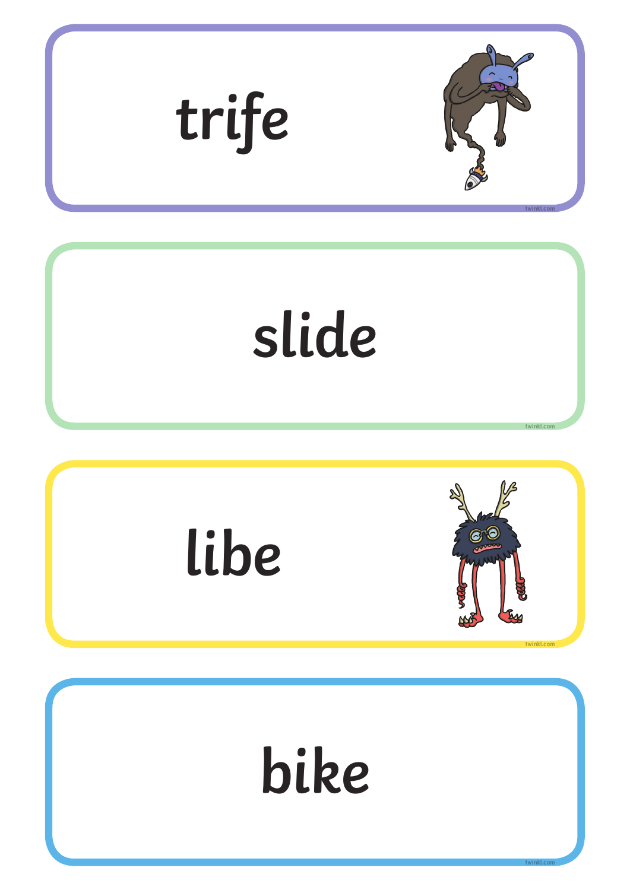trife

slide

libe

bike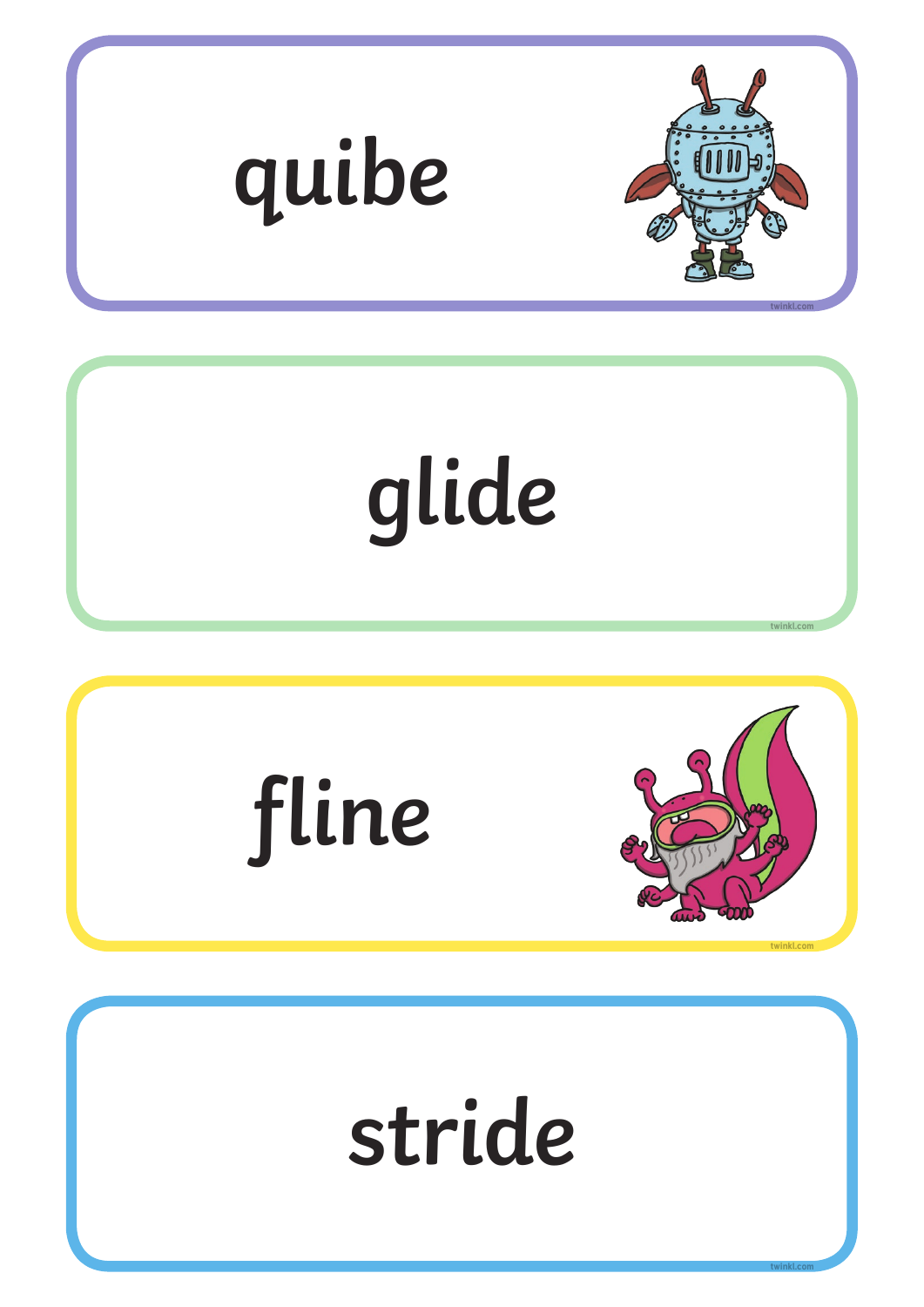quibe

glide

fline

stride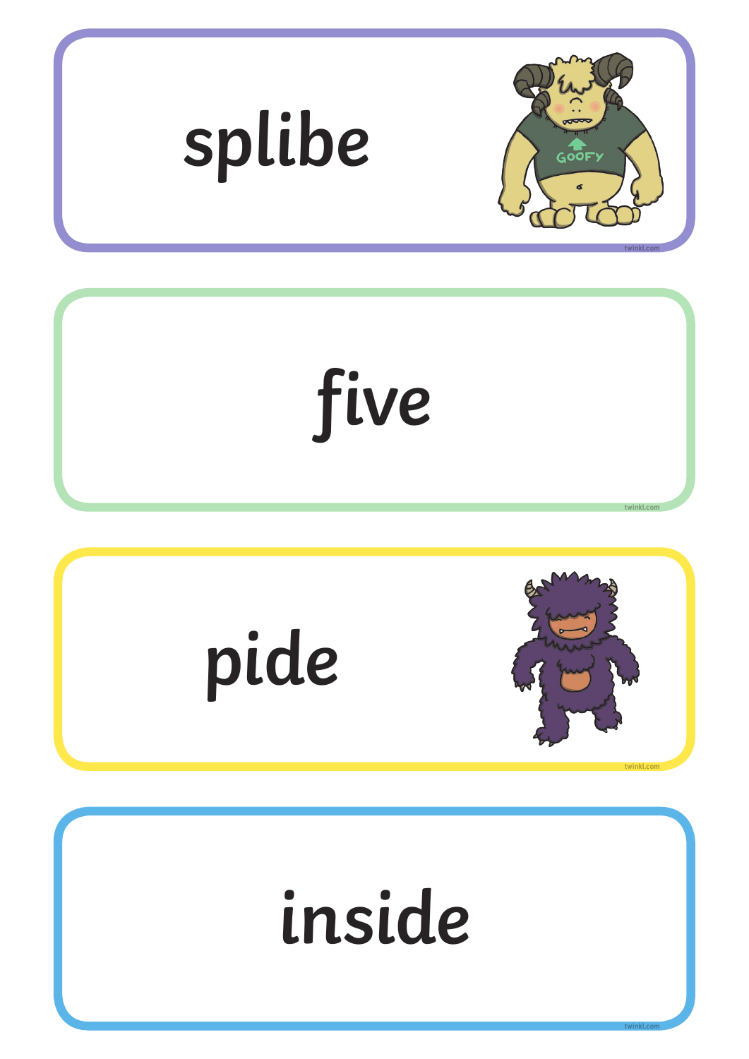splibe

five

pide

inside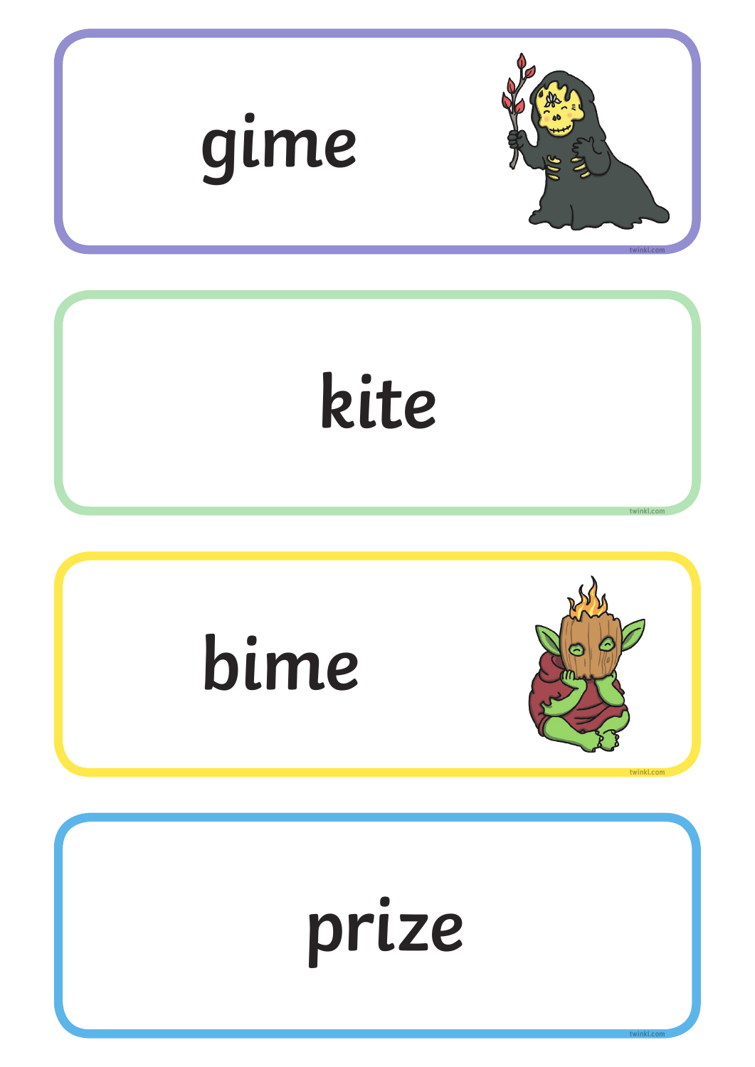gime

kite

bime

prize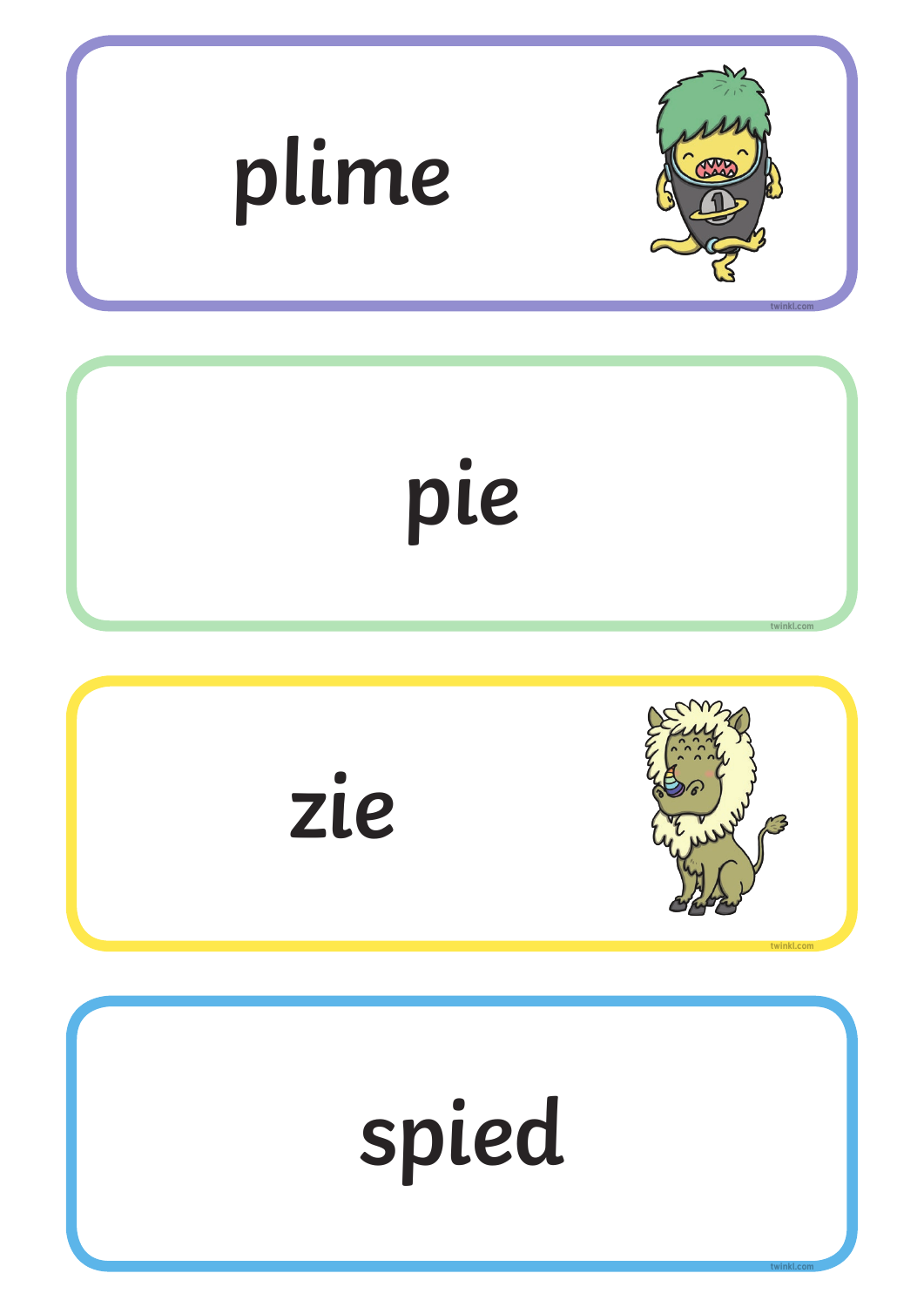plime

pie

zie

spied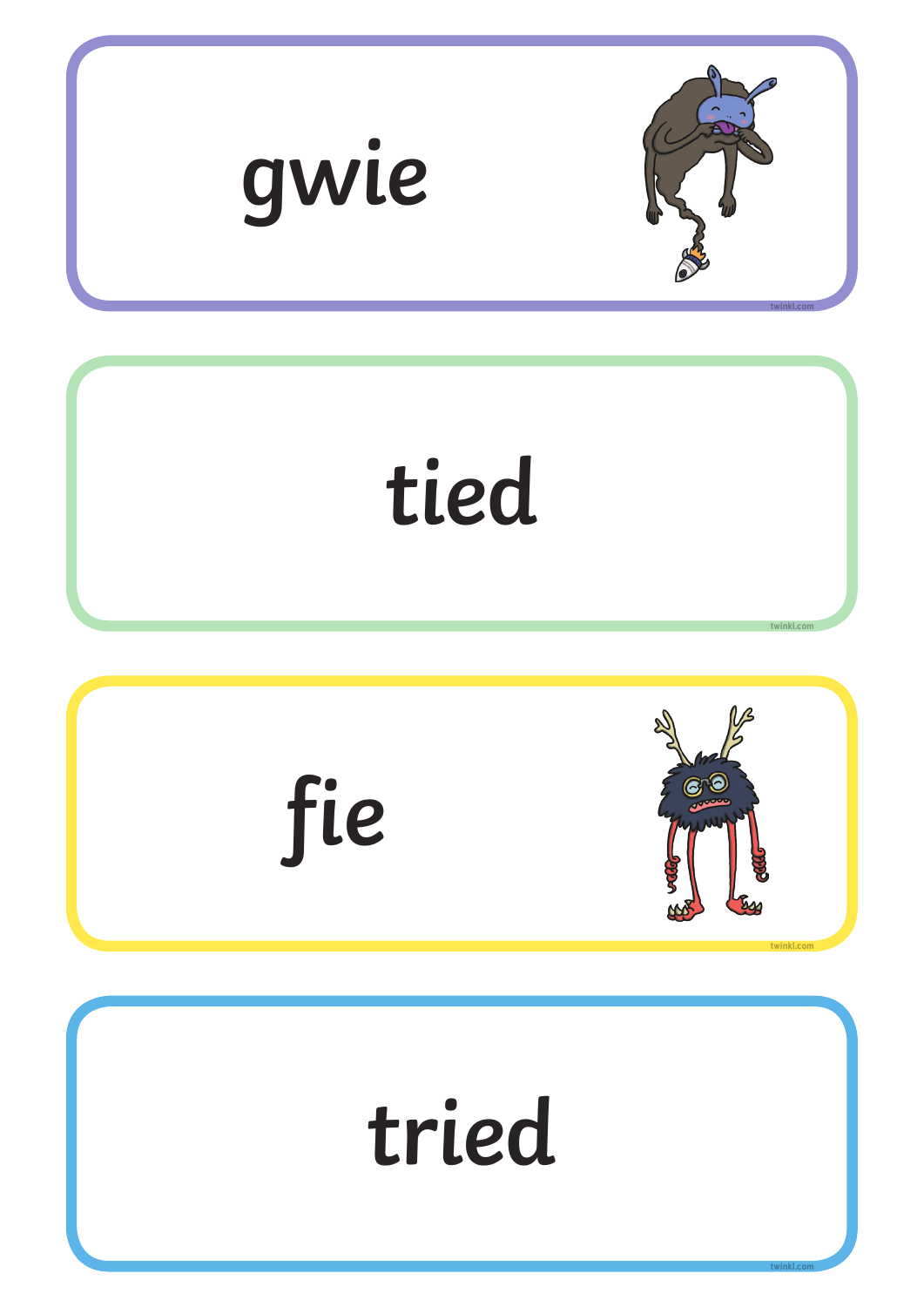gwie

tied

fie

tried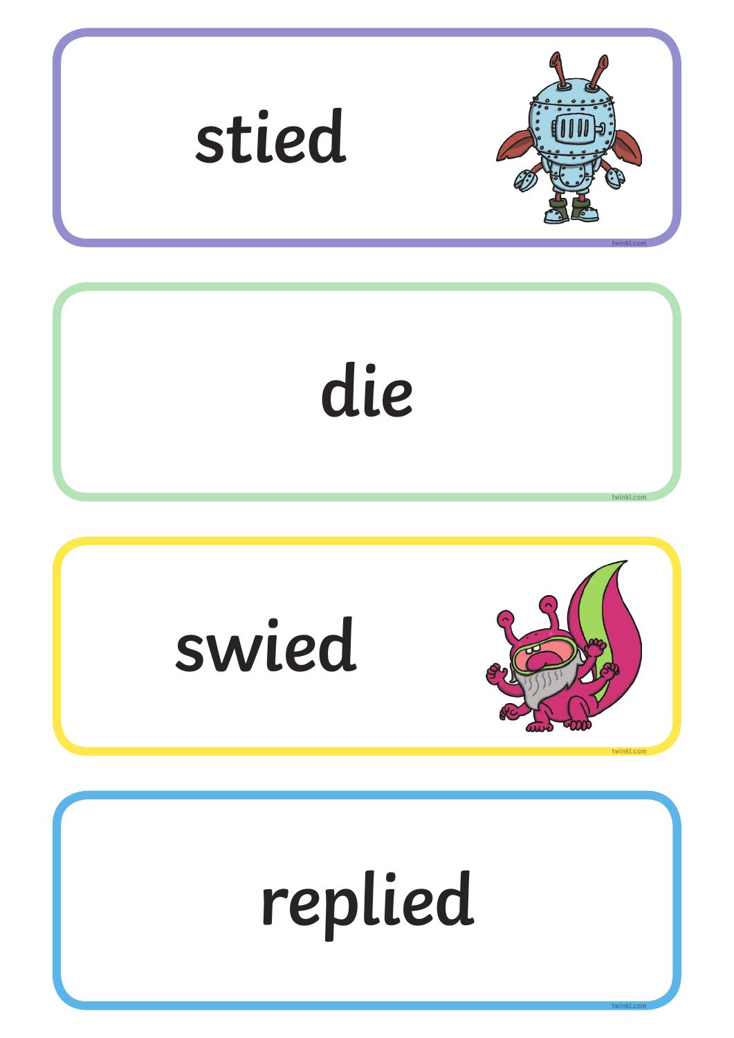stied

die

swied

replied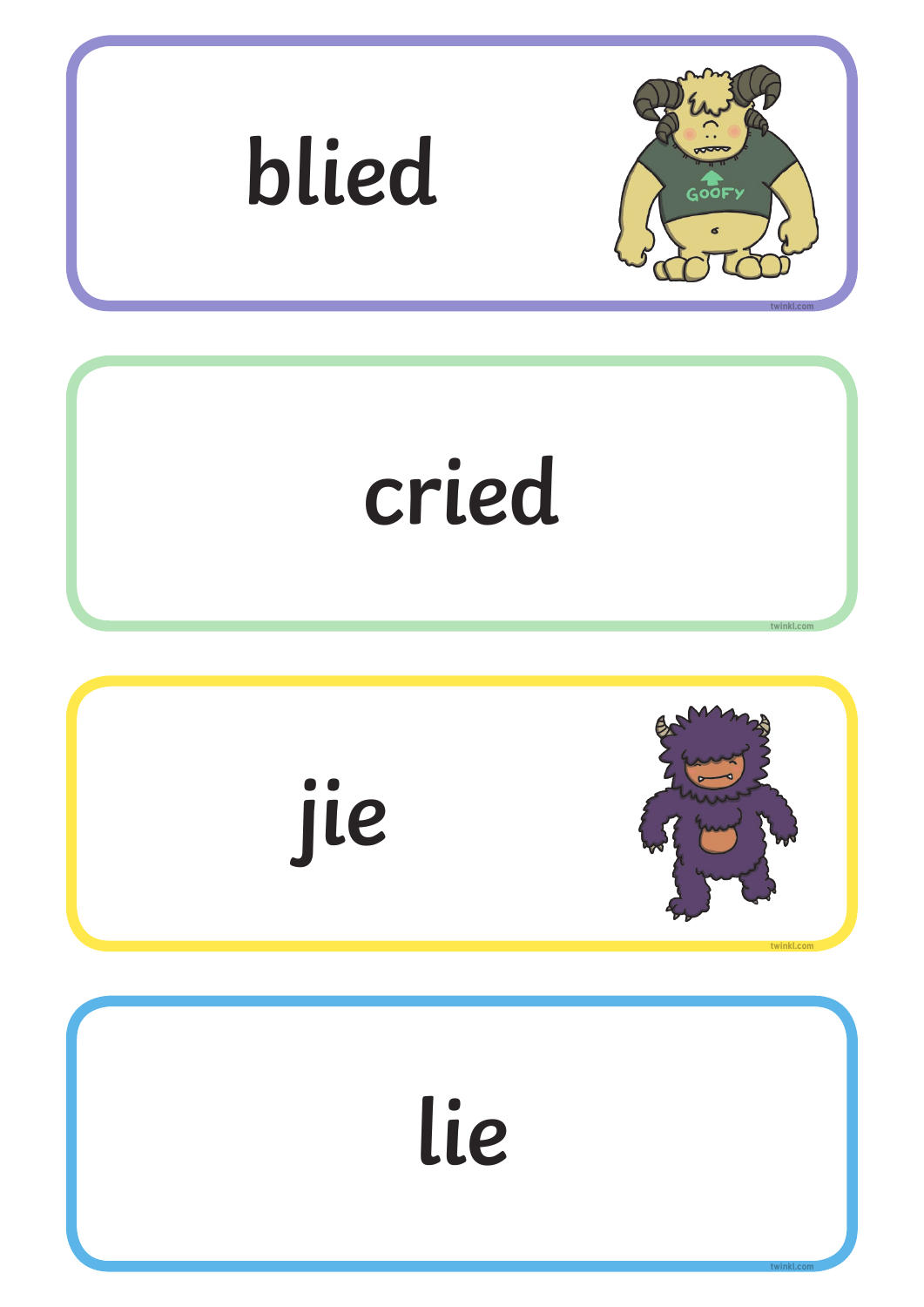blied

cried

jie

lie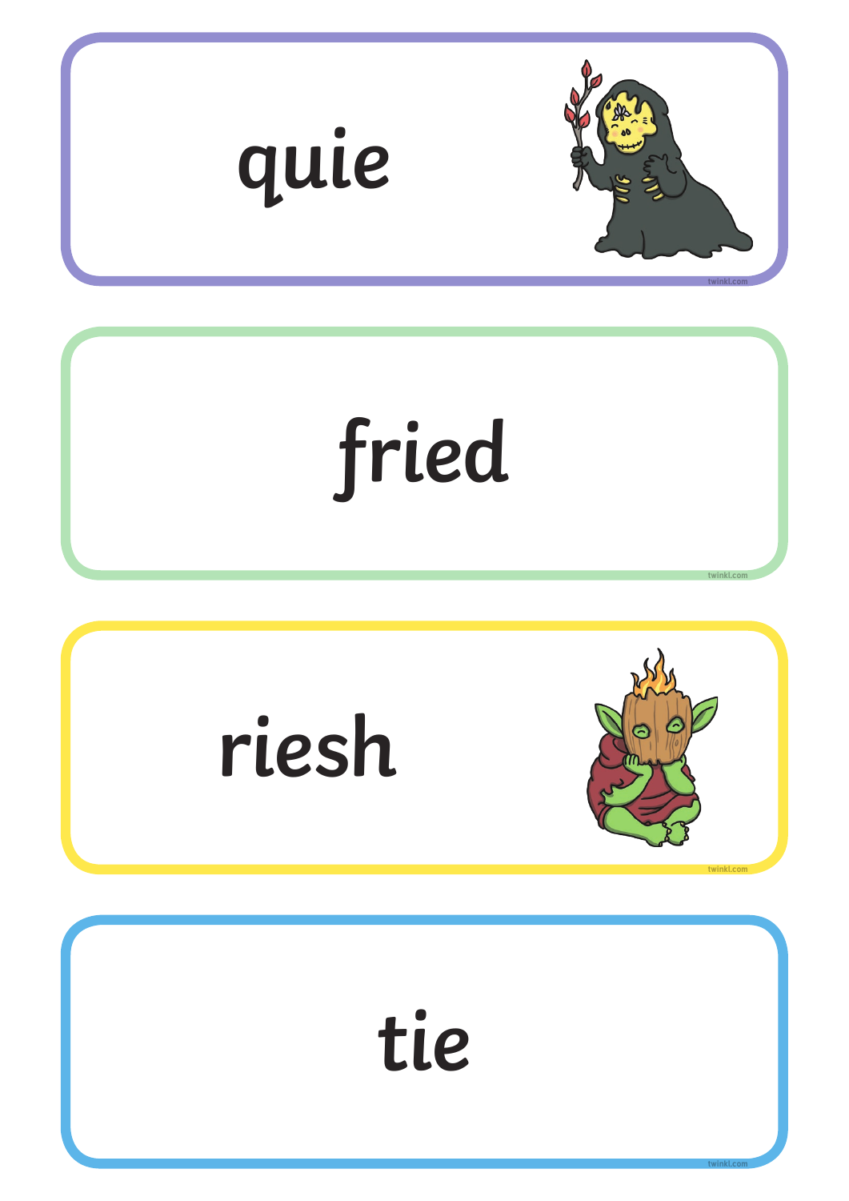quie

fried

riesh

tie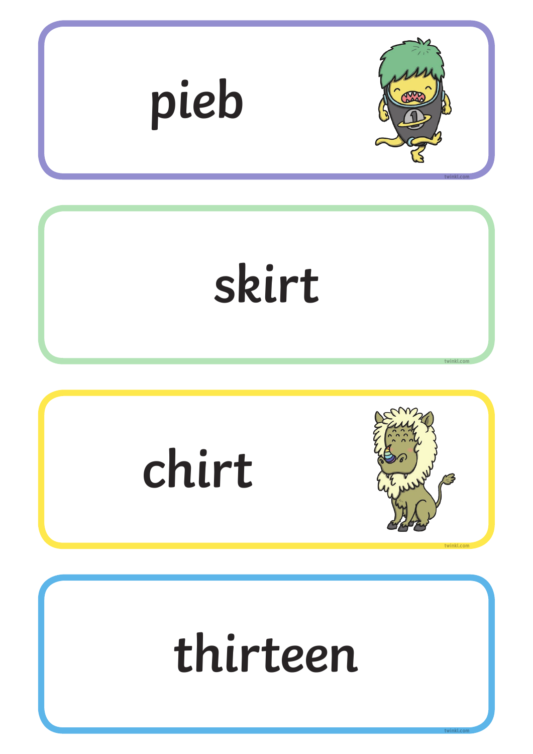pieb

skirt

chirt

thirteen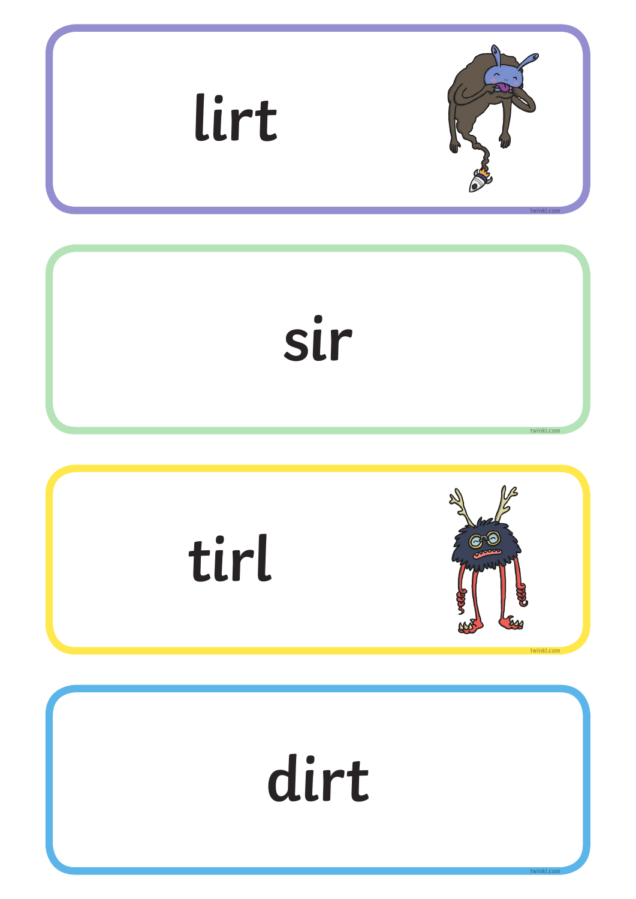lirt

sir

tirl

dirt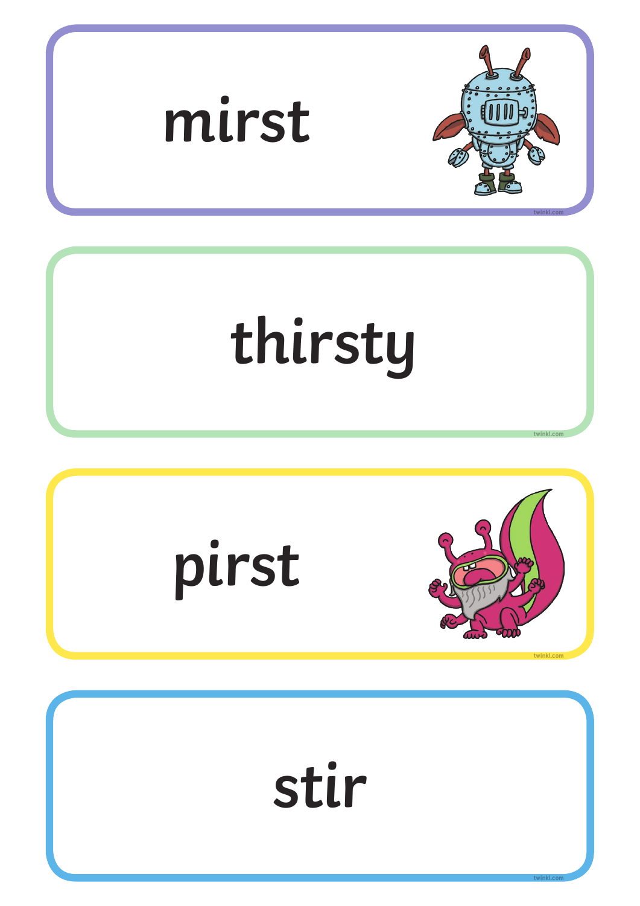mirst

thirsty

pirst

stir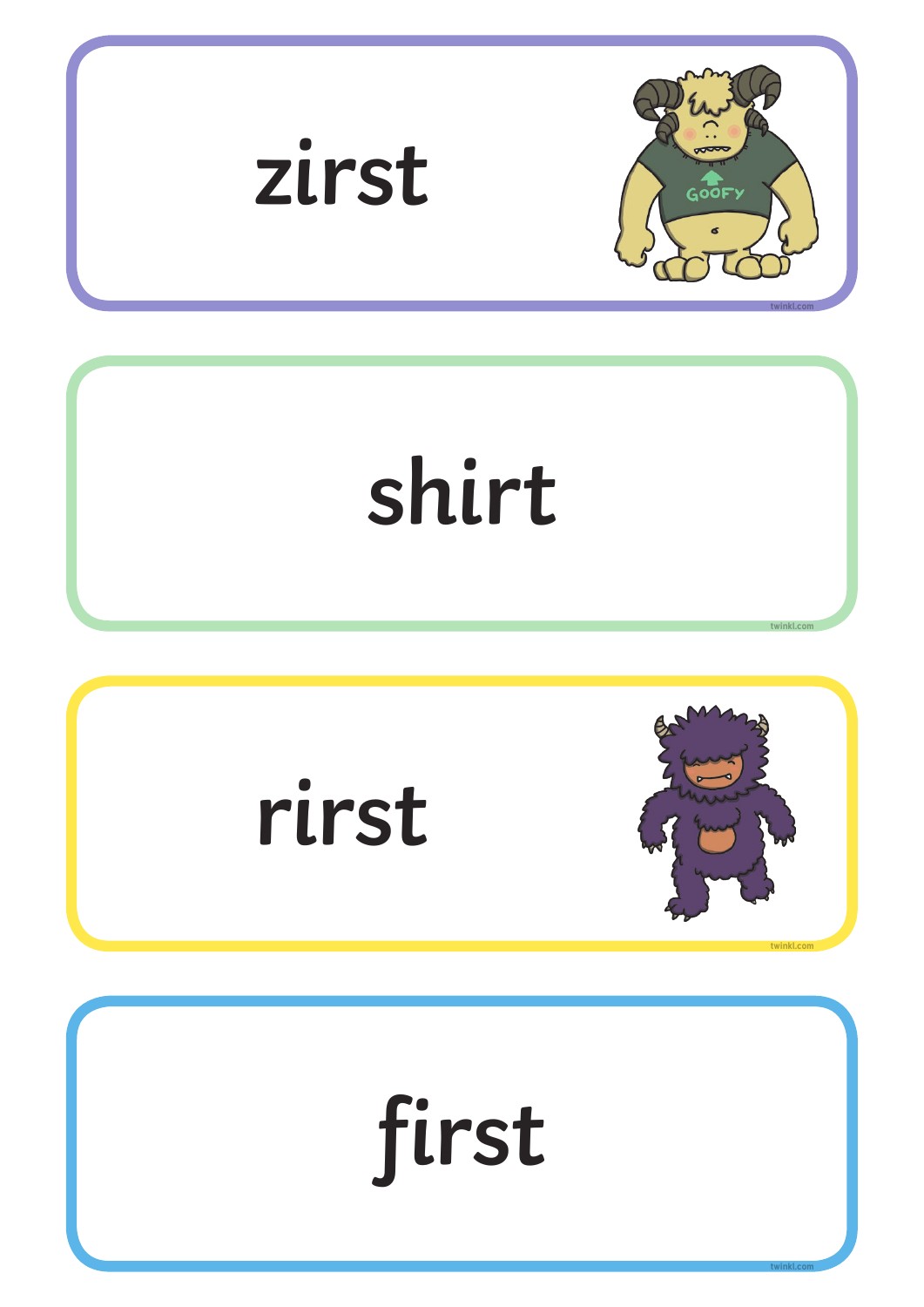zirst

shirt

rirst

first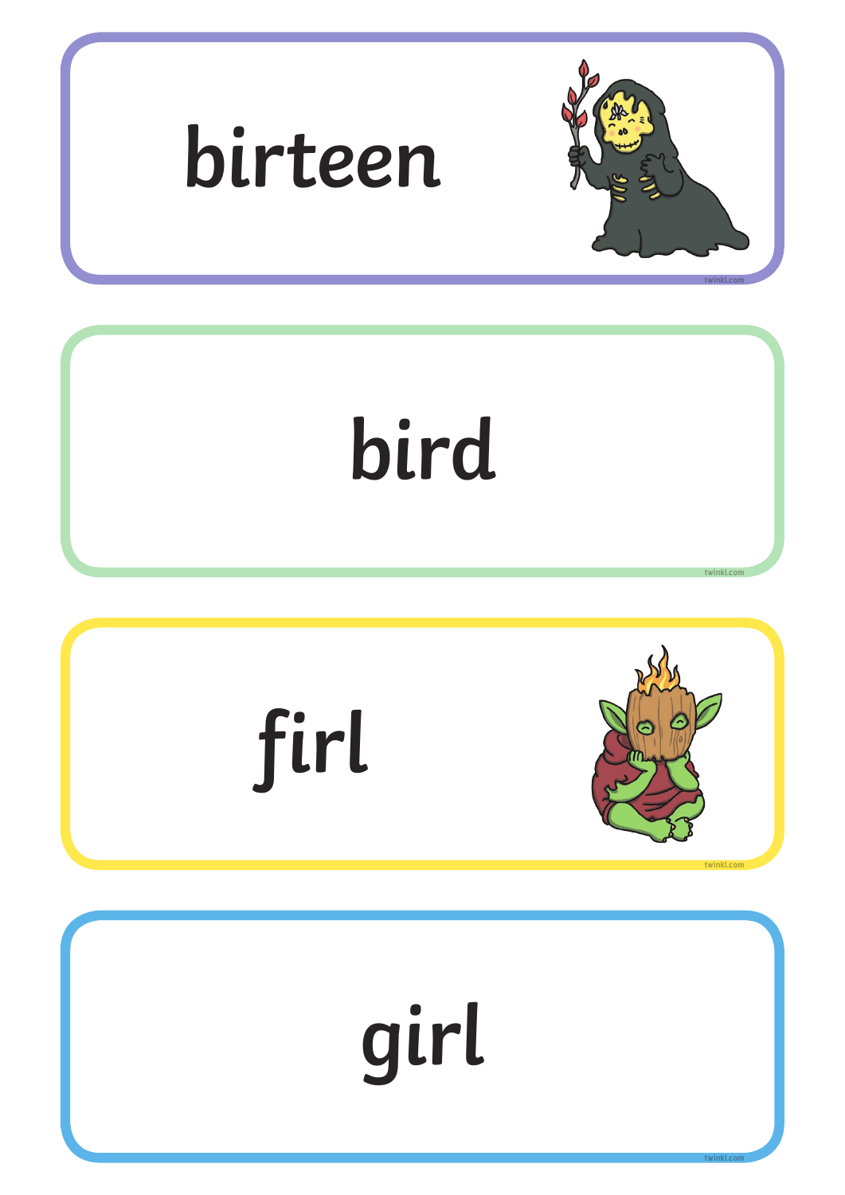birteen

bird

firl

girl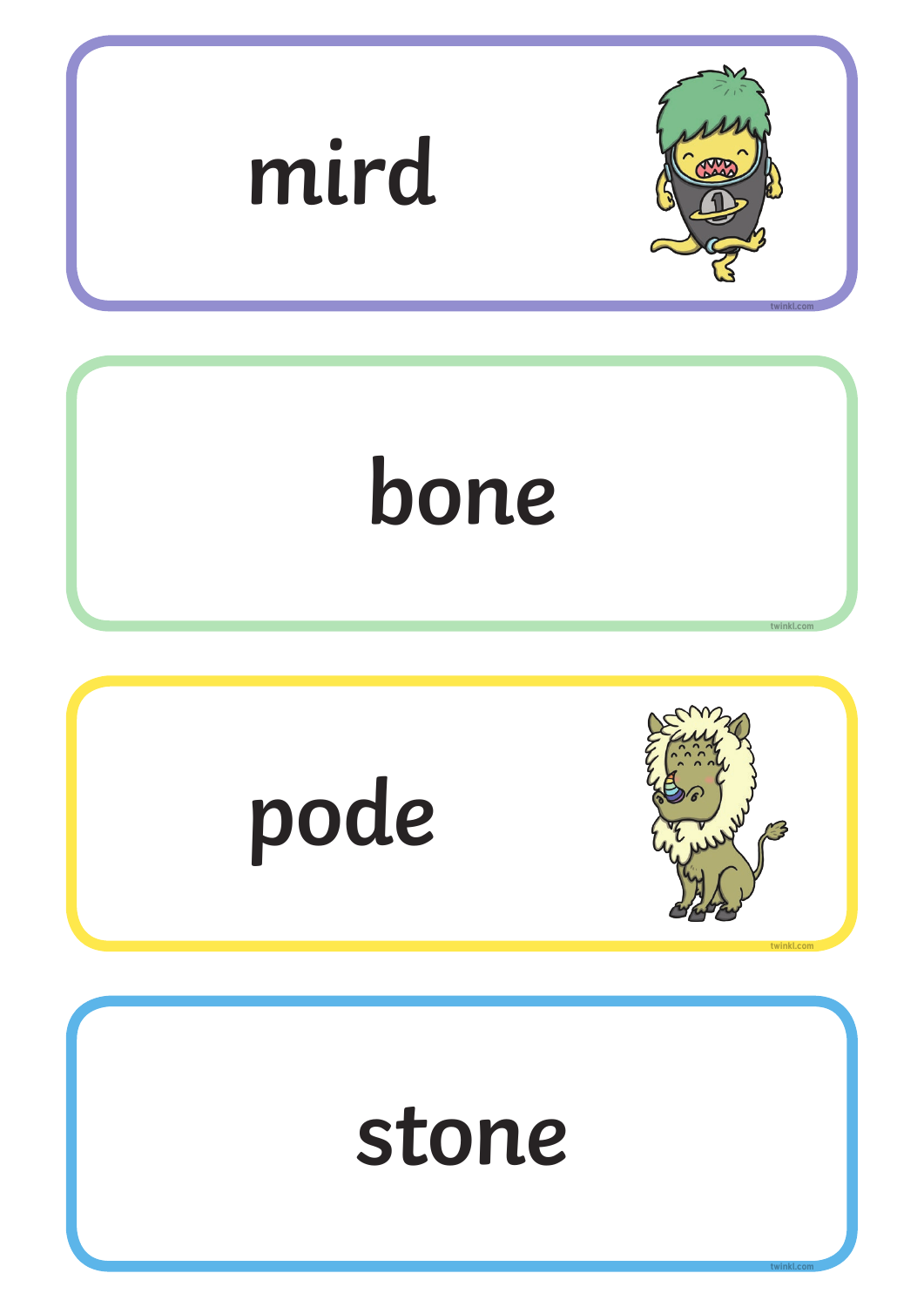mird

bone

pode

stone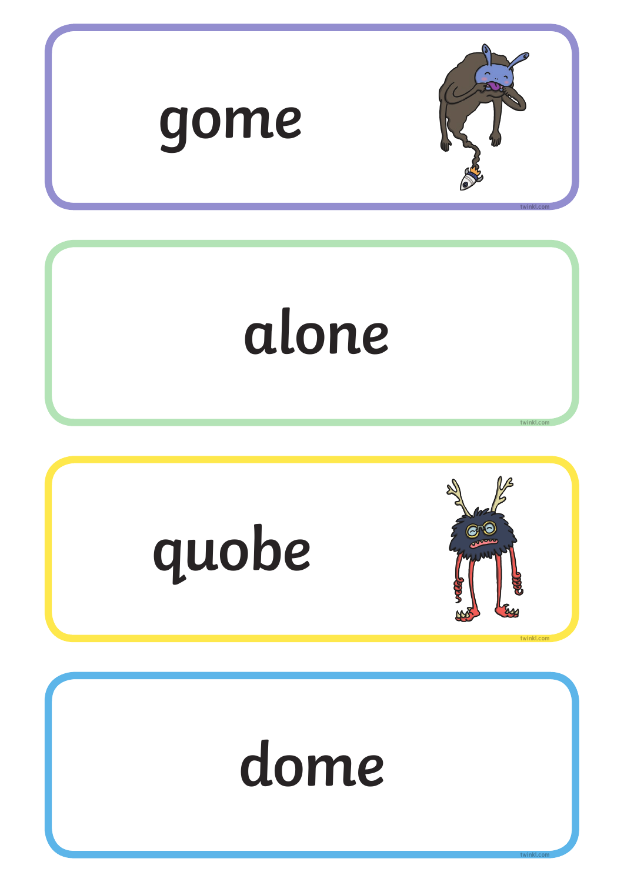gome

alone

quobe

dome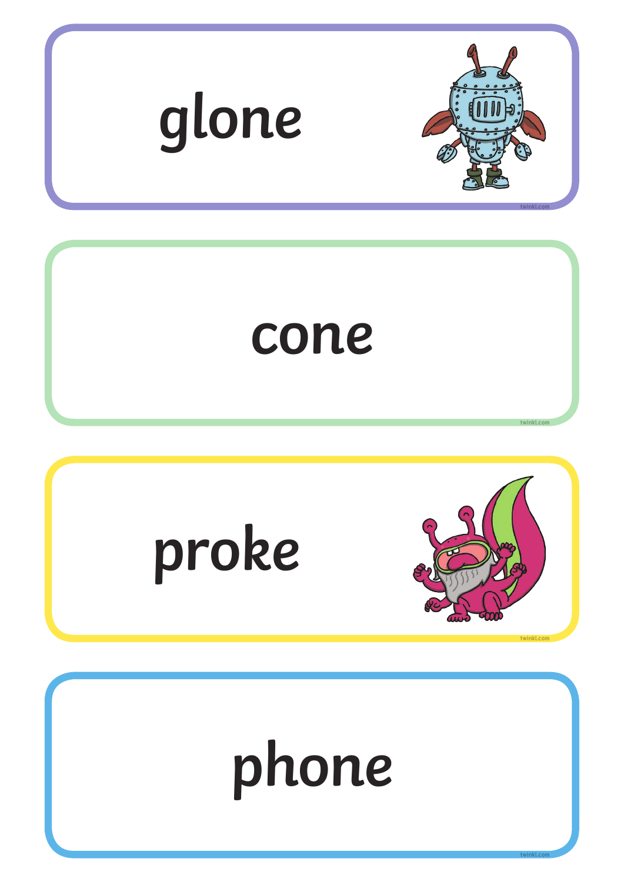glone

cone

proke

phone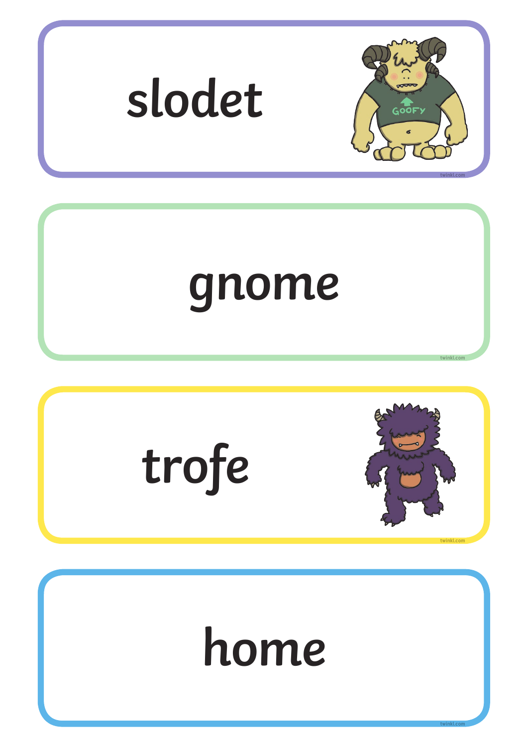slodet

gnome

trofe

home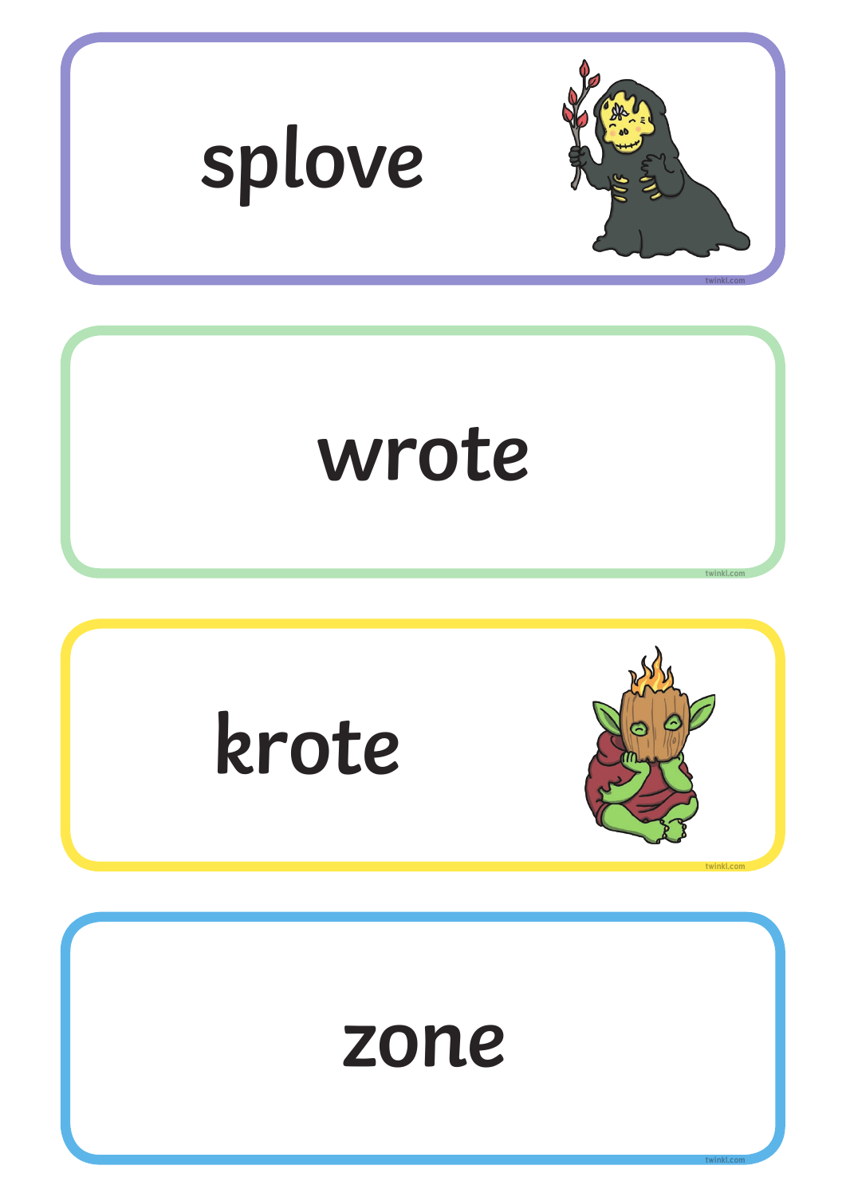splove

wrote

krote

zone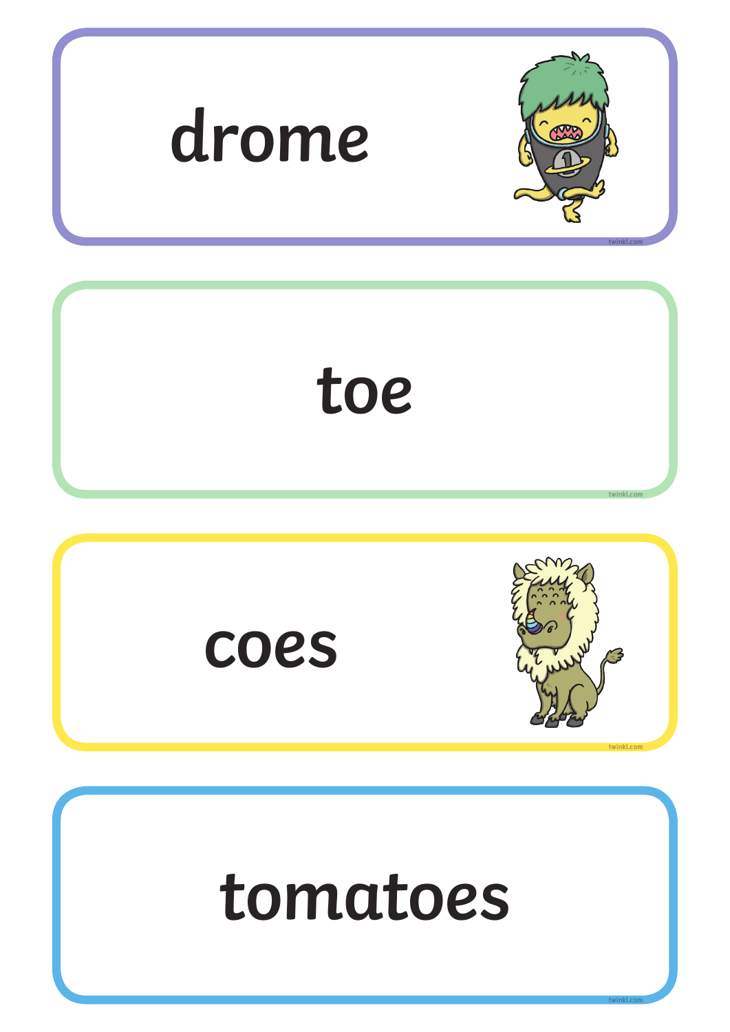drome

toe

coes

tomatoes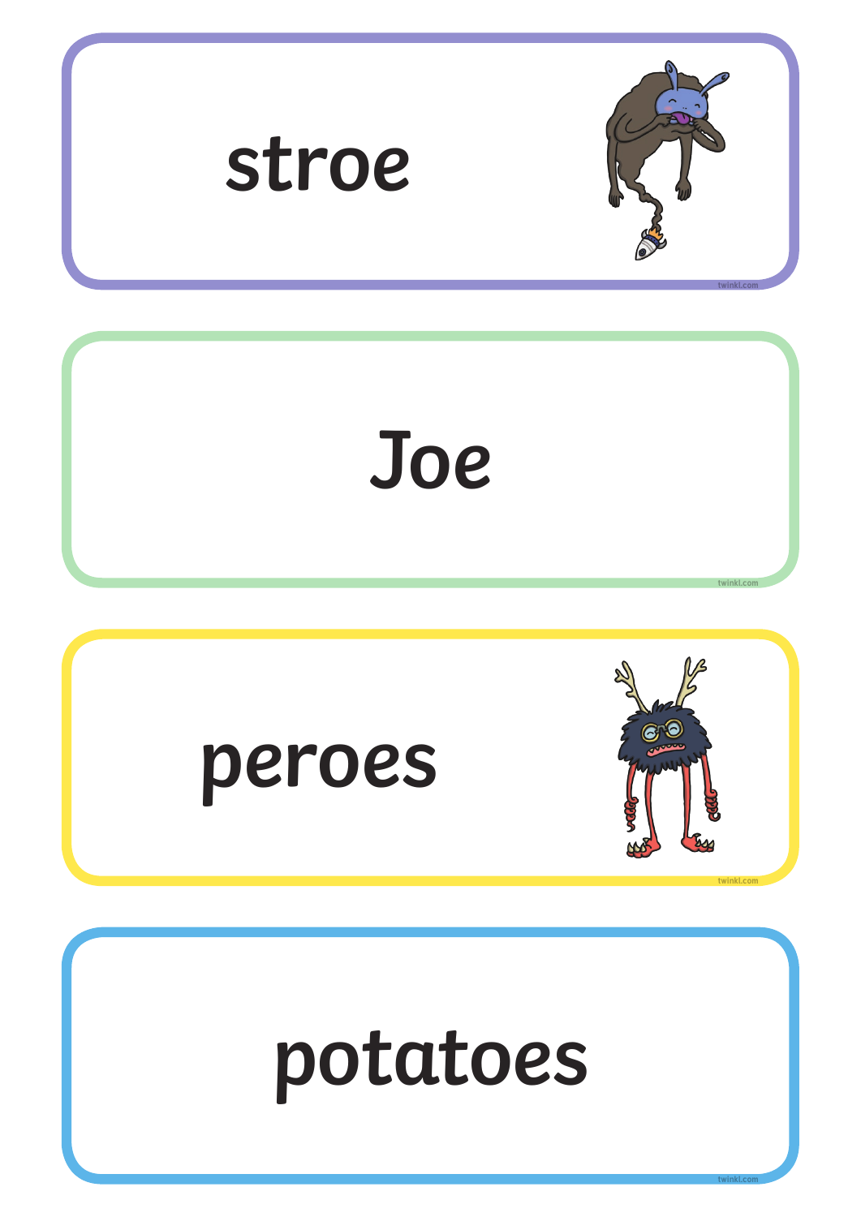stroe

Joe

peroes

potatoes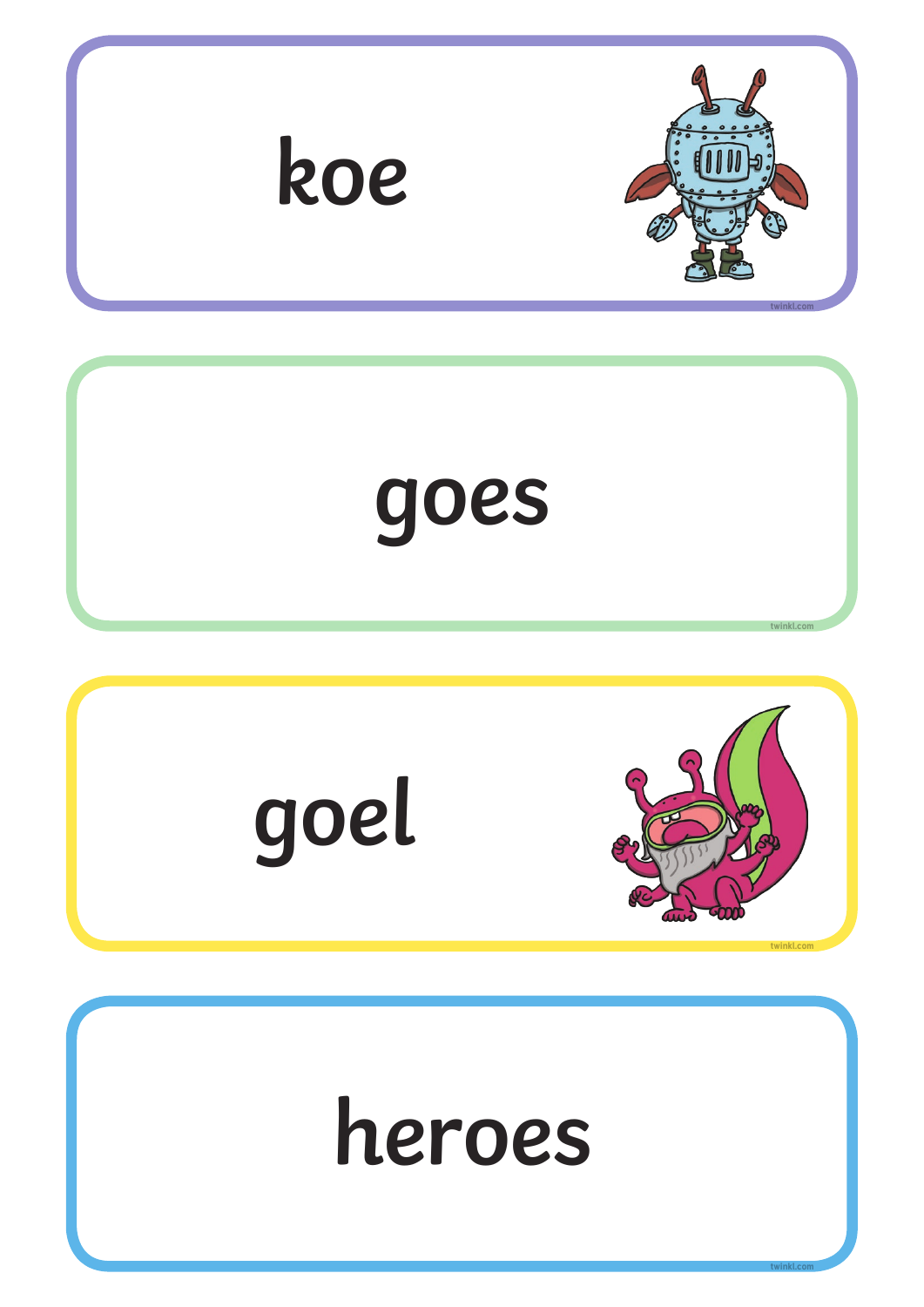koe

goes

goel

heroes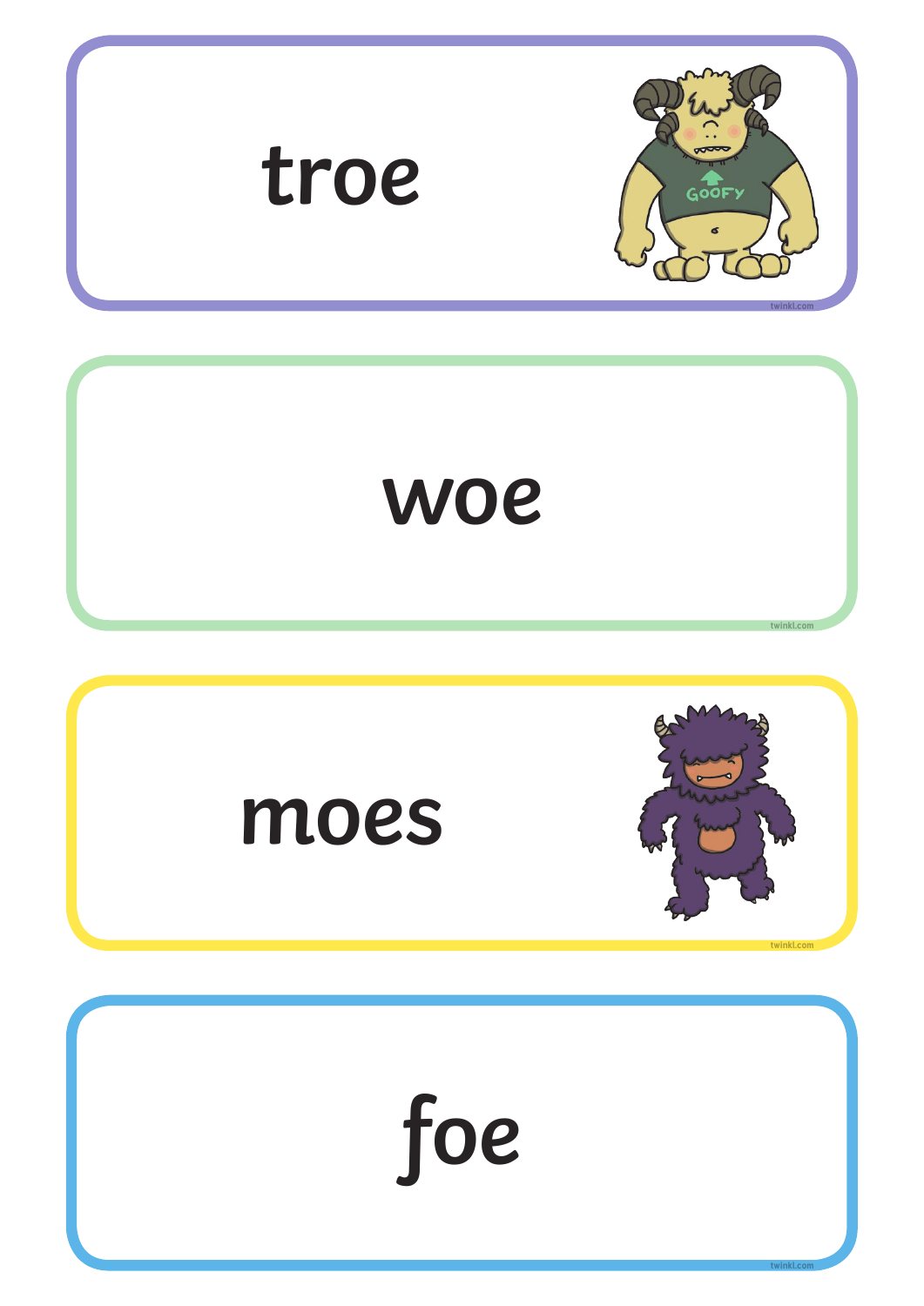troe

woe

moes

foe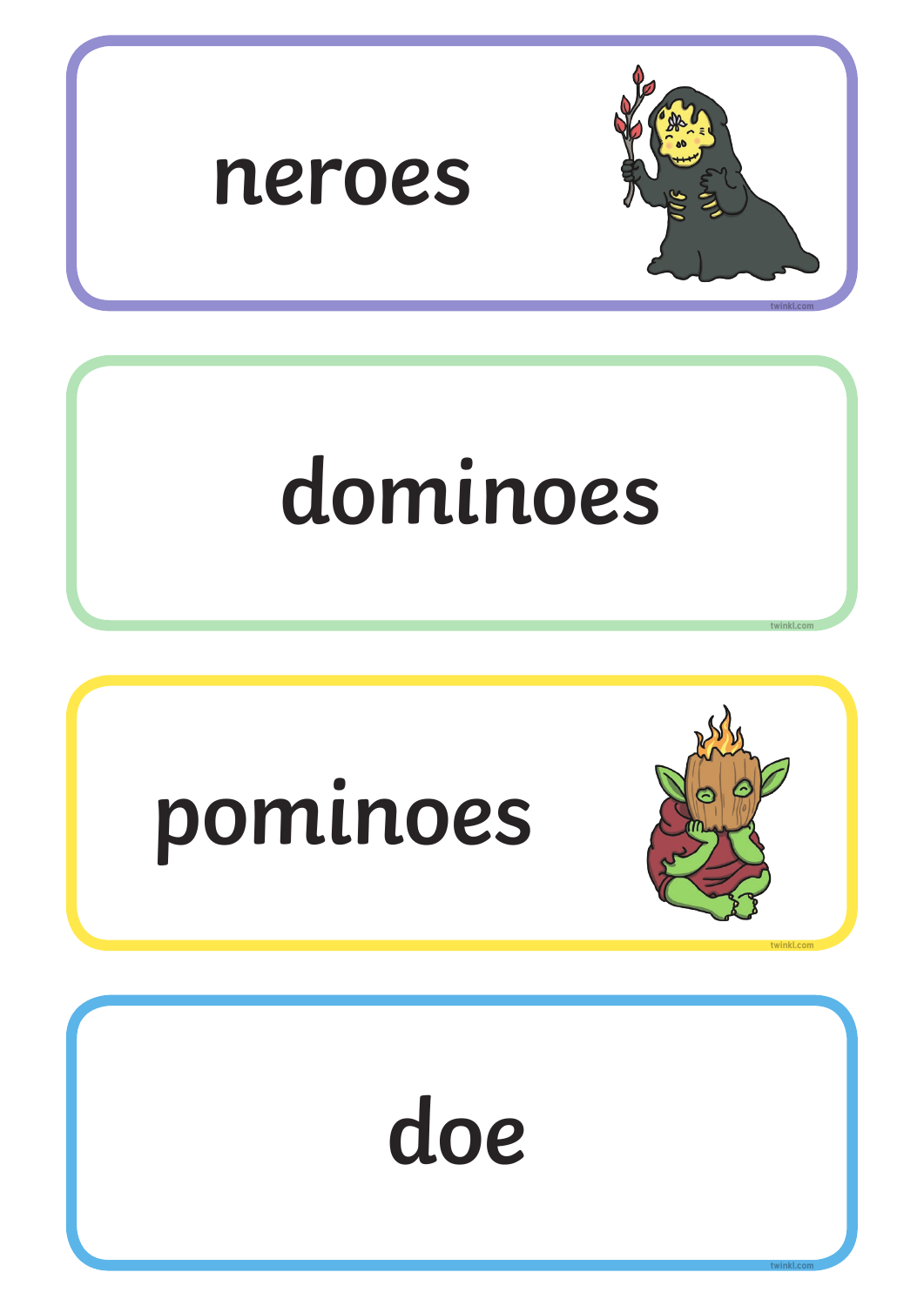neroes

dominoes

pominoes

doe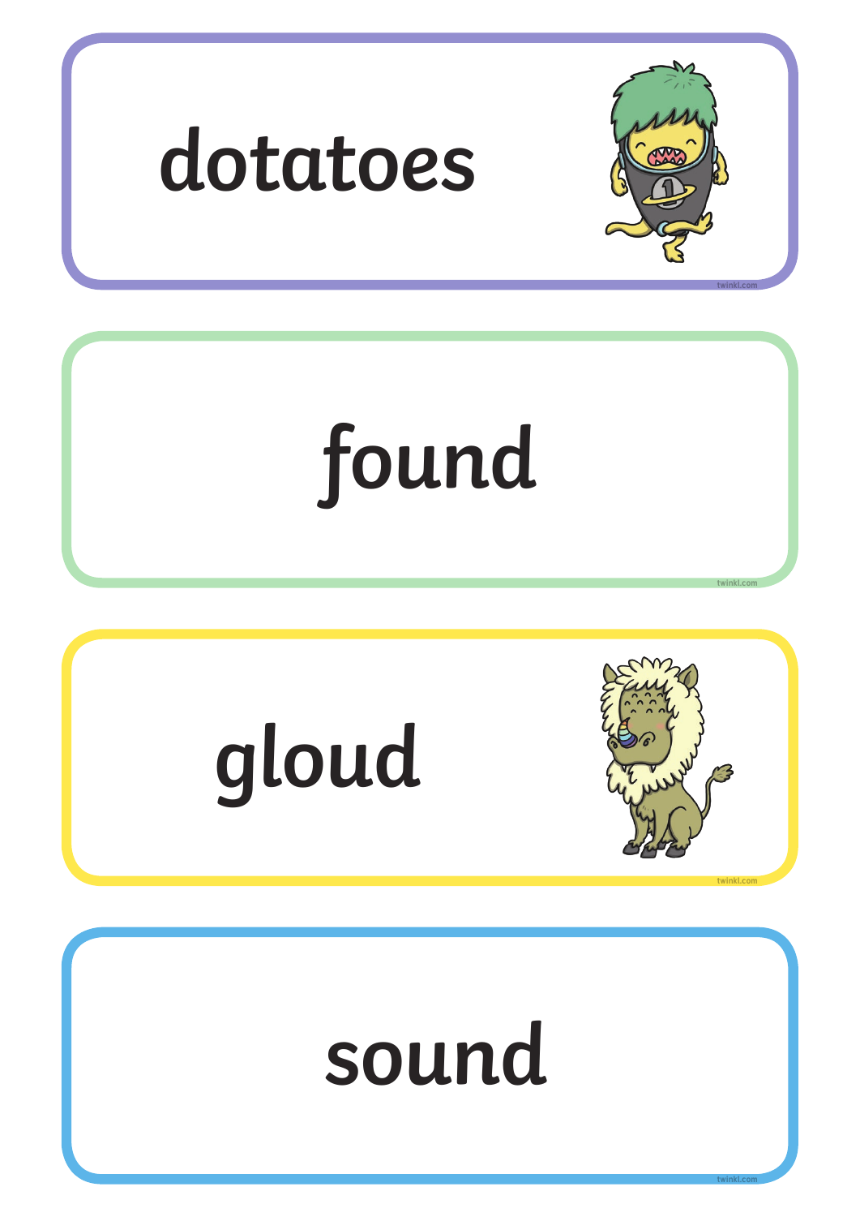dotatoes

found

gloud

sound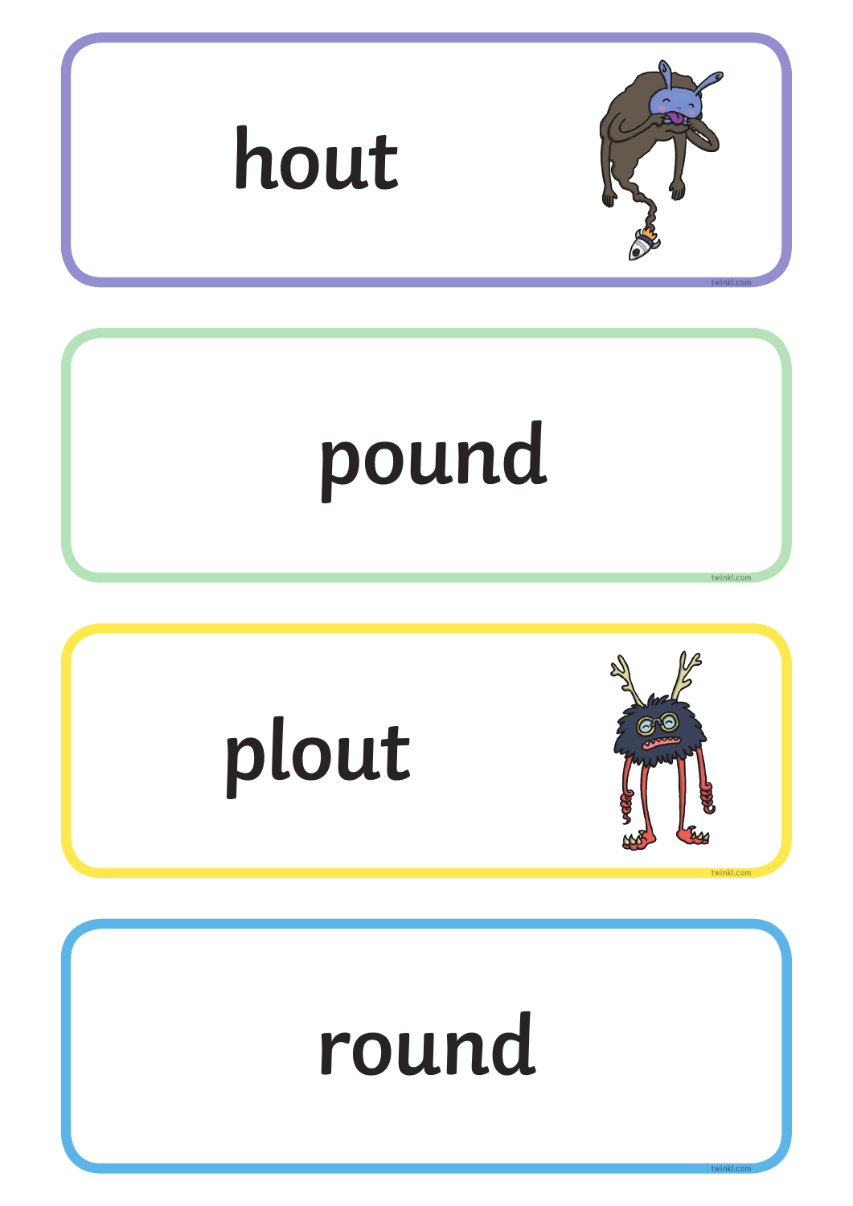hout

pound

plout

round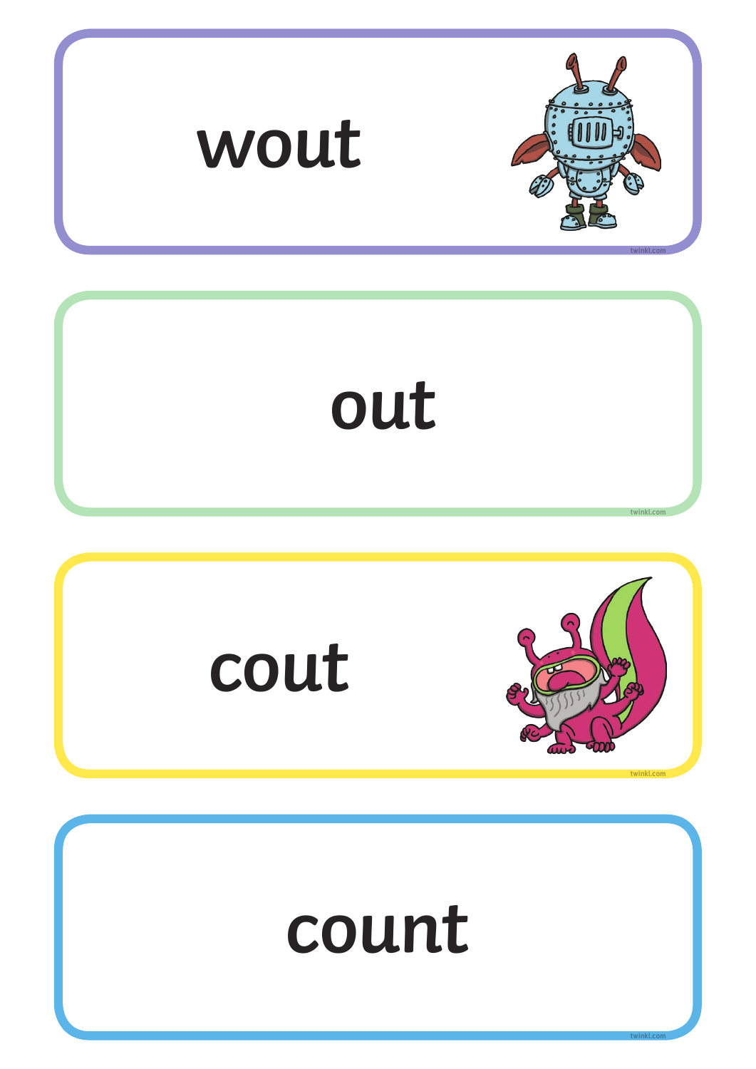wout

out

cout

count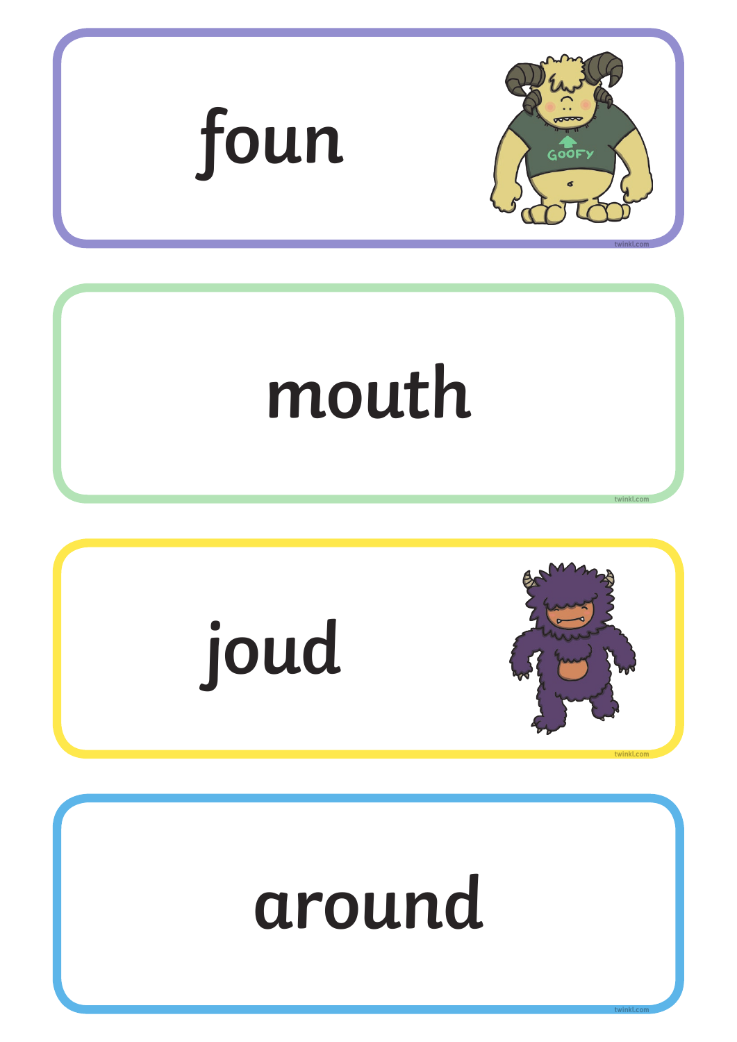foun

mouth

joud

around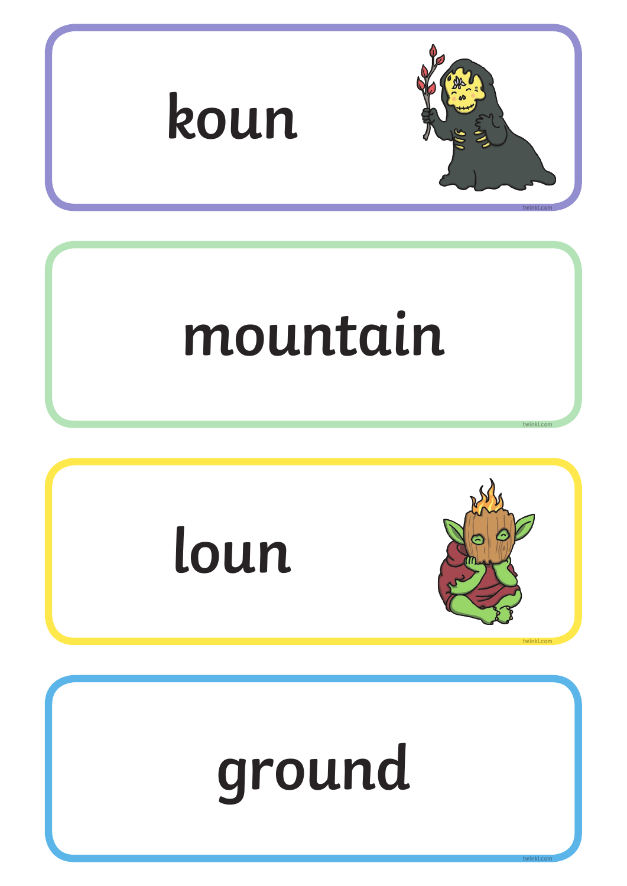koun

mountain

loun

ground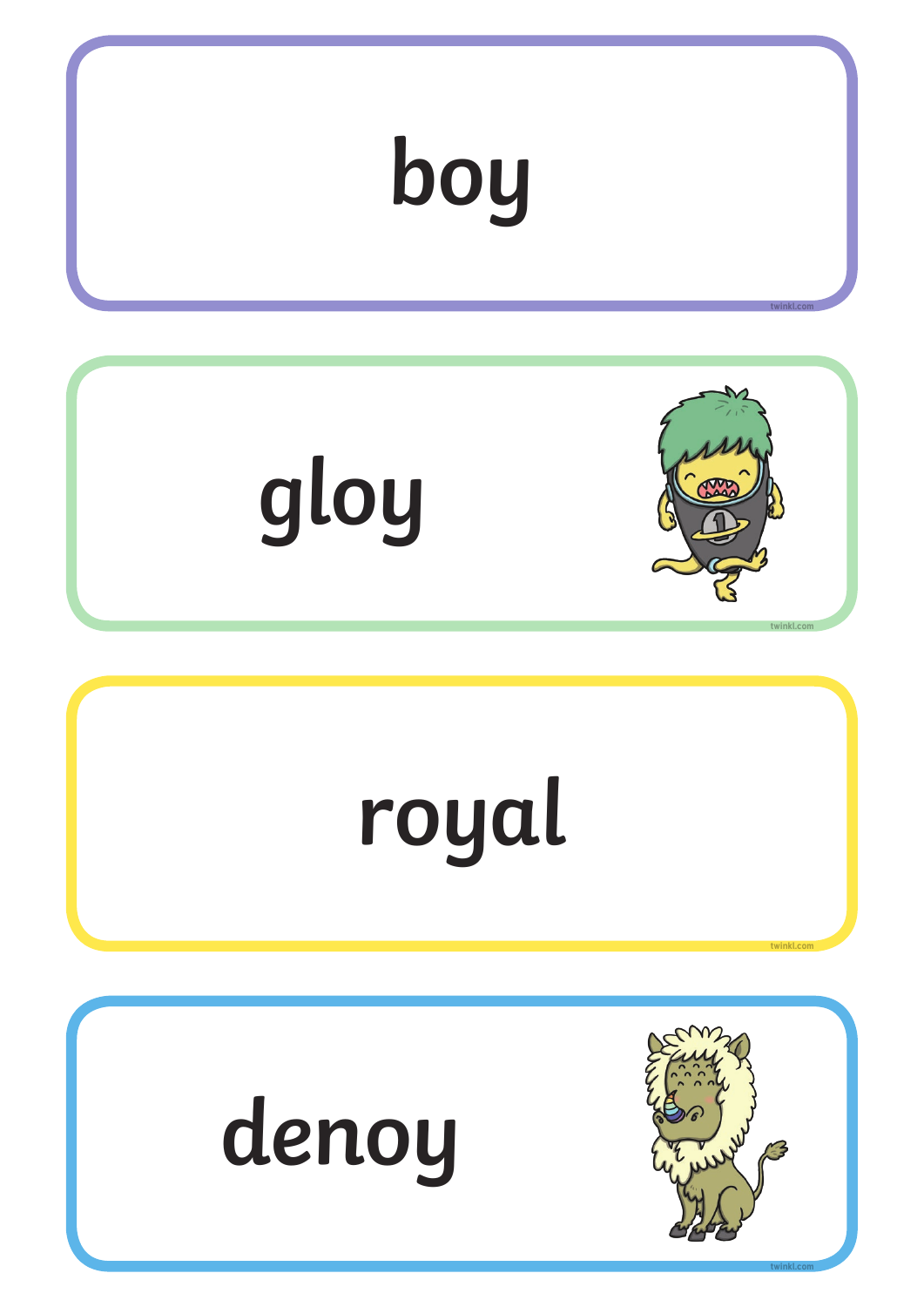boy

gloy

royal

denoy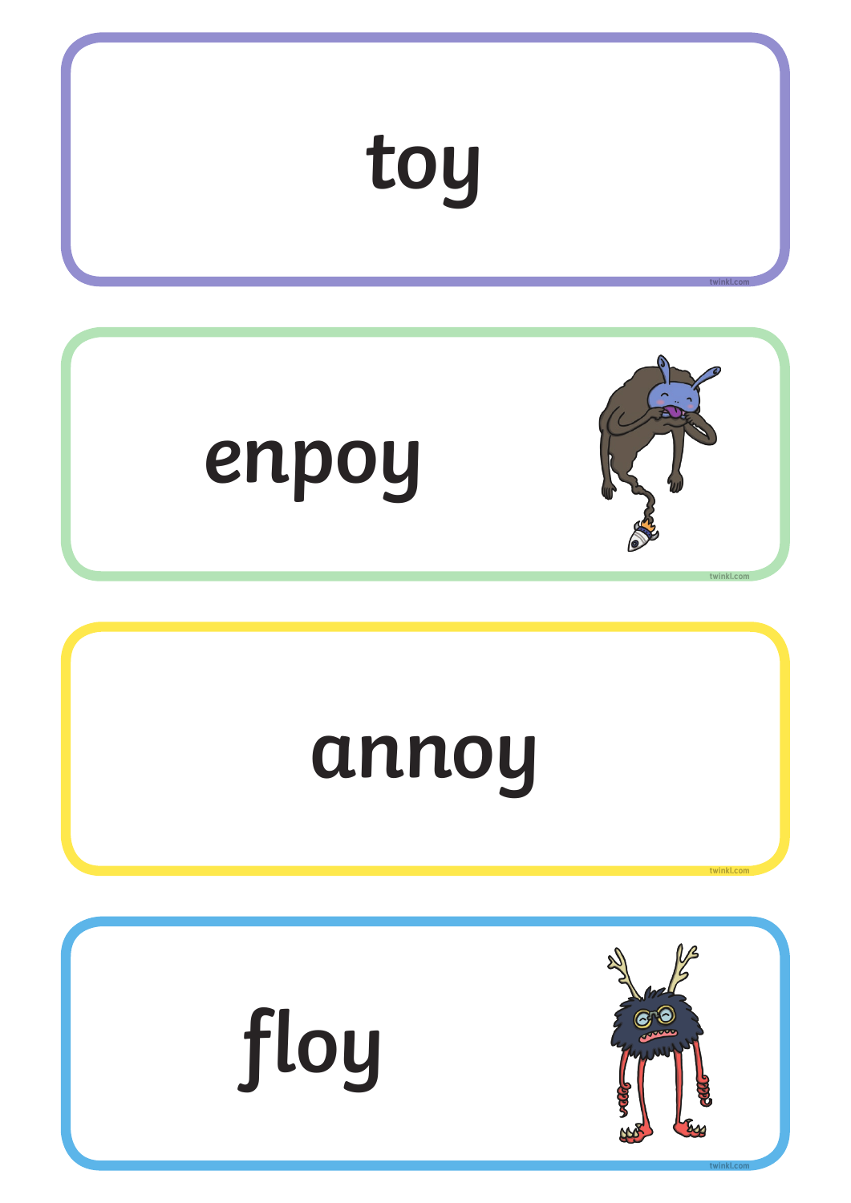toy

enpoy

annoy

floy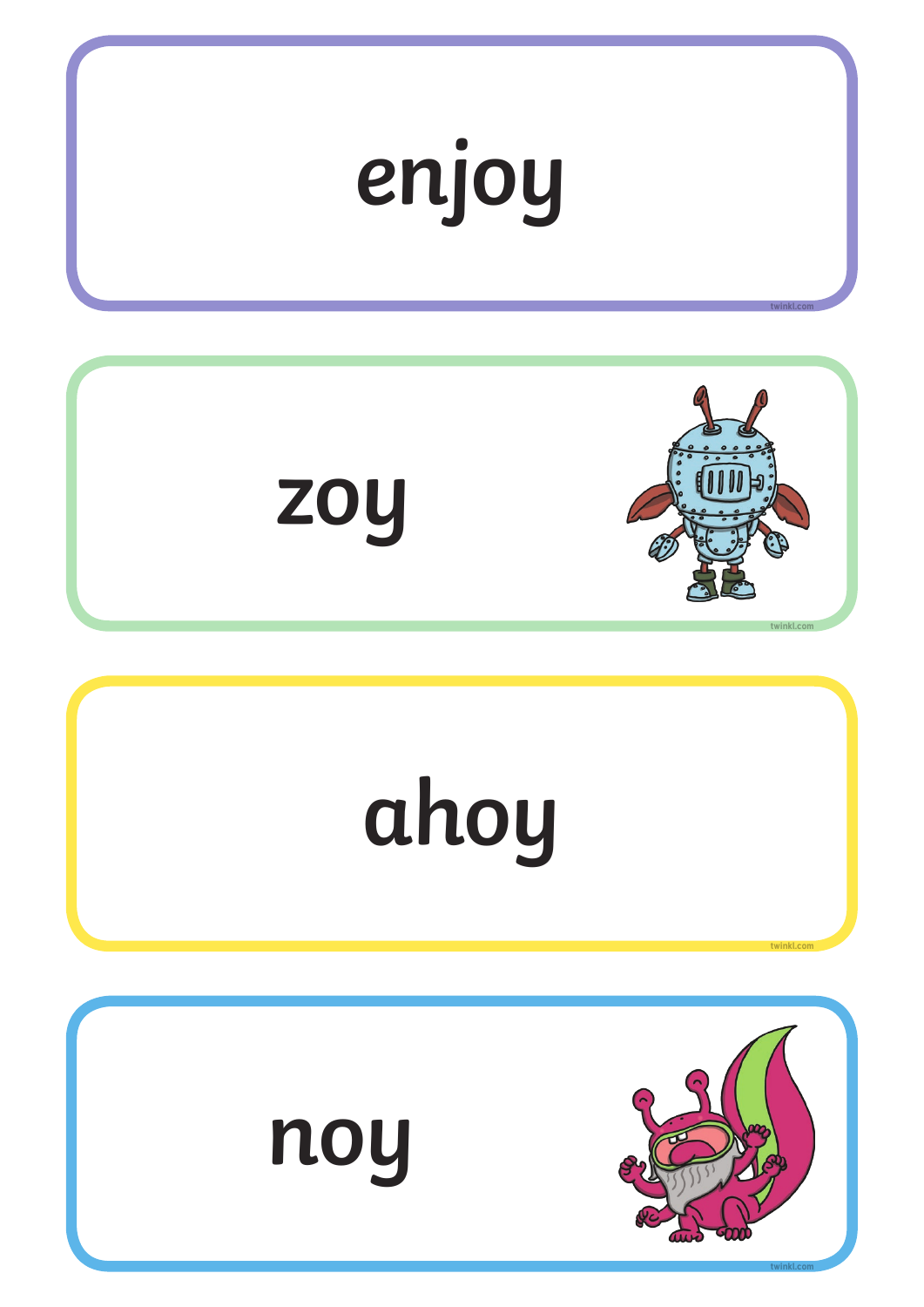enjoy

zoy

ahoy

noy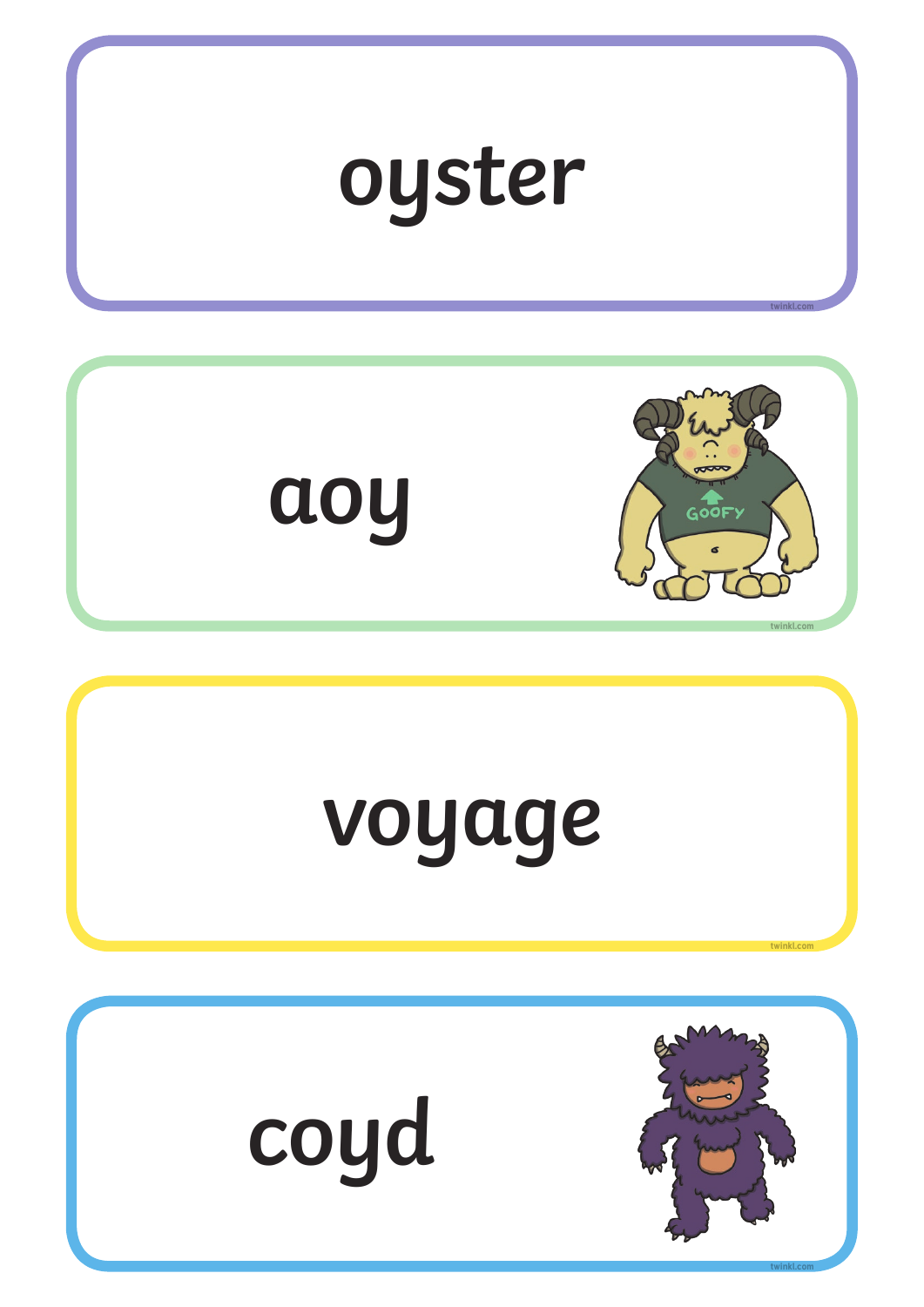oyster

aoy

voyage

coyd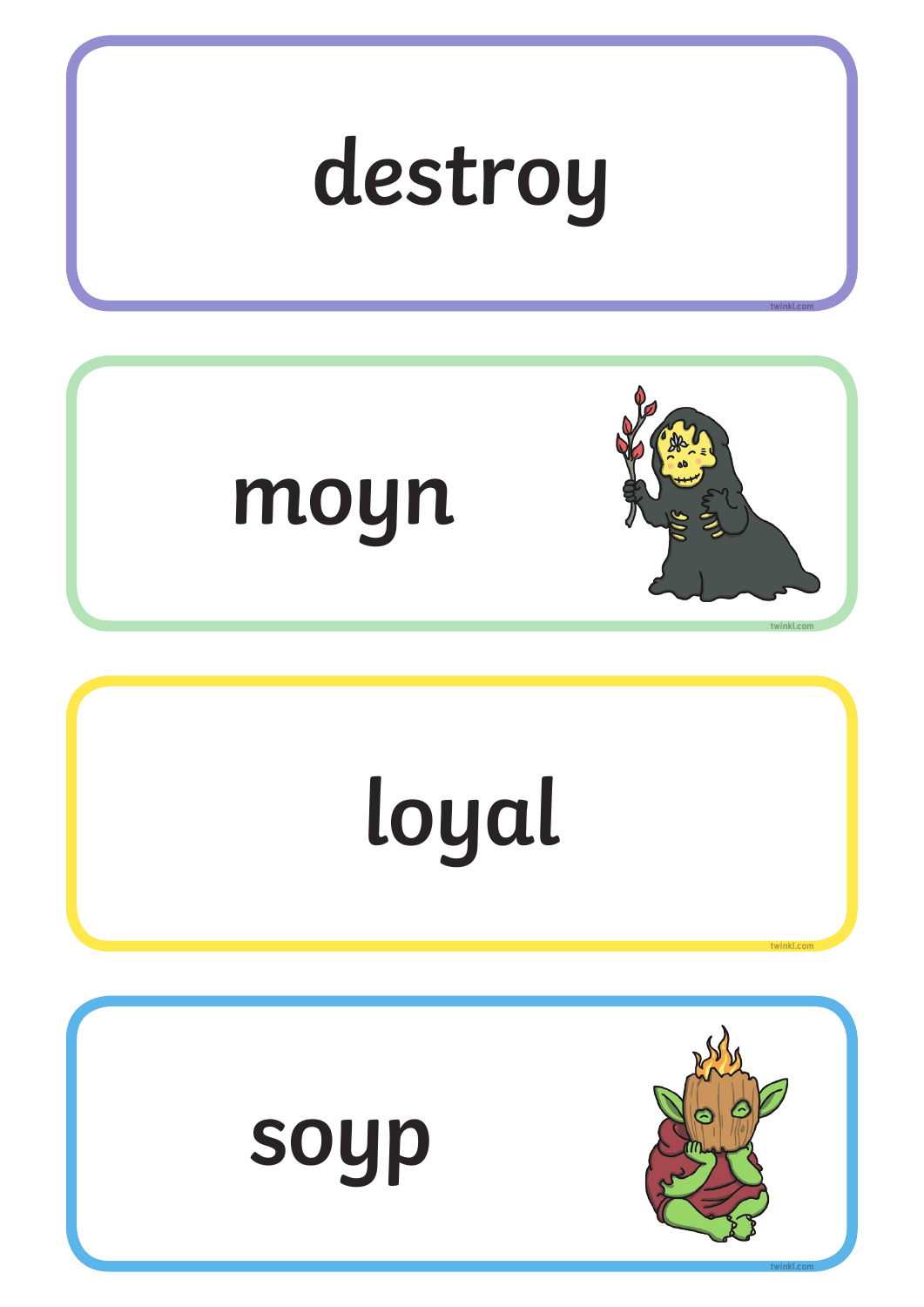destroy

moyn

loyal

soyp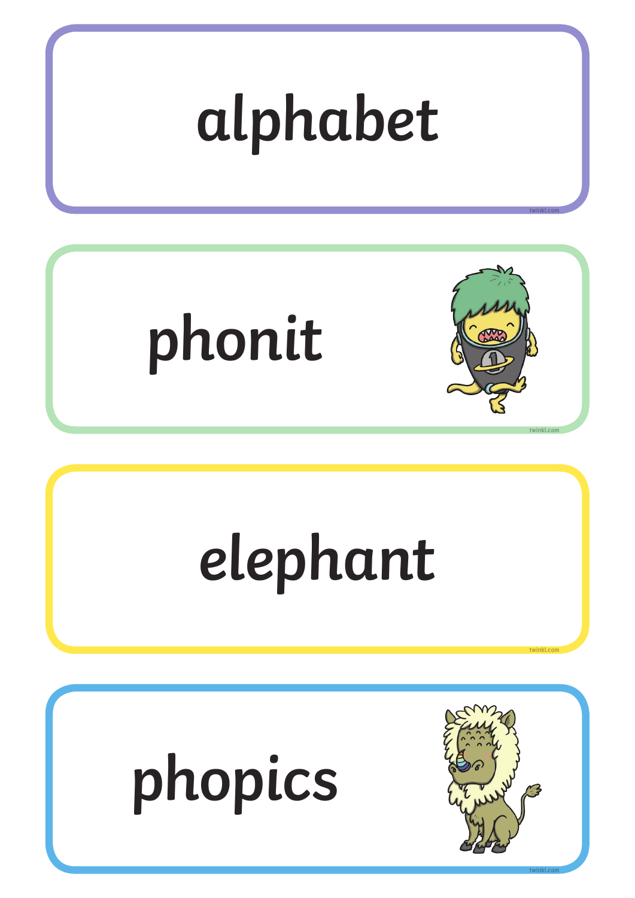alphabet

phonit

elephant

phopics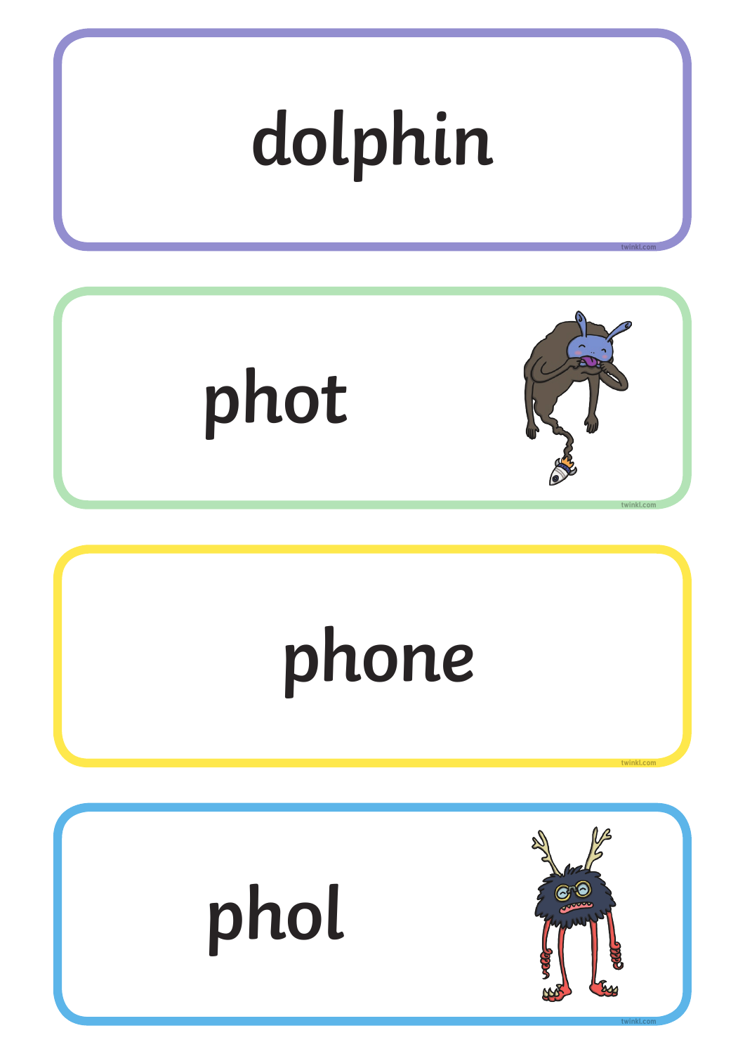dolphin

phot

phone

phol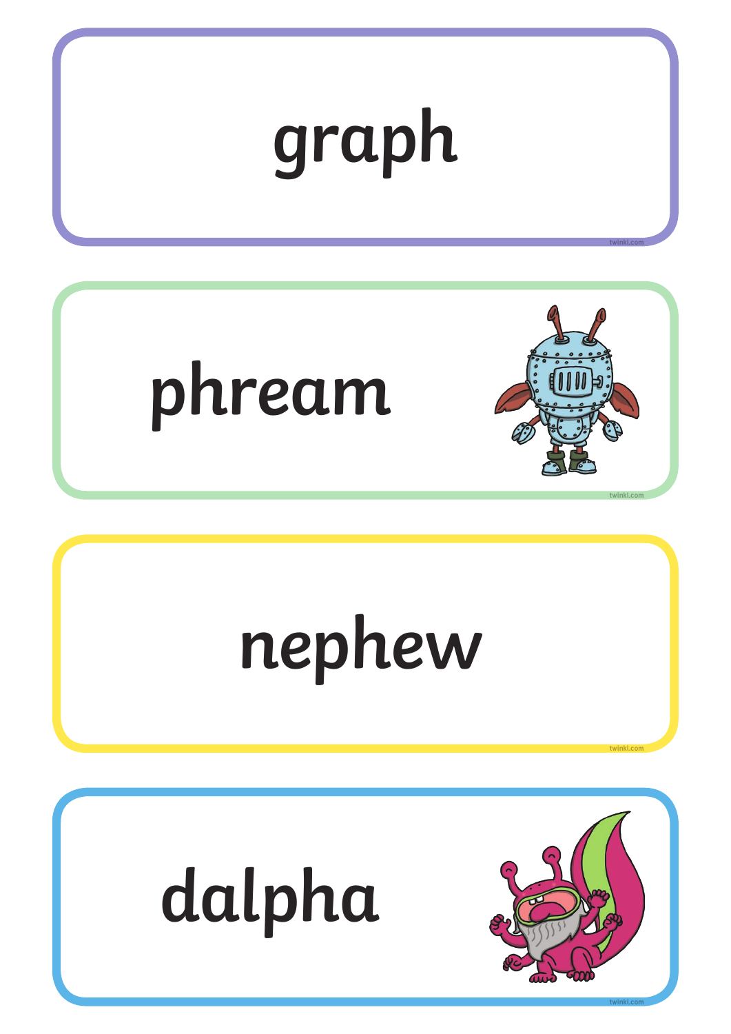graph

phream

nephew

dalpha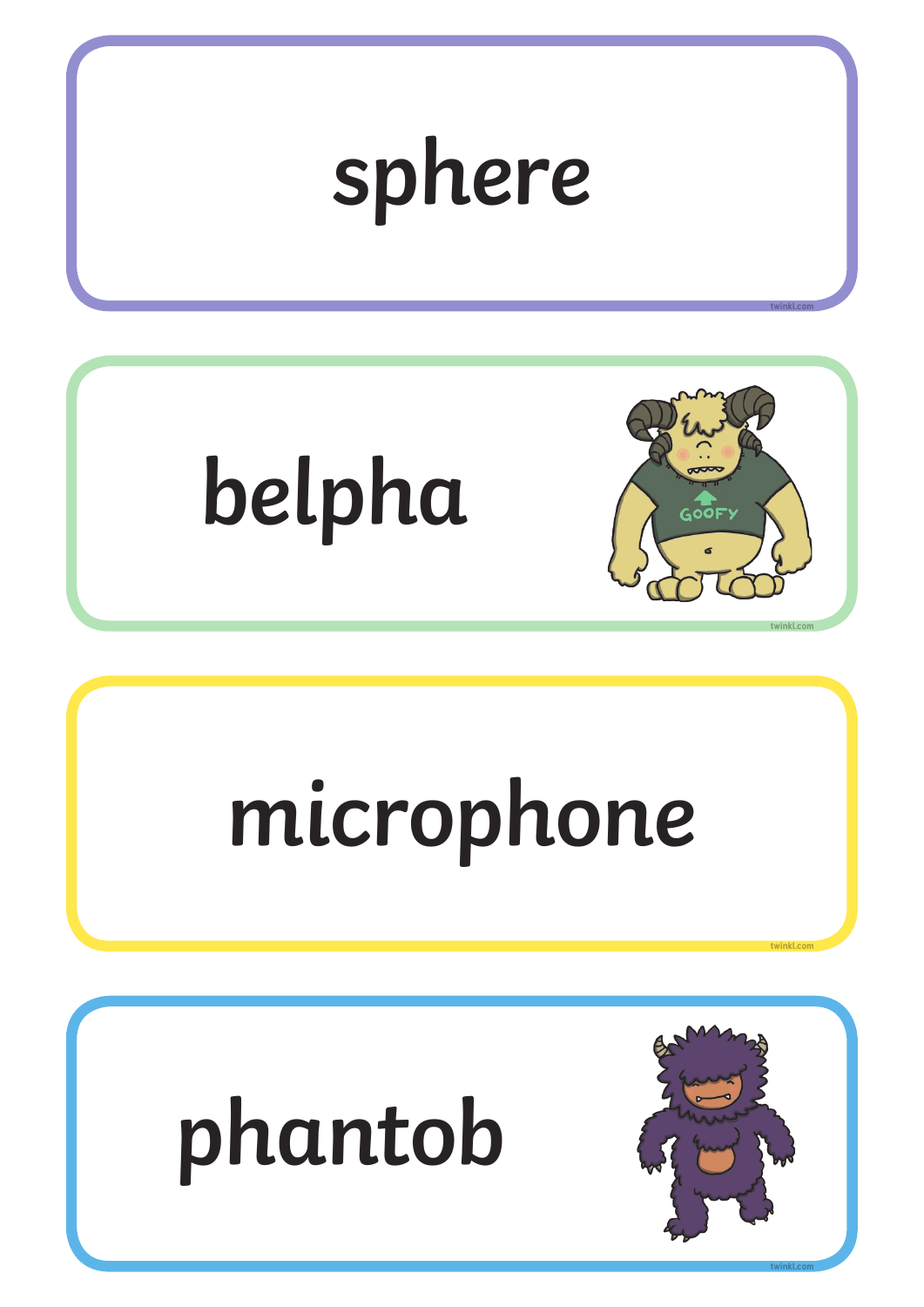sphere

belpha

microphone

phantob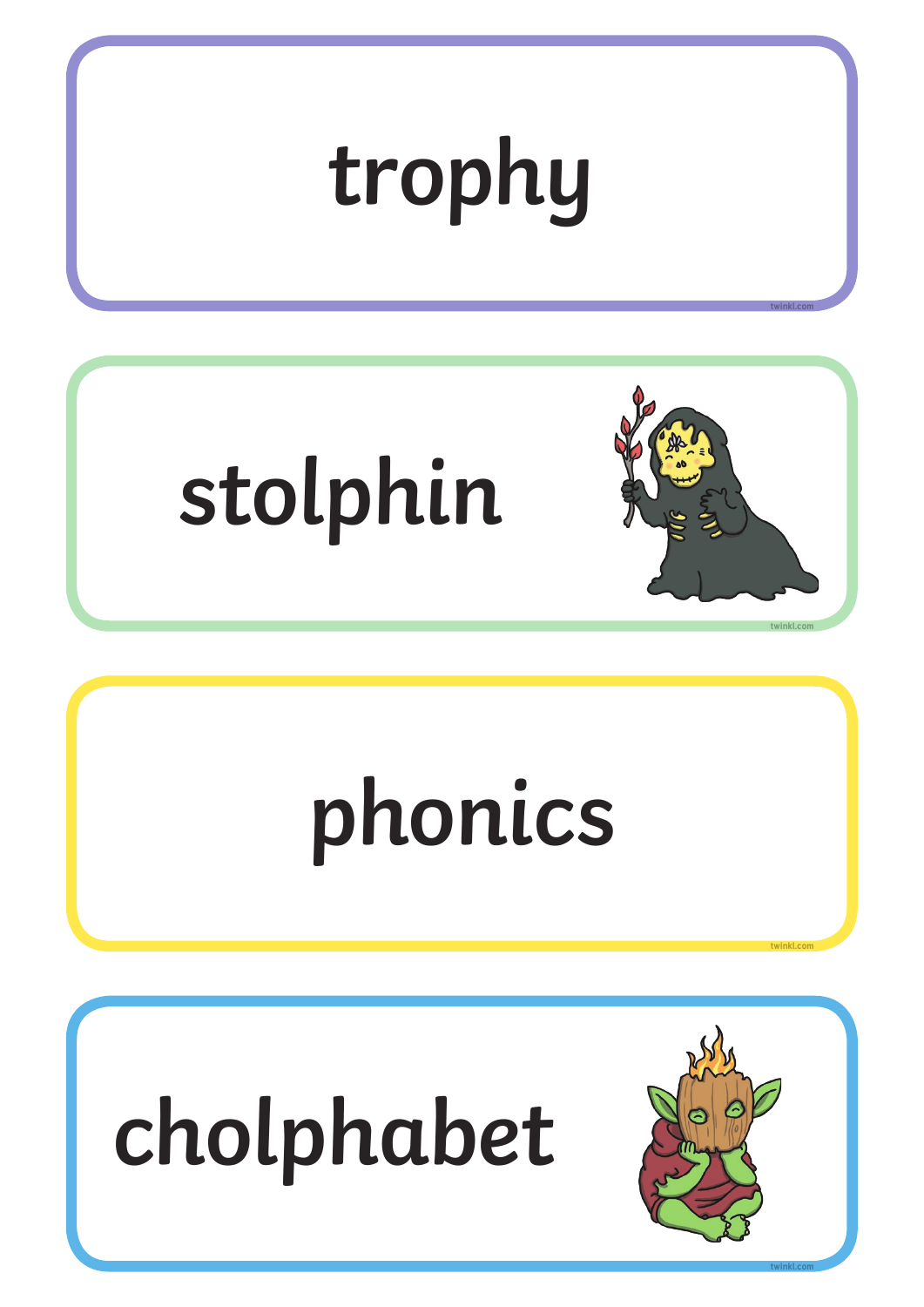trophy

stolphin

phonics

cholphabet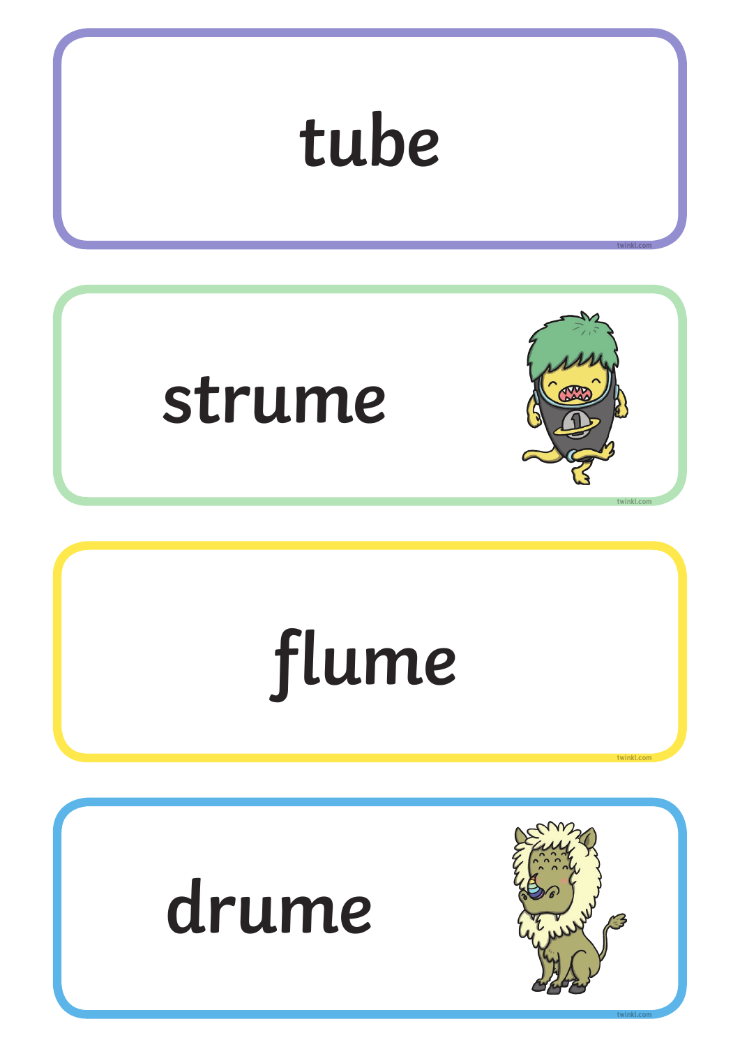tube

strume

flume

drume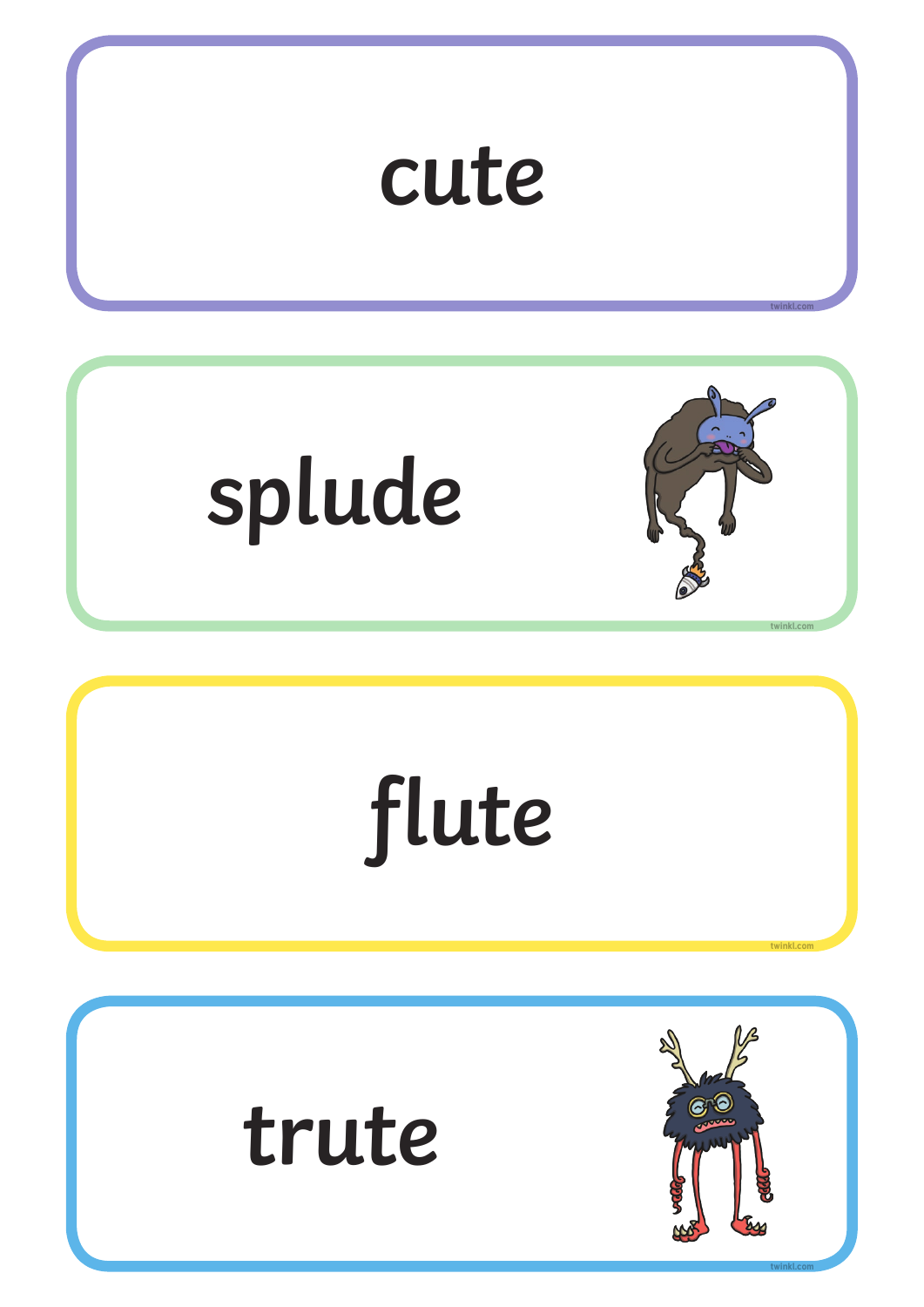cute

splude

flute

trute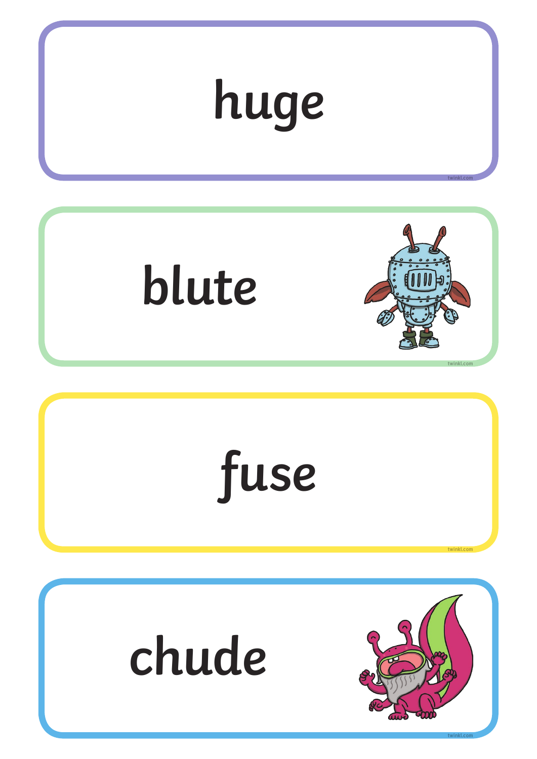huge

blute

fuse

chude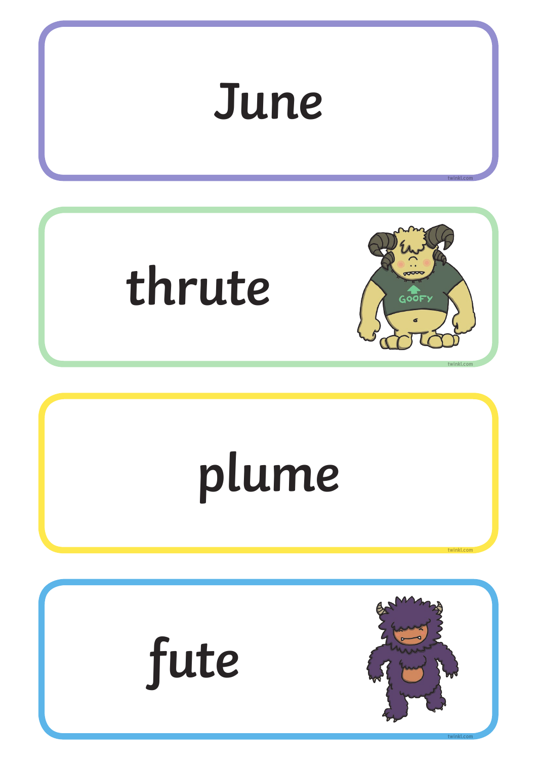June

thrute

plume

fute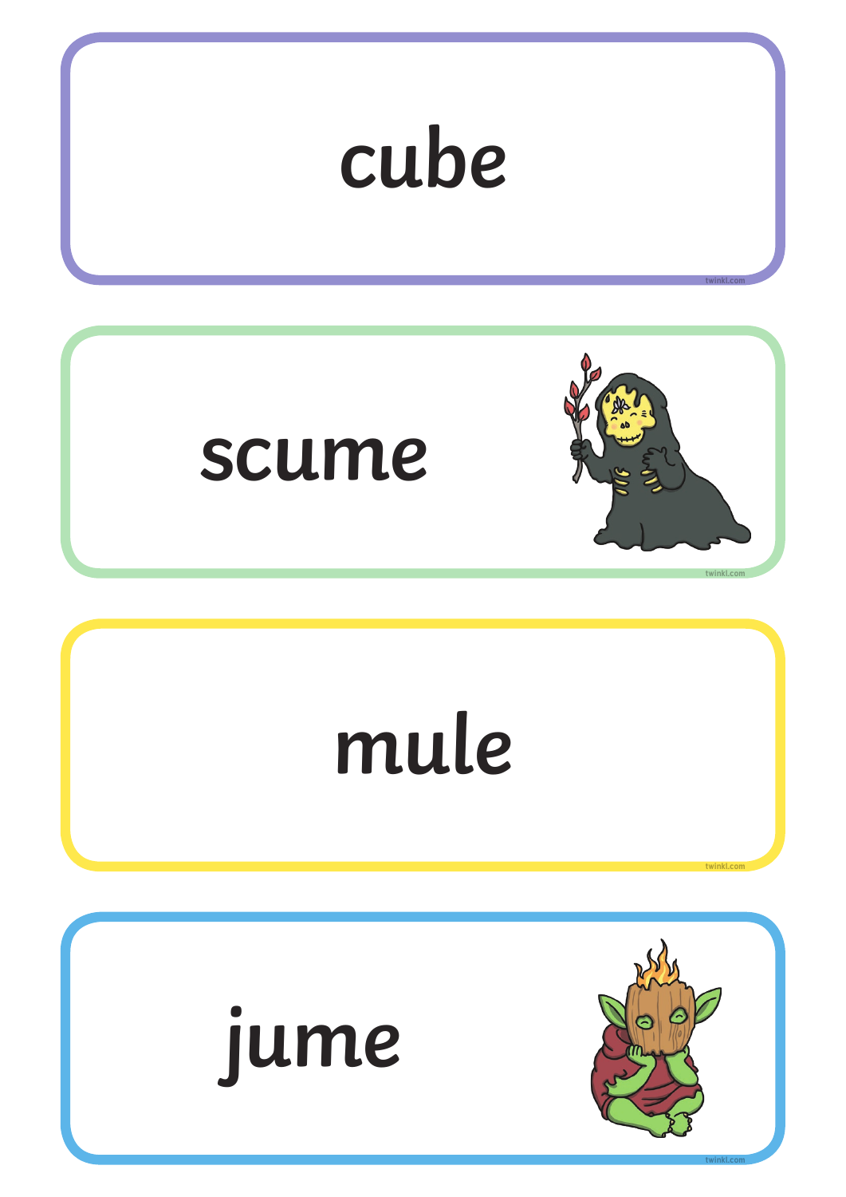cube

scume

mule

jume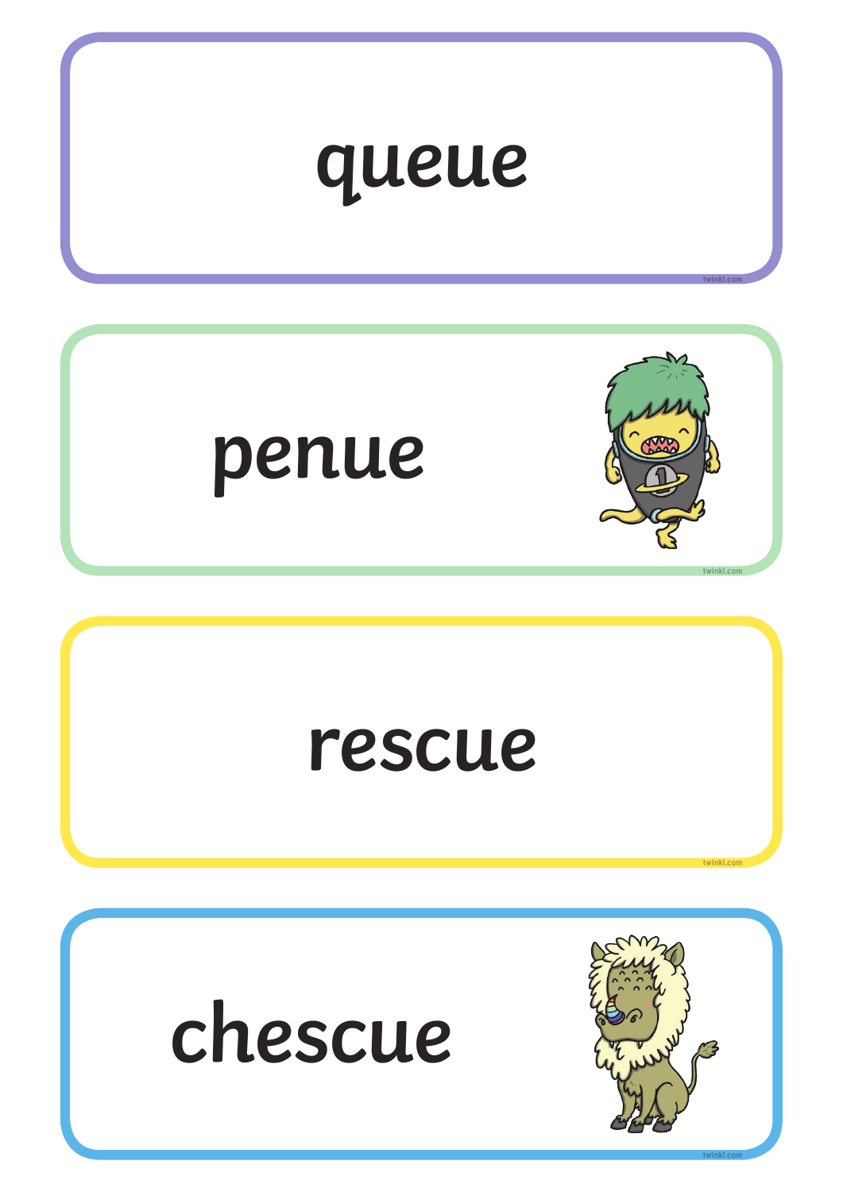queue

penue

rescue

chescue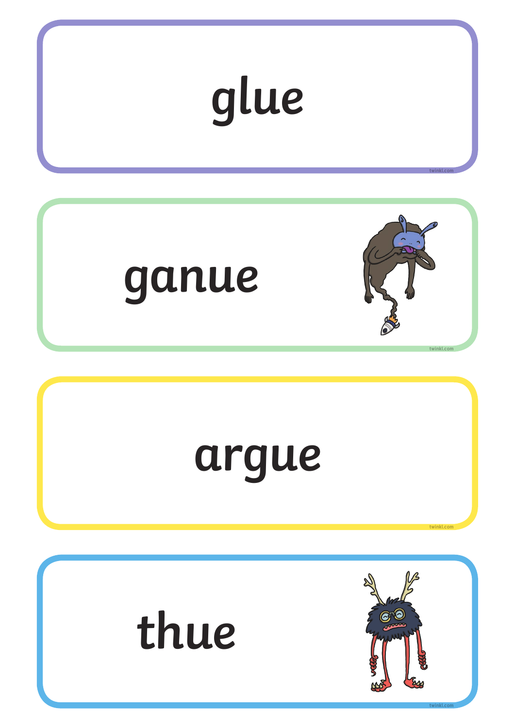glue

ganue

argue

thue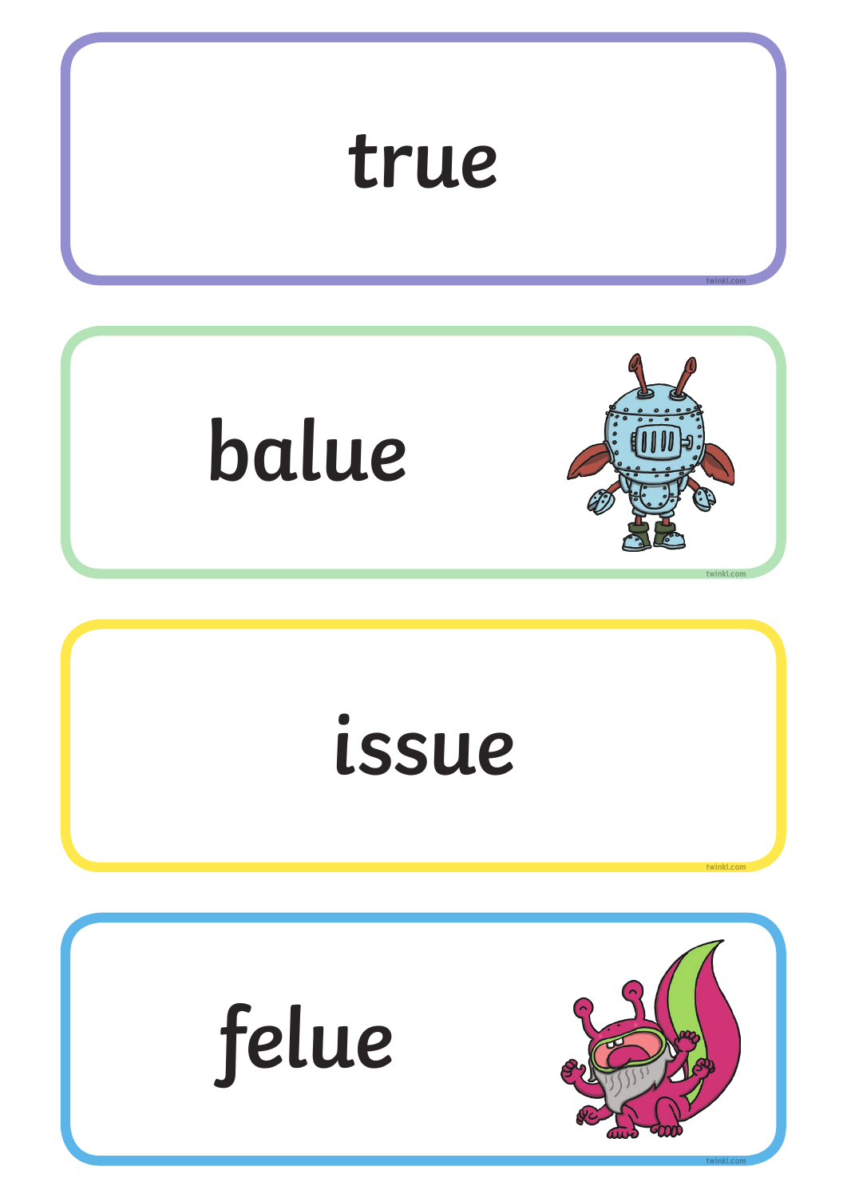true

balue

issue

felue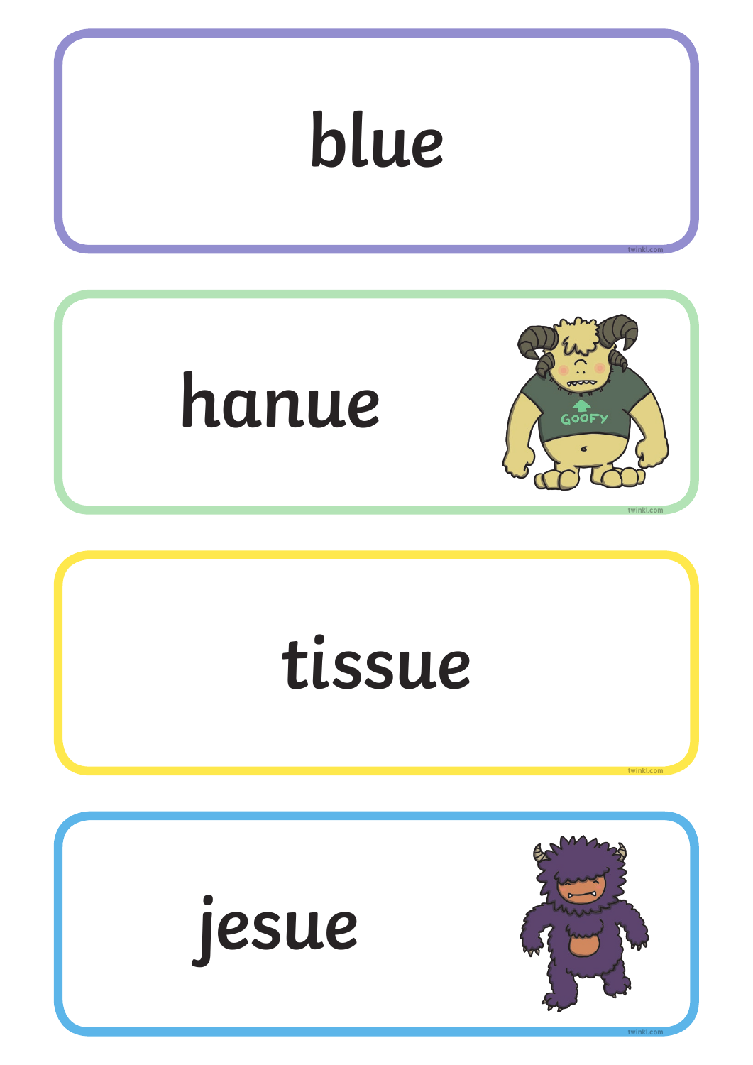blue

hanue

tissue

jesue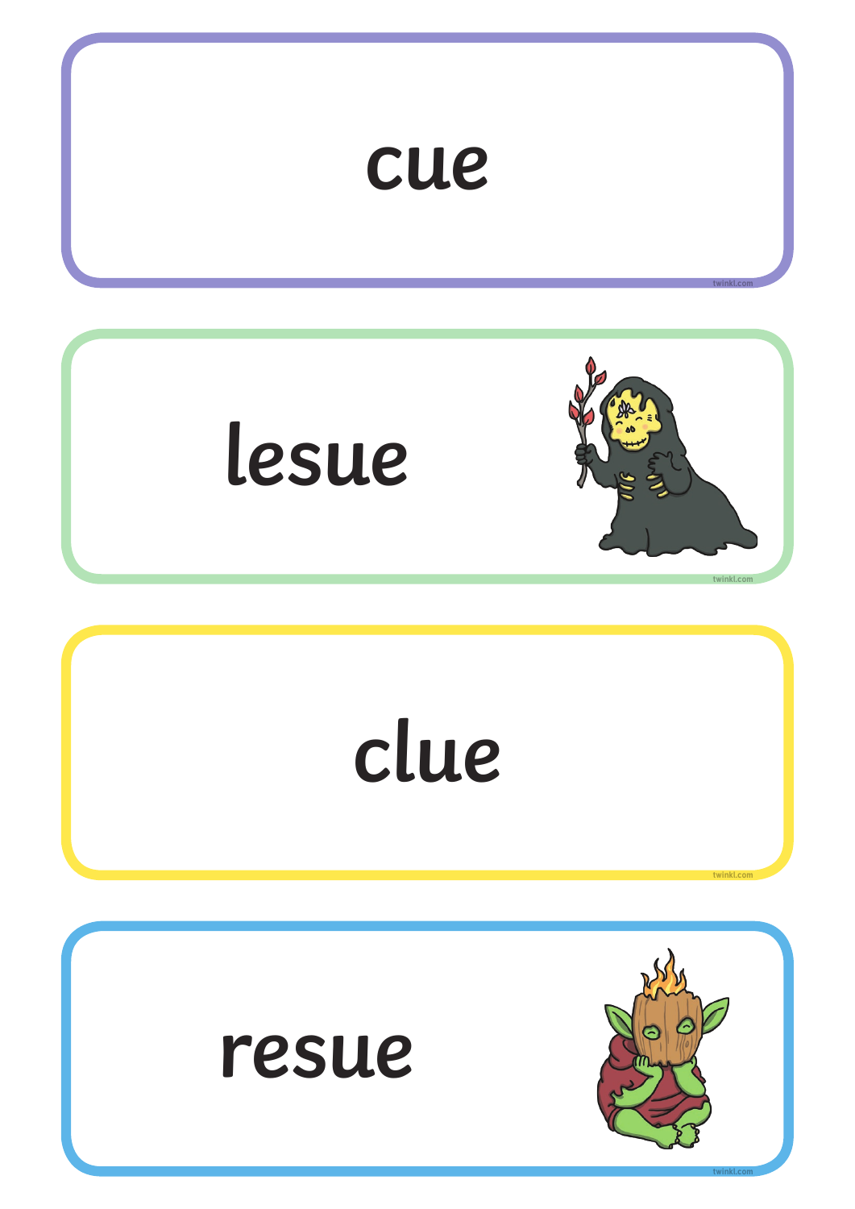cue

lesue

clue

resue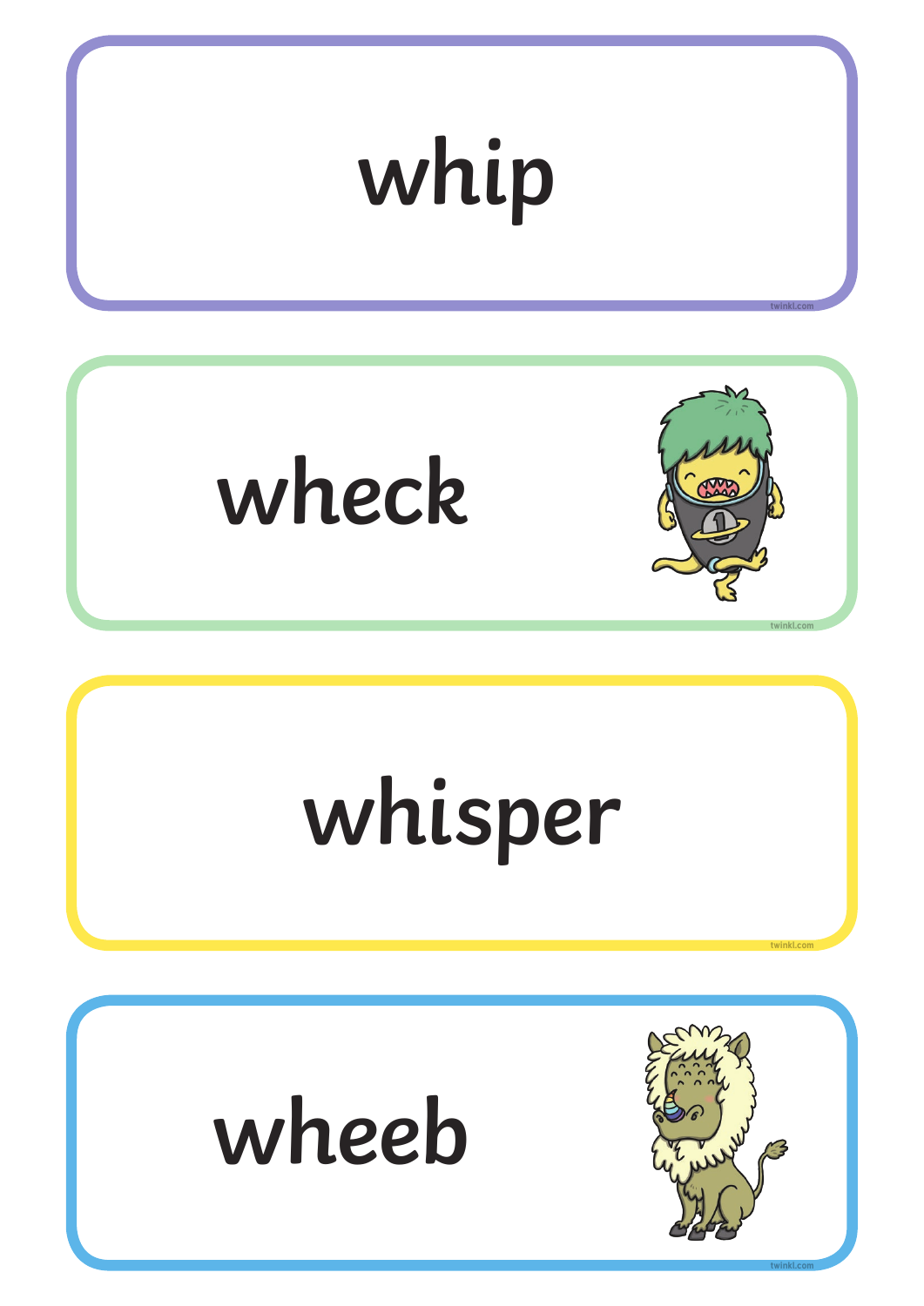whip

wheck

whisper

wheeb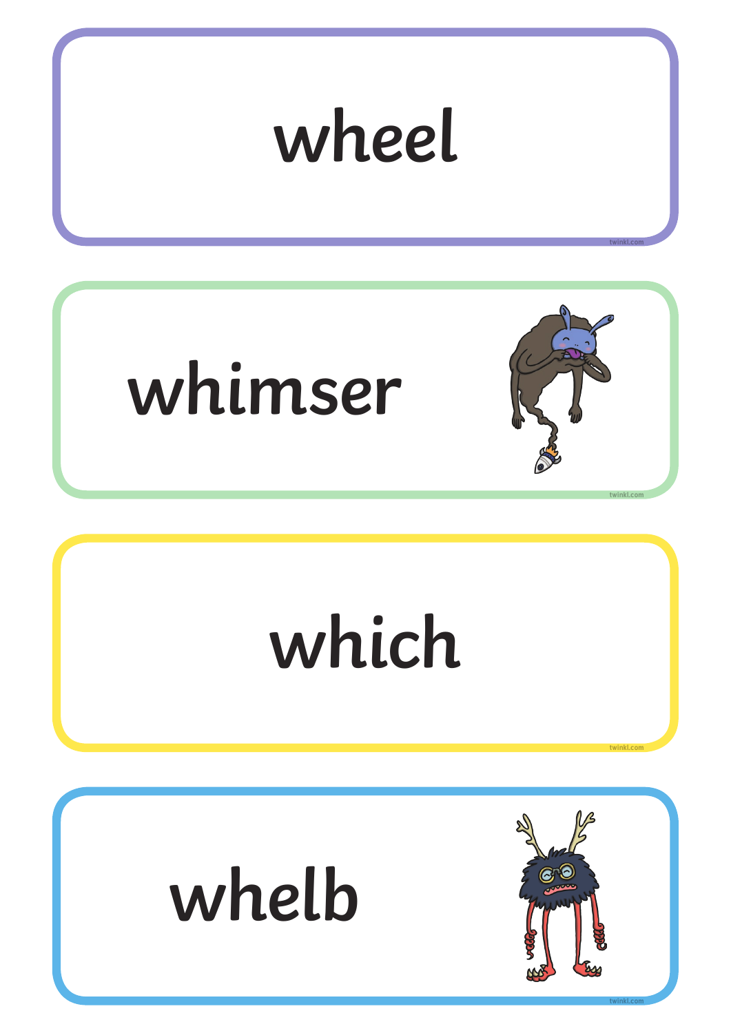wheel

whimser

which

whelb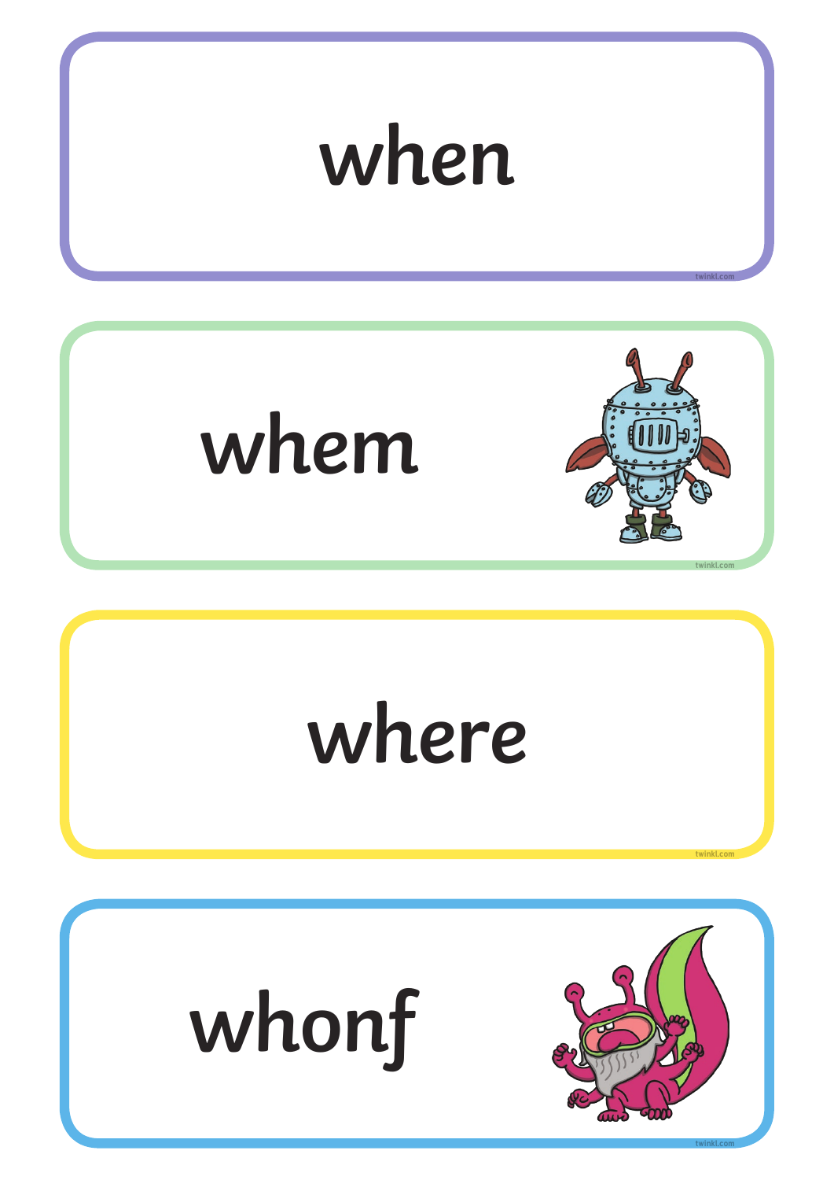when

whem

where

whonf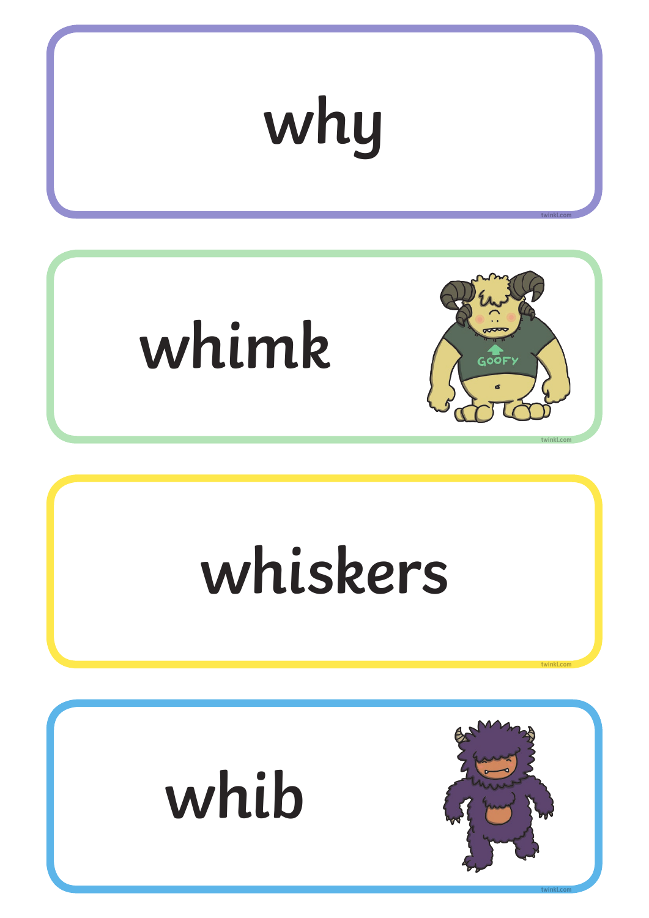why

whimk

whiskers

whib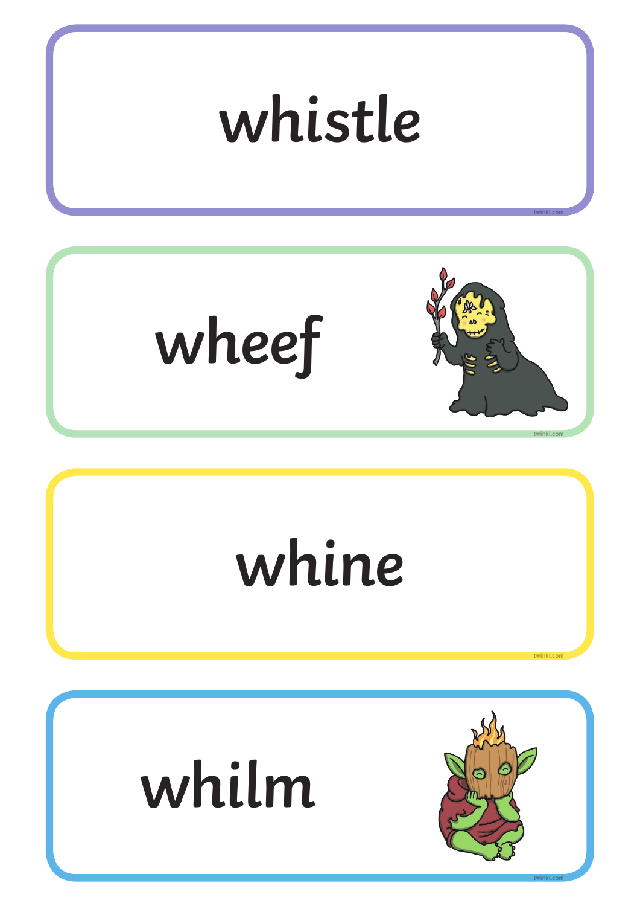whistle

wheef

whine

whilm